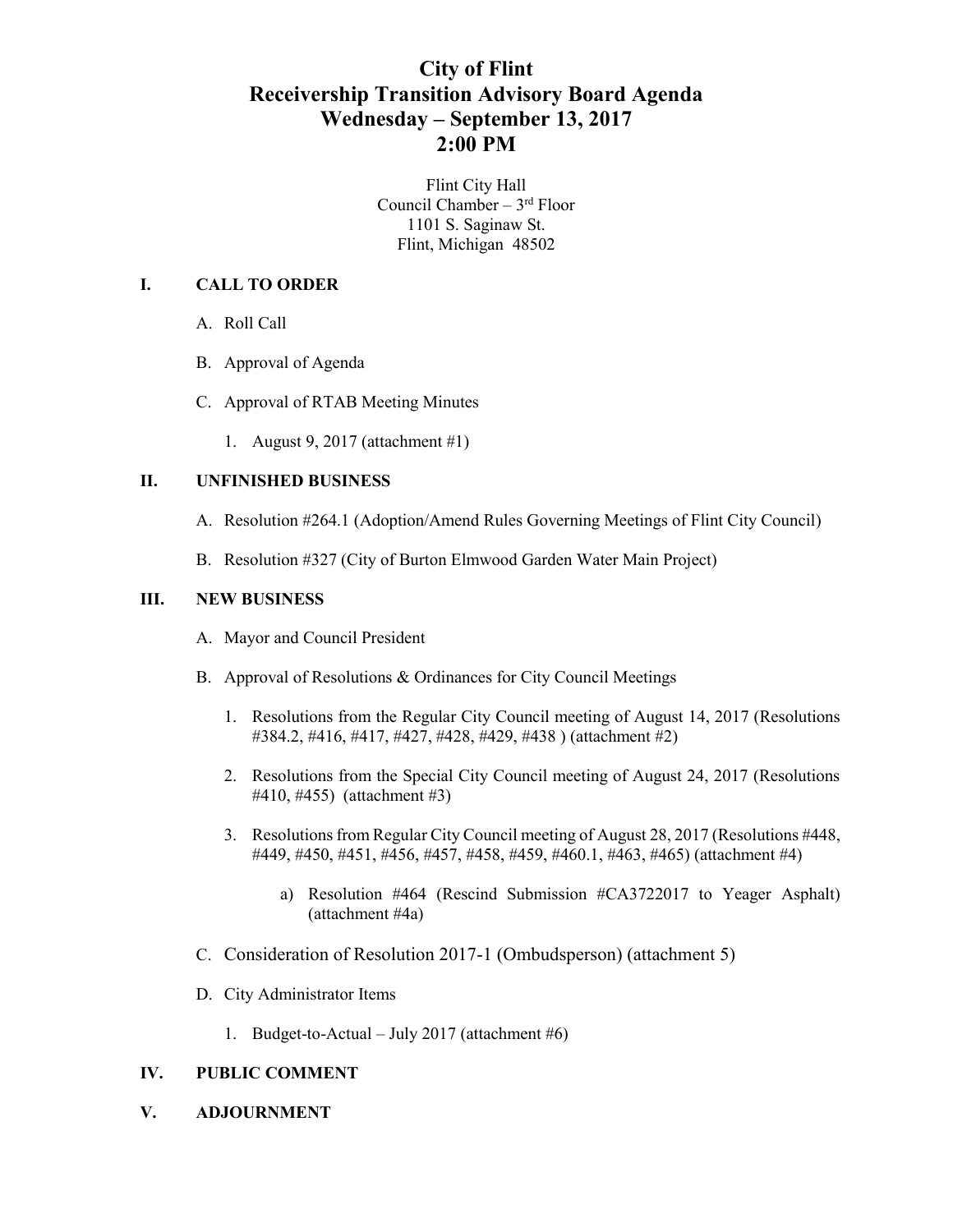# City of Flint
# Receivership Transition Advisory Board Agenda
# Wednesday – September 13, 2017
# 2:00 PM

Flint City Hall
Council Chamber – 3rd Floor
1101 S. Saginaw St.
Flint, Michigan 48502

## I. CALL TO ORDER

A. Roll Call

B. Approval of Agenda

C. Approval of RTAB Meeting Minutes

1. August 9, 2017 (attachment #1)

## II. UNFINISHED BUSINESS

A. Resolution #264.1 (Adoption/Amend Rules Governing Meetings of Flint City Council)

B. Resolution #327 (City of Burton Elmwood Garden Water Main Project)

## III. NEW BUSINESS

A. Mayor and Council President

B. Approval of Resolutions & Ordinances for City Council Meetings

1. Resolutions from the Regular City Council meeting of August 14, 2017 (Resolutions #384.2, #416, #417, #427, #428, #429, #438 ) (attachment #2)

2. Resolutions from the Special City Council meeting of August 24, 2017 (Resolutions #410, #455) (attachment #3)

3. Resolutions from Regular City Council meeting of August 28, 2017 (Resolutions #448, #449, #450, #451, #456, #457, #458, #459, #460.1, #463, #465) (attachment #4)

   a) Resolution #464 (Rescind Submission #CA3722017 to Yeager Asphalt) (attachment #4a)

C. Consideration of Resolution 2017-1 (Ombudsperson) (attachment 5)

D. City Administrator Items

1. Budget-to-Actual – July 2017 (attachment #6)

## IV. PUBLIC COMMENT

## V. ADJOURNMENT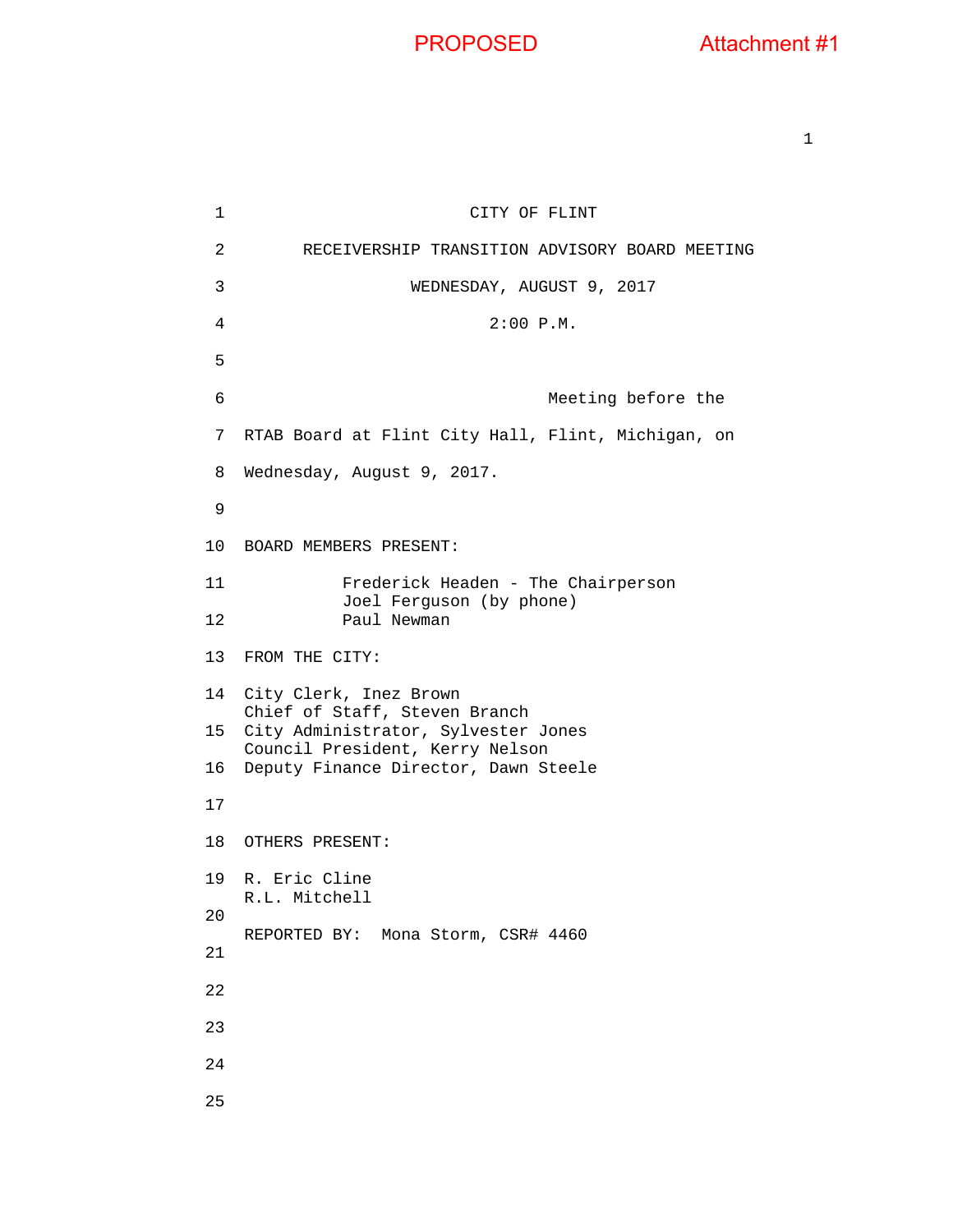PROPOSED Attachment #1

CITY OF FLINT

RECEIVERSHIP TRANSITION ADVISORY BOARD MEETING

WEDNESDAY, AUGUST 9, 2017

2:00 P.M.

Meeting before the RTAB Board at Flint City Hall, Flint, Michigan, on Wednesday, August 9, 2017.

BOARD MEMBERS PRESENT:

Frederick Headen - The Chairperson
Joel Ferguson (by phone)
Paul Newman

FROM THE CITY:

City Clerk, Inez Brown
Chief of Staff, Steven Branch
City Administrator, Sylvester Jones
Council President, Kerry Nelson
Deputy Finance Director, Dawn Steele

OTHERS PRESENT:

R. Eric Cline
R.L. Mitchell

REPORTED BY: Mona Storm, CSR# 4460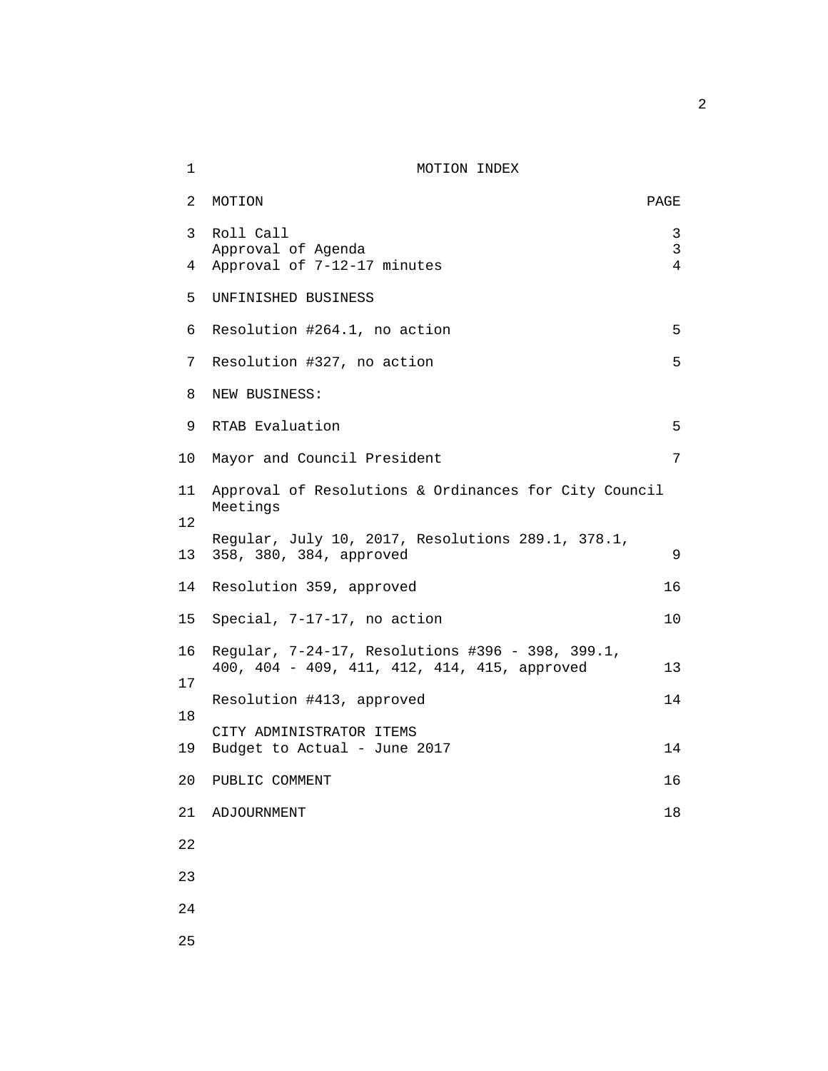# MOTION INDEX

| MOTION | PAGE |
|---|---|
| Roll Call | 3 |
| Approval of Agenda | 3 |
| Approval of 7-12-17 minutes | 4 |
| UNFINISHED BUSINESS | |
| Resolution #264.1, no action | 5 |
| Resolution #327, no action | 5 |
| NEW BUSINESS: | |
| RTAB Evaluation | 5 |
| Mayor and Council President | 7 |
| Approval of Resolutions & Ordinances for City Council Meetings | |
| Regular, July 10, 2017, Resolutions 289.1, 378.1, 358, 380, 384, approved | 9 |
| Resolution 359, approved | 16 |
| Special, 7-17-17, no action | 10 |
| Regular, 7-24-17, Resolutions #396 - 398, 399.1, 400, 404 - 409, 411, 412, 414, 415, approved | 13 |
| Resolution #413, approved | 14 |
| CITY ADMINISTRATOR ITEMS | |
| Budget to Actual - June 2017 | 14 |
| PUBLIC COMMENT | 16 |
| ADJOURNMENT | 18 |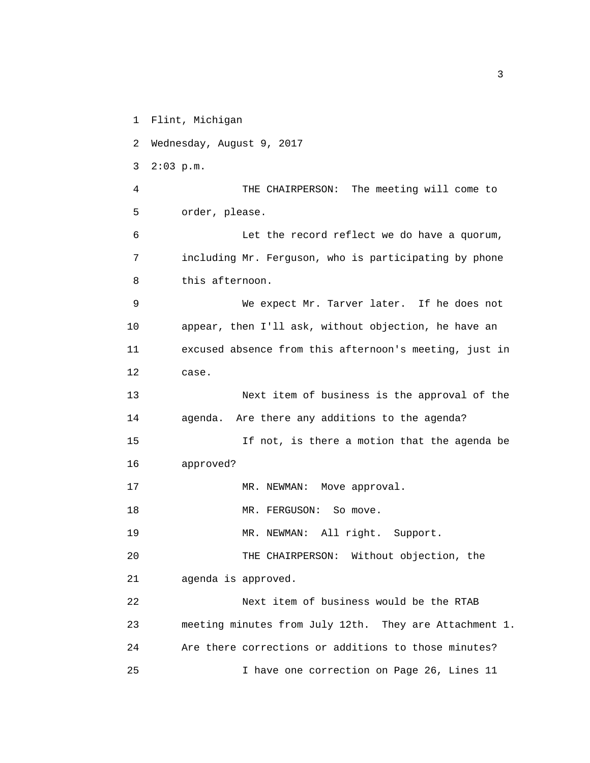1 Flint, Michigan

2 Wednesday, August 9, 2017

3 2:03 p.m.

4 THE CHAIRPERSON: The meeting will come to

5 order, please.

6 Let the record reflect we do have a quorum,

7 including Mr. Ferguson, who is participating by phone

8 this afternoon.

9 We expect Mr. Tarver later. If he does not

10 appear, then I'll ask, without objection, he have an

11 excused absence from this afternoon's meeting, just in

12 case.

13 Next item of business is the approval of the

14 agenda. Are there any additions to the agenda?

15 If not, is there a motion that the agenda be

16 approved?

17 MR. NEWMAN: Move approval.

18 MR. FERGUSON: So move.

19 MR. NEWMAN: All right. Support.

20 THE CHAIRPERSON: Without objection, the

21 agenda is approved.

22 Next item of business would be the RTAB

23 meeting minutes from July 12th. They are Attachment 1.

24 Are there corrections or additions to those minutes?

25 I have one correction on Page 26, Lines 11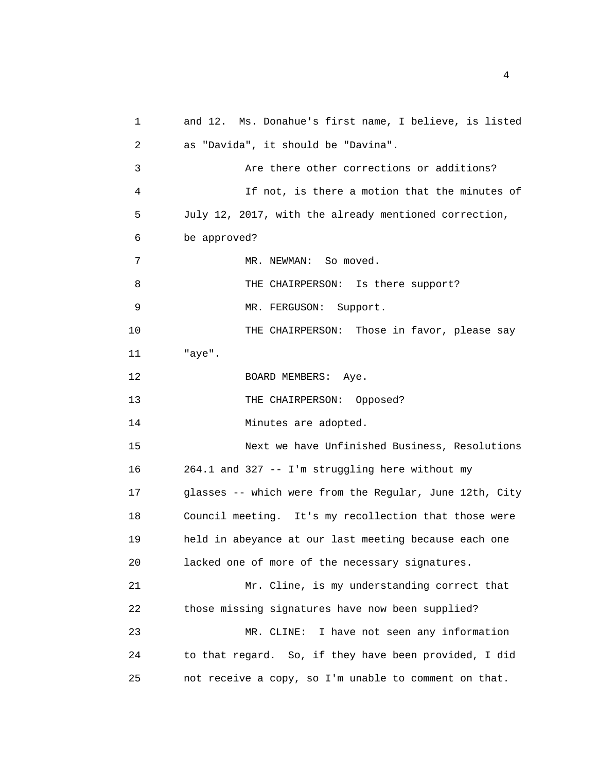and 12. Ms. Donahue's first name, I believe, is listed as "Davida", it should be "Davina".

Are there other corrections or additions?

If not, is there a motion that the minutes of July 12, 2017, with the already mentioned correction, be approved?

MR. NEWMAN: So moved.

THE CHAIRPERSON: Is there support?

MR. FERGUSON: Support.

THE CHAIRPERSON: Those in favor, please say "aye".

BOARD MEMBERS: Aye.

THE CHAIRPERSON: Opposed?

Minutes are adopted.

Next we have Unfinished Business, Resolutions 264.1 and 327 -- I'm struggling here without my glasses -- which were from the Regular, June 12th, City Council meeting. It's my recollection that those were held in abeyance at our last meeting because each one lacked one of more of the necessary signatures.

Mr. Cline, is my understanding correct that those missing signatures have now been supplied?

MR. CLINE: I have not seen any information to that regard. So, if they have been provided, I did not receive a copy, so I'm unable to comment on that.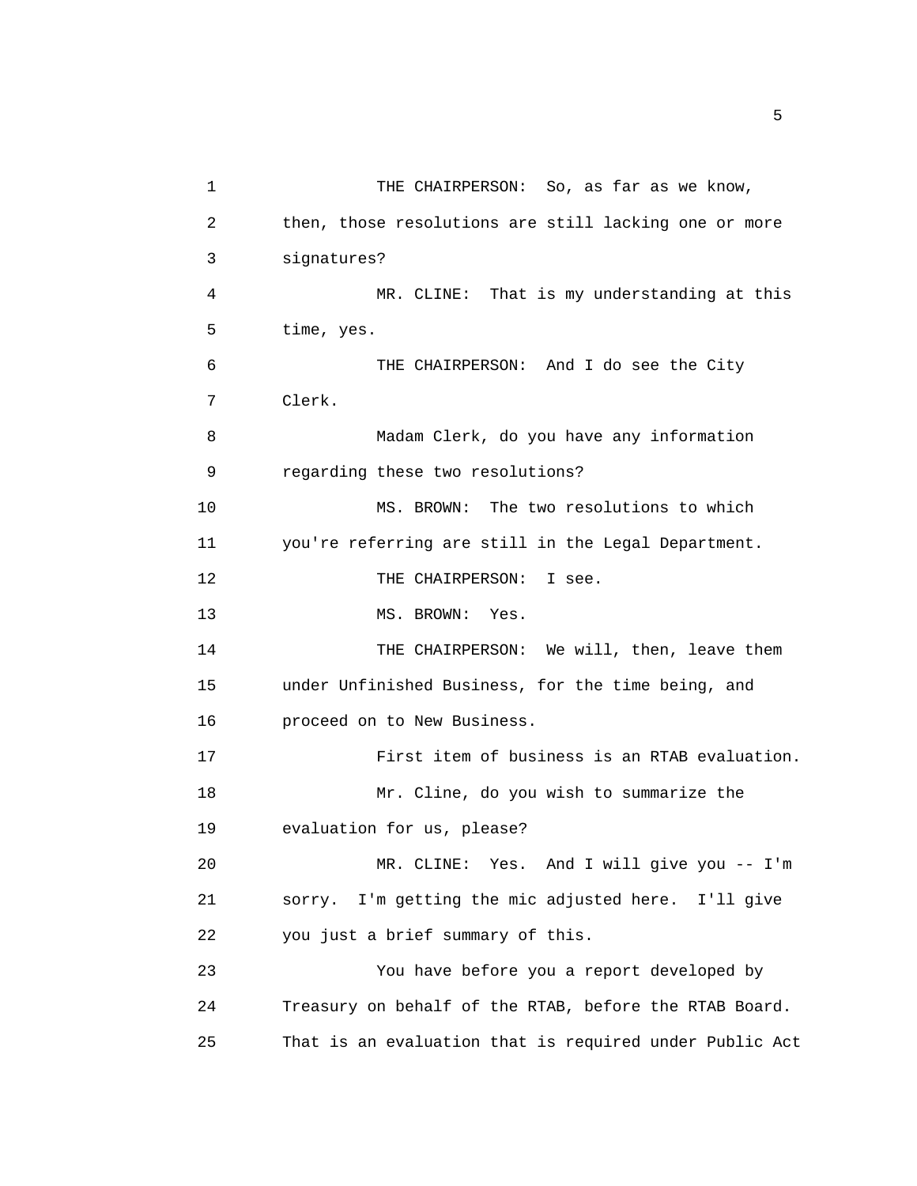THE CHAIRPERSON: So, as far as we know, then, those resolutions are still lacking one or more signatures?

MR. CLINE: That is my understanding at this time, yes.

THE CHAIRPERSON: And I do see the City Clerk.

Madam Clerk, do you have any information regarding these two resolutions?

MS. BROWN: The two resolutions to which you're referring are still in the Legal Department.

THE CHAIRPERSON: I see.

MS. BROWN: Yes.

THE CHAIRPERSON: We will, then, leave them under Unfinished Business, for the time being, and proceed on to New Business.

First item of business is an RTAB evaluation.

Mr. Cline, do you wish to summarize the evaluation for us, please?

MR. CLINE: Yes. And I will give you -- I'm sorry. I'm getting the mic adjusted here. I'll give you just a brief summary of this.

You have before you a report developed by Treasury on behalf of the RTAB, before the RTAB Board. That is an evaluation that is required under Public Act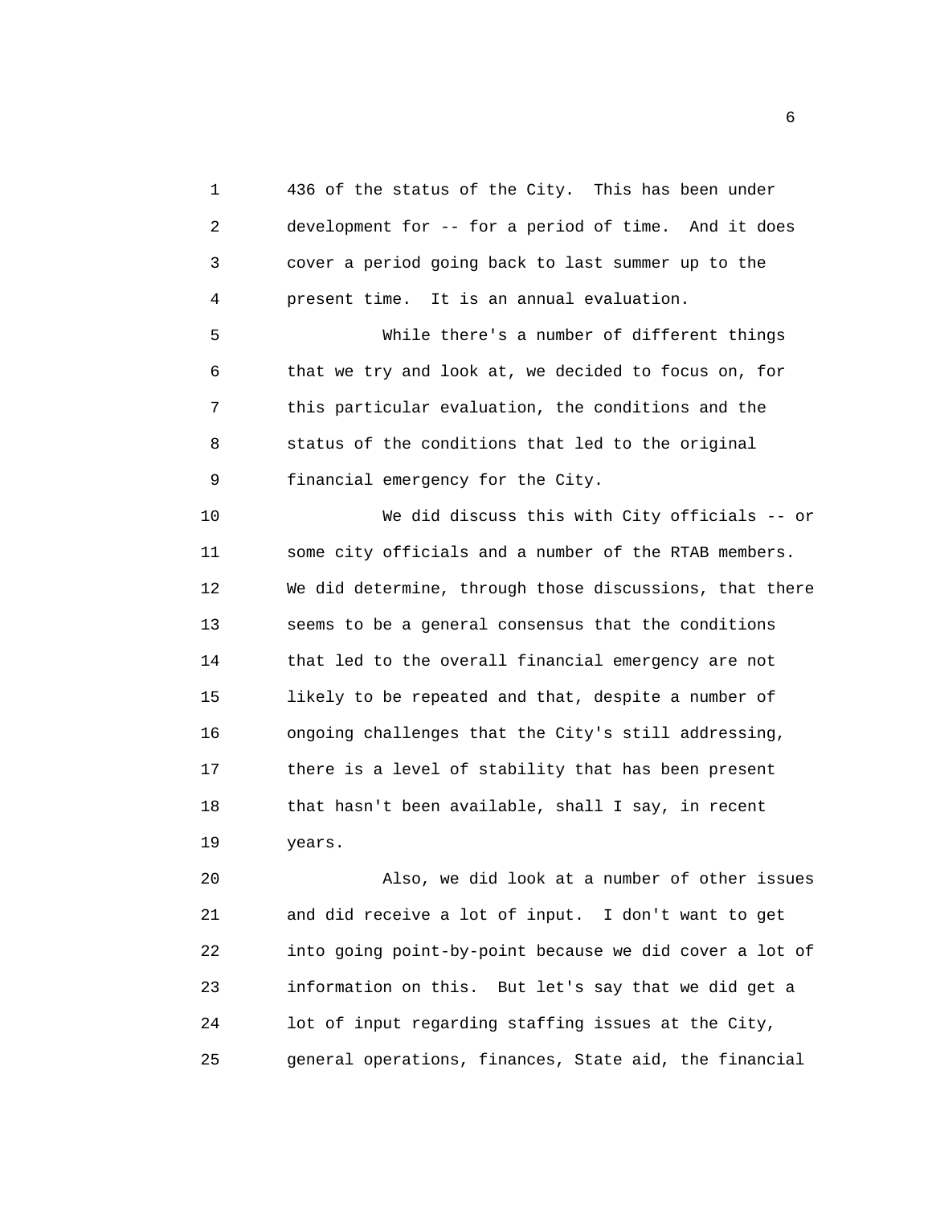436 of the status of the City. This has been under development for -- for a period of time. And it does cover a period going back to last summer up to the present time. It is an annual evaluation.

While there's a number of different things that we try and look at, we decided to focus on, for this particular evaluation, the conditions and the status of the conditions that led to the original financial emergency for the City.

We did discuss this with City officials -- or some city officials and a number of the RTAB members. We did determine, through those discussions, that there seems to be a general consensus that the conditions that led to the overall financial emergency are not likely to be repeated and that, despite a number of ongoing challenges that the City's still addressing, there is a level of stability that has been present that hasn't been available, shall I say, in recent years.

Also, we did look at a number of other issues and did receive a lot of input. I don't want to get into going point-by-point because we did cover a lot of information on this. But let's say that we did get a lot of input regarding staffing issues at the City, general operations, finances, State aid, the financial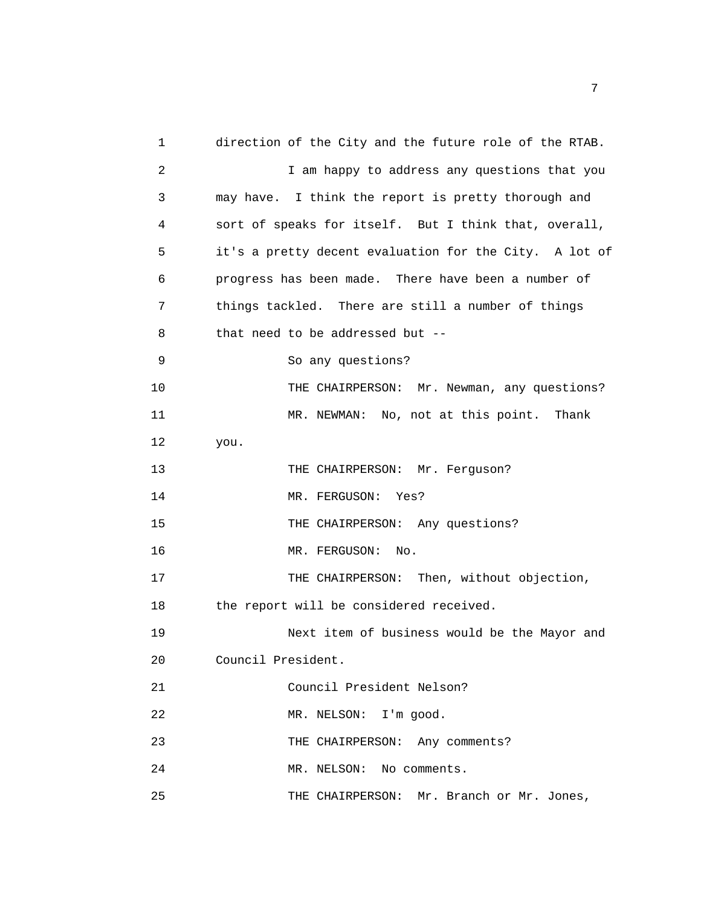direction of the City and the future role of the RTAB.

I am happy to address any questions that you may have. I think the report is pretty thorough and sort of speaks for itself. But I think that, overall, it's a pretty decent evaluation for the City. A lot of progress has been made. There have been a number of things tackled. There are still a number of things that need to be addressed but --

So any questions?

THE CHAIRPERSON: Mr. Newman, any questions?

MR. NEWMAN: No, not at this point. Thank you.

THE CHAIRPERSON: Mr. Ferguson?

MR. FERGUSON: Yes?

THE CHAIRPERSON: Any questions?

MR. FERGUSON: No.

THE CHAIRPERSON: Then, without objection, the report will be considered received.

Next item of business would be the Mayor and Council President.

Council President Nelson?

MR. NELSON: I'm good.

THE CHAIRPERSON: Any comments?

MR. NELSON: No comments.

THE CHAIRPERSON: Mr. Branch or Mr. Jones,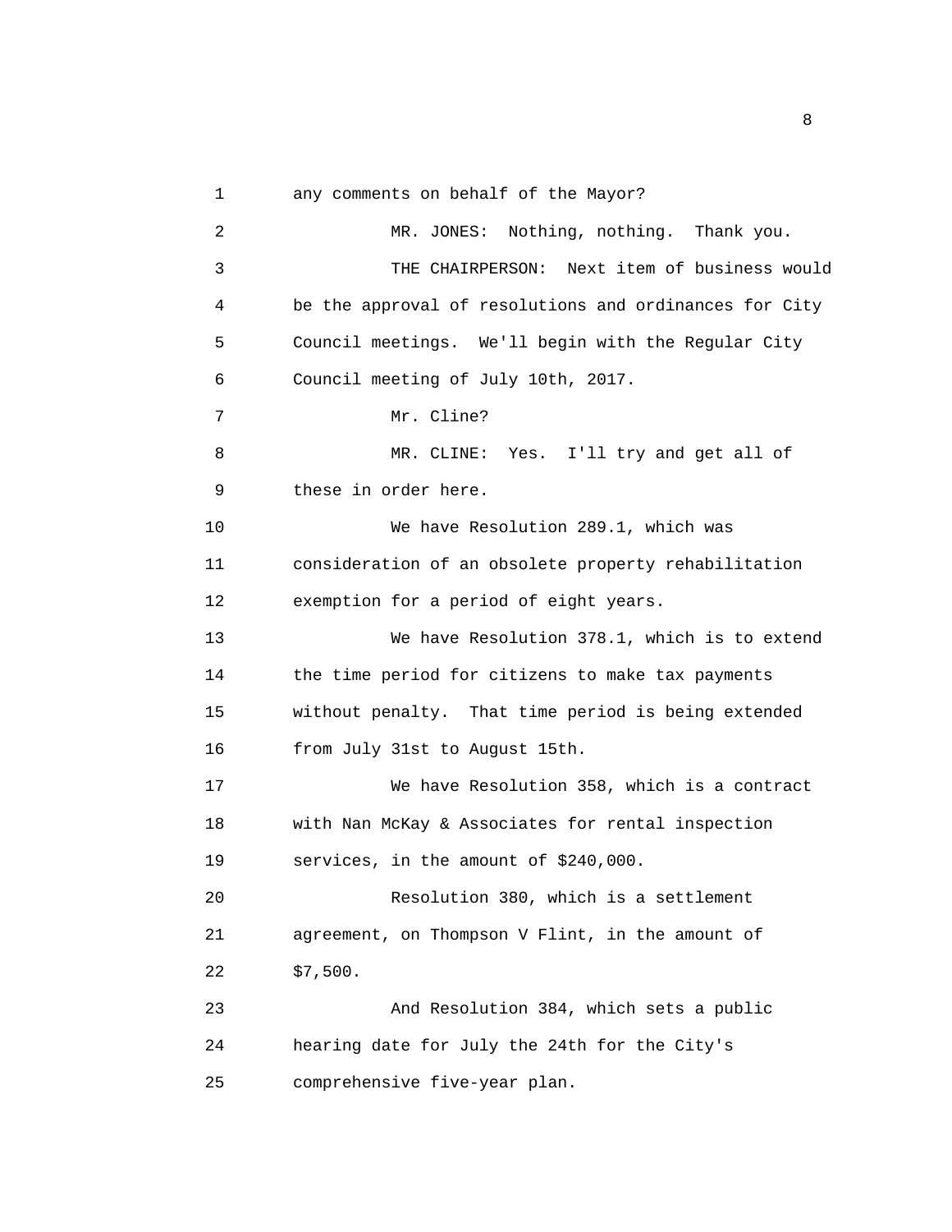any comments on behalf of the Mayor?

MR. JONES: Nothing, nothing. Thank you.

THE CHAIRPERSON: Next item of business would be the approval of resolutions and ordinances for City Council meetings. We'll begin with the Regular City Council meeting of July 10th, 2017.

Mr. Cline?

MR. CLINE: Yes. I'll try and get all of these in order here.

We have Resolution 289.1, which was consideration of an obsolete property rehabilitation exemption for a period of eight years.

We have Resolution 378.1, which is to extend the time period for citizens to make tax payments without penalty. That time period is being extended from July 31st to August 15th.

We have Resolution 358, which is a contract with Nan McKay & Associates for rental inspection services, in the amount of $240,000.

Resolution 380, which is a settlement agreement, on Thompson V Flint, in the amount of $7,500.

And Resolution 384, which sets a public hearing date for July the 24th for the City's comprehensive five-year plan.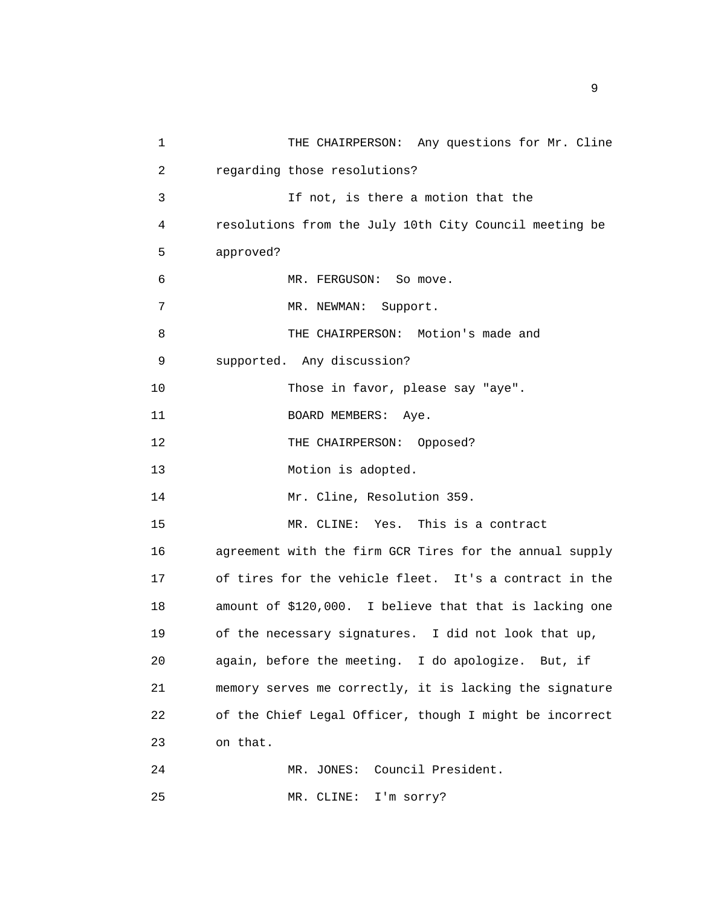THE CHAIRPERSON: Any questions for Mr. Cline regarding those resolutions?

If not, is there a motion that the resolutions from the July 10th City Council meeting be approved?

MR. FERGUSON: So move.

MR. NEWMAN: Support.

THE CHAIRPERSON: Motion's made and supported. Any discussion?

Those in favor, please say "aye".

BOARD MEMBERS: Aye.

THE CHAIRPERSON: Opposed?

Motion is adopted.

Mr. Cline, Resolution 359.

MR. CLINE: Yes. This is a contract agreement with the firm GCR Tires for the annual supply of tires for the vehicle fleet. It's a contract in the amount of $120,000. I believe that that is lacking one of the necessary signatures. I did not look that up, again, before the meeting. I do apologize. But, if memory serves me correctly, it is lacking the signature of the Chief Legal Officer, though I might be incorrect on that.

MR. JONES: Council President.

MR. CLINE: I'm sorry?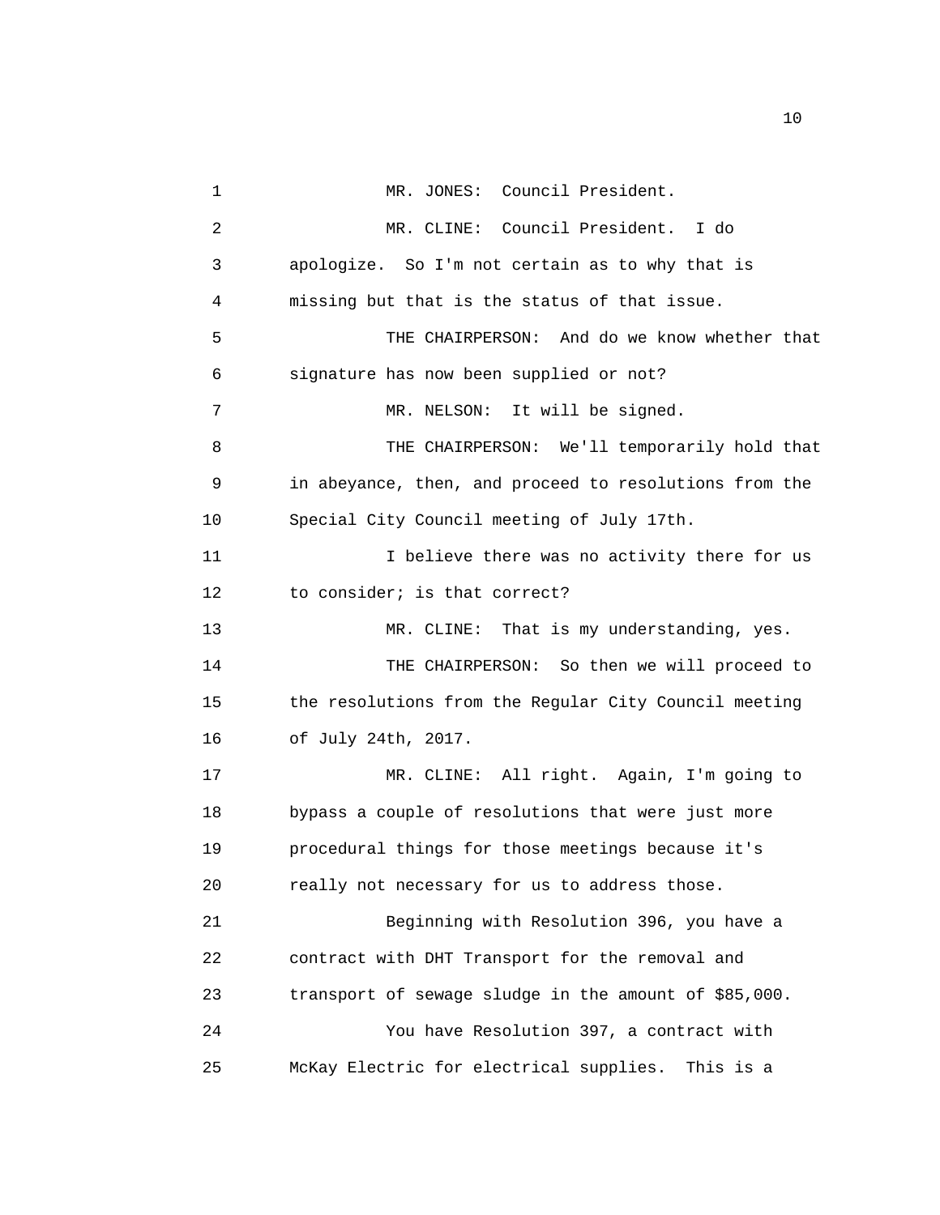MR. JONES: Council President.

MR. CLINE: Council President. I do apologize. So I'm not certain as to why that is missing but that is the status of that issue.

THE CHAIRPERSON: And do we know whether that signature has now been supplied or not?

MR. NELSON: It will be signed.

THE CHAIRPERSON: We'll temporarily hold that in abeyance, then, and proceed to resolutions from the Special City Council meeting of July 17th.

I believe there was no activity there for us to consider; is that correct?

MR. CLINE: That is my understanding, yes.

THE CHAIRPERSON: So then we will proceed to the resolutions from the Regular City Council meeting of July 24th, 2017.

MR. CLINE: All right. Again, I'm going to bypass a couple of resolutions that were just more procedural things for those meetings because it's really not necessary for us to address those.

Beginning with Resolution 396, you have a contract with DHT Transport for the removal and transport of sewage sludge in the amount of $85,000.

You have Resolution 397, a contract with McKay Electric for electrical supplies. This is a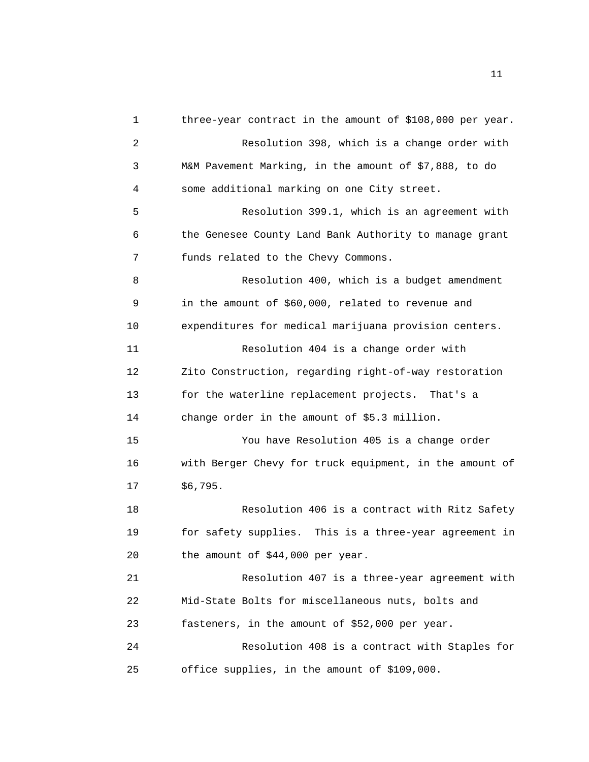three-year contract in the amount of $108,000 per year.

Resolution 398, which is a change order with M&M Pavement Marking, in the amount of $7,888, to do some additional marking on one City street.

Resolution 399.1, which is an agreement with the Genesee County Land Bank Authority to manage grant funds related to the Chevy Commons.

Resolution 400, which is a budget amendment in the amount of $60,000, related to revenue and expenditures for medical marijuana provision centers.

Resolution 404 is a change order with Zito Construction, regarding right-of-way restoration for the waterline replacement projects. That's a change order in the amount of $5.3 million.

You have Resolution 405 is a change order with Berger Chevy for truck equipment, in the amount of $6,795.

Resolution 406 is a contract with Ritz Safety for safety supplies. This is a three-year agreement in the amount of $44,000 per year.

Resolution 407 is a three-year agreement with Mid-State Bolts for miscellaneous nuts, bolts and fasteners, in the amount of $52,000 per year.

Resolution 408 is a contract with Staples for office supplies, in the amount of $109,000.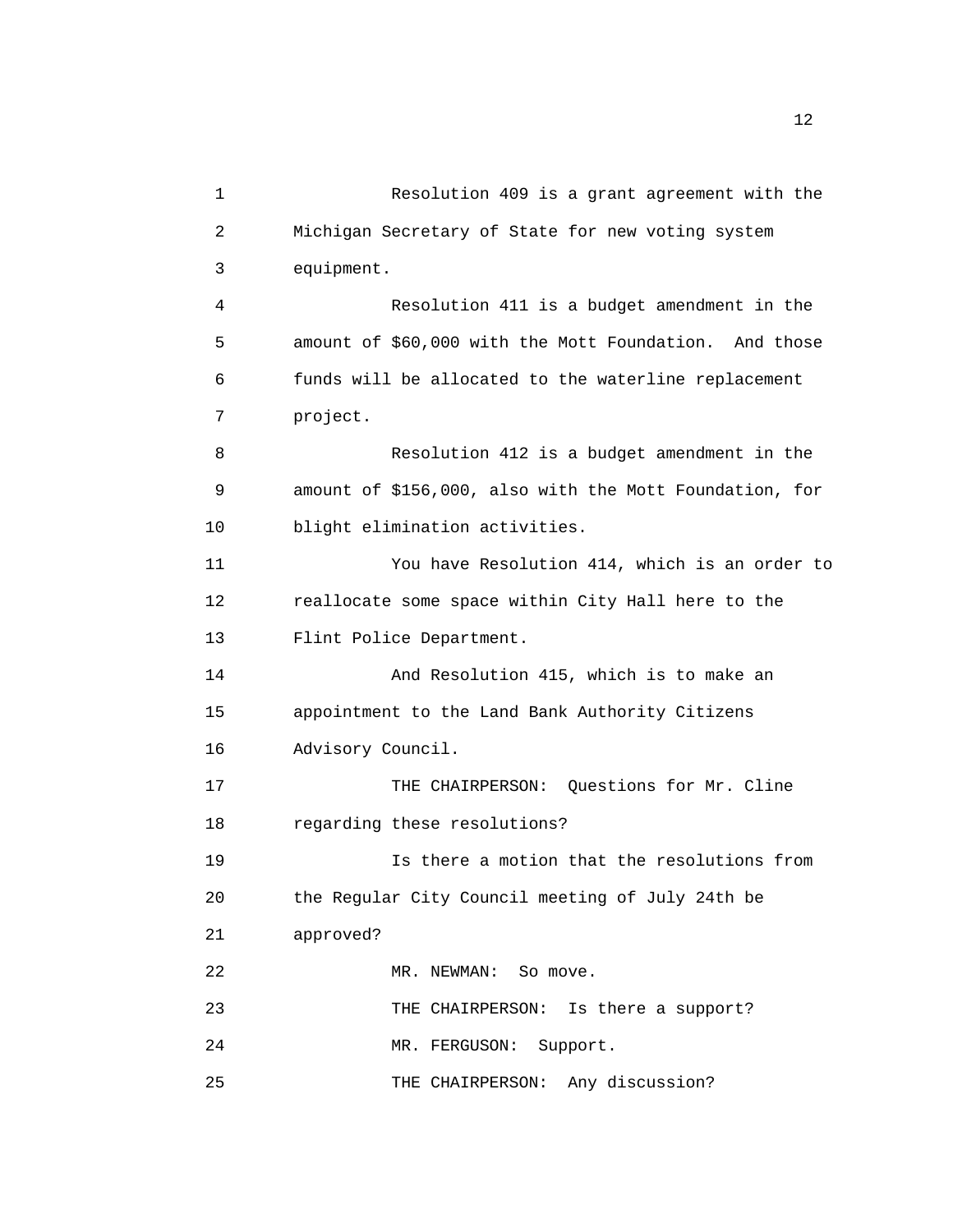Resolution 409 is a grant agreement with the Michigan Secretary of State for new voting system equipment.

Resolution 411 is a budget amendment in the amount of $60,000 with the Mott Foundation. And those funds will be allocated to the waterline replacement project.

Resolution 412 is a budget amendment in the amount of $156,000, also with the Mott Foundation, for blight elimination activities.

You have Resolution 414, which is an order to reallocate some space within City Hall here to the Flint Police Department.

And Resolution 415, which is to make an appointment to the Land Bank Authority Citizens Advisory Council.

THE CHAIRPERSON: Questions for Mr. Cline regarding these resolutions?

Is there a motion that the resolutions from the Regular City Council meeting of July 24th be approved?

MR. NEWMAN: So move.

THE CHAIRPERSON: Is there a support?

MR. FERGUSON: Support.

THE CHAIRPERSON: Any discussion?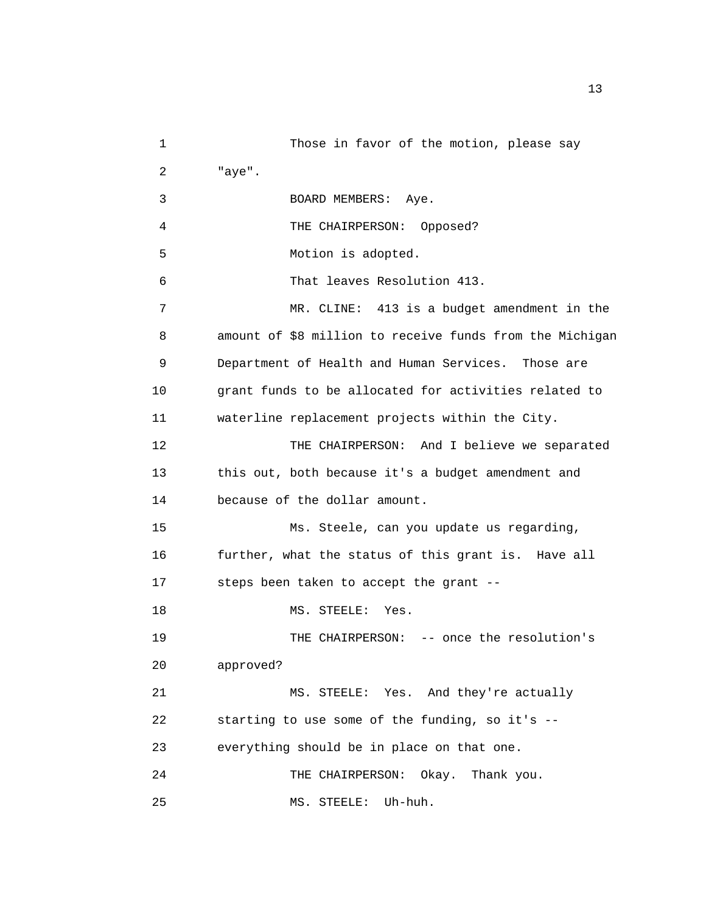Those in favor of the motion, please say "aye".

BOARD MEMBERS: Aye.

THE CHAIRPERSON: Opposed?

Motion is adopted.

That leaves Resolution 413.

MR. CLINE: 413 is a budget amendment in the amount of $8 million to receive funds from the Michigan Department of Health and Human Services. Those are grant funds to be allocated for activities related to waterline replacement projects within the City.

THE CHAIRPERSON: And I believe we separated this out, both because it's a budget amendment and because of the dollar amount.

Ms. Steele, can you update us regarding, further, what the status of this grant is. Have all steps been taken to accept the grant --

MS. STEELE: Yes.

THE CHAIRPERSON: -- once the resolution's approved?

MS. STEELE: Yes. And they're actually starting to use some of the funding, so it's -- everything should be in place on that one.

THE CHAIRPERSON: Okay. Thank you.

MS. STEELE: Uh-huh.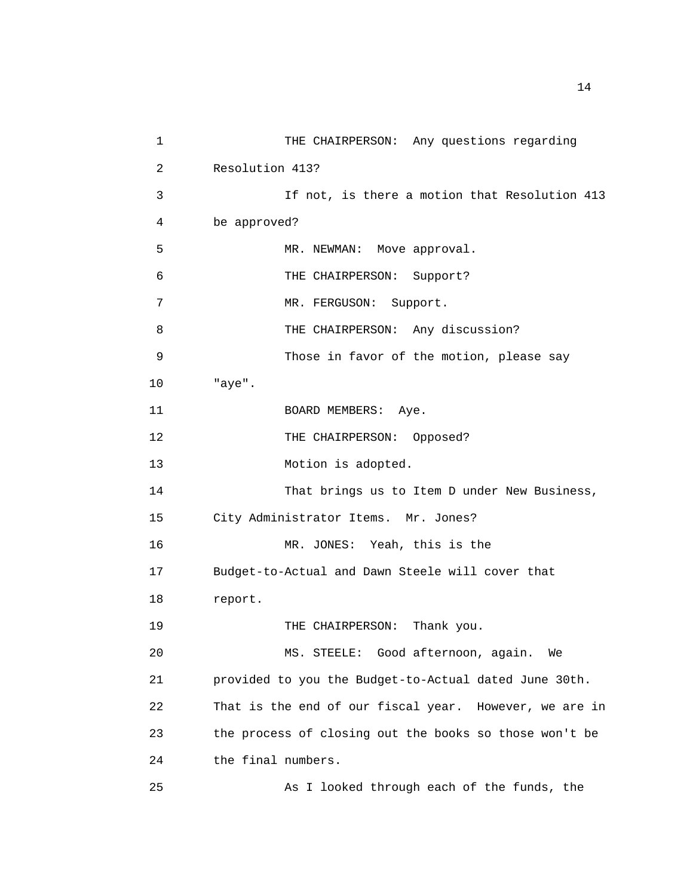THE CHAIRPERSON: Any questions regarding Resolution 413?

If not, is there a motion that Resolution 413 be approved?

MR. NEWMAN: Move approval.

THE CHAIRPERSON: Support?

MR. FERGUSON: Support.

THE CHAIRPERSON: Any discussion?

Those in favor of the motion, please say "aye".

BOARD MEMBERS: Aye.

THE CHAIRPERSON: Opposed?

Motion is adopted.

That brings us to Item D under New Business, City Administrator Items. Mr. Jones?

MR. JONES: Yeah, this is the Budget-to-Actual and Dawn Steele will cover that report.

THE CHAIRPERSON: Thank you.

MS. STEELE: Good afternoon, again. We provided to you the Budget-to-Actual dated June 30th. That is the end of our fiscal year. However, we are in the process of closing out the books so those won't be the final numbers.

As I looked through each of the funds, the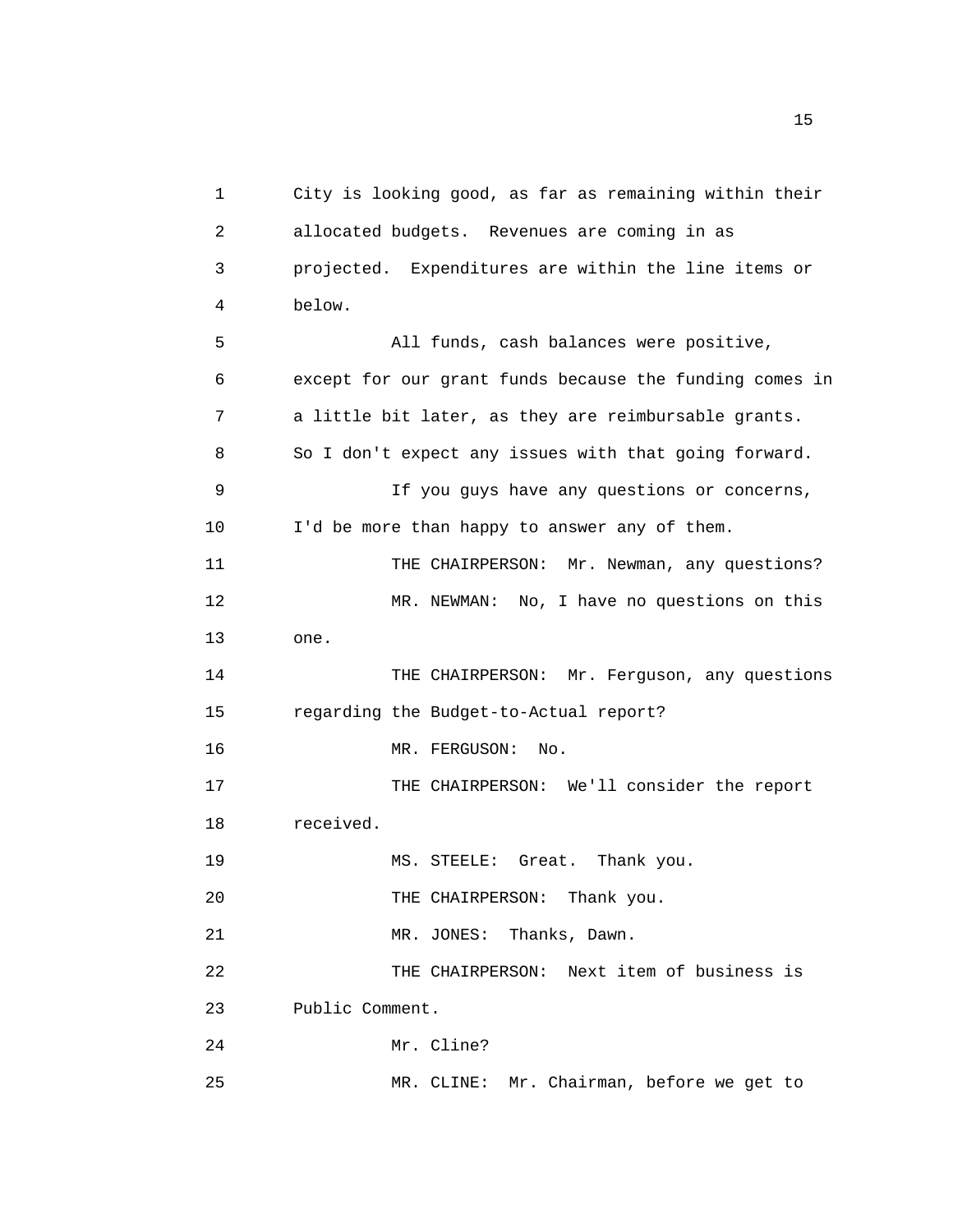City is looking good, as far as remaining within their allocated budgets. Revenues are coming in as projected. Expenditures are within the line items or below.

All funds, cash balances were positive, except for our grant funds because the funding comes in a little bit later, as they are reimbursable grants. So I don't expect any issues with that going forward.

If you guys have any questions or concerns, I'd be more than happy to answer any of them.

THE CHAIRPERSON: Mr. Newman, any questions?

MR. NEWMAN: No, I have no questions on this one.

THE CHAIRPERSON: Mr. Ferguson, any questions regarding the Budget-to-Actual report?

MR. FERGUSON: No.

THE CHAIRPERSON: We'll consider the report received.

MS. STEELE: Great. Thank you.

THE CHAIRPERSON: Thank you.

MR. JONES: Thanks, Dawn.

THE CHAIRPERSON: Next item of business is Public Comment.

Mr. Cline?

MR. CLINE: Mr. Chairman, before we get to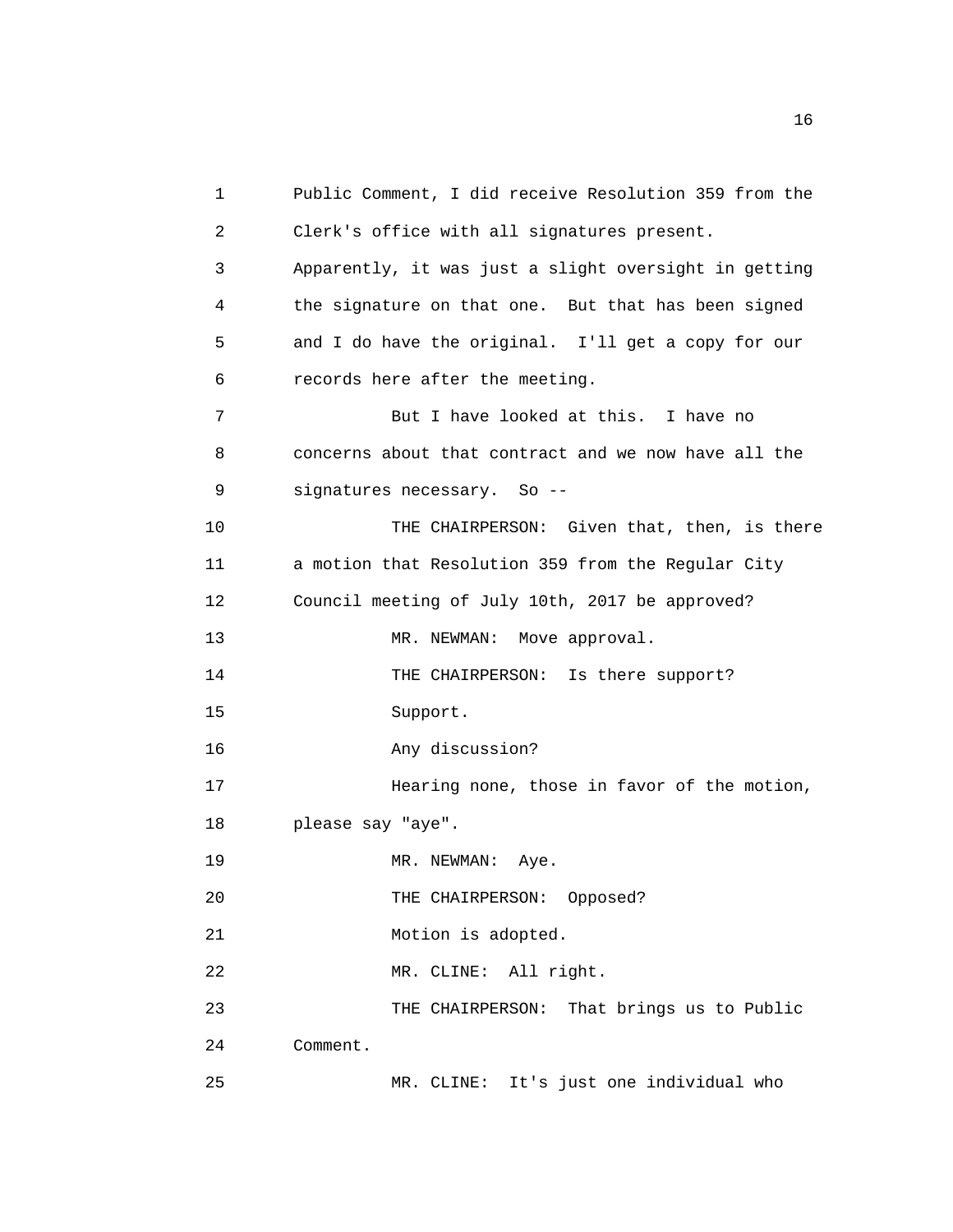Public Comment, I did receive Resolution 359 from the Clerk's office with all signatures present. Apparently, it was just a slight oversight in getting the signature on that one. But that has been signed and I do have the original. I'll get a copy for our records here after the meeting.

But I have looked at this. I have no concerns about that contract and we now have all the signatures necessary. So --

THE CHAIRPERSON: Given that, then, is there a motion that Resolution 359 from the Regular City Council meeting of July 10th, 2017 be approved?

MR. NEWMAN: Move approval.

THE CHAIRPERSON: Is there support?

Support.

Any discussion?

Hearing none, those in favor of the motion, please say "aye".

MR. NEWMAN: Aye.

THE CHAIRPERSON: Opposed?

Motion is adopted.

MR. CLINE: All right.

THE CHAIRPERSON: That brings us to Public Comment.

MR. CLINE: It's just one individual who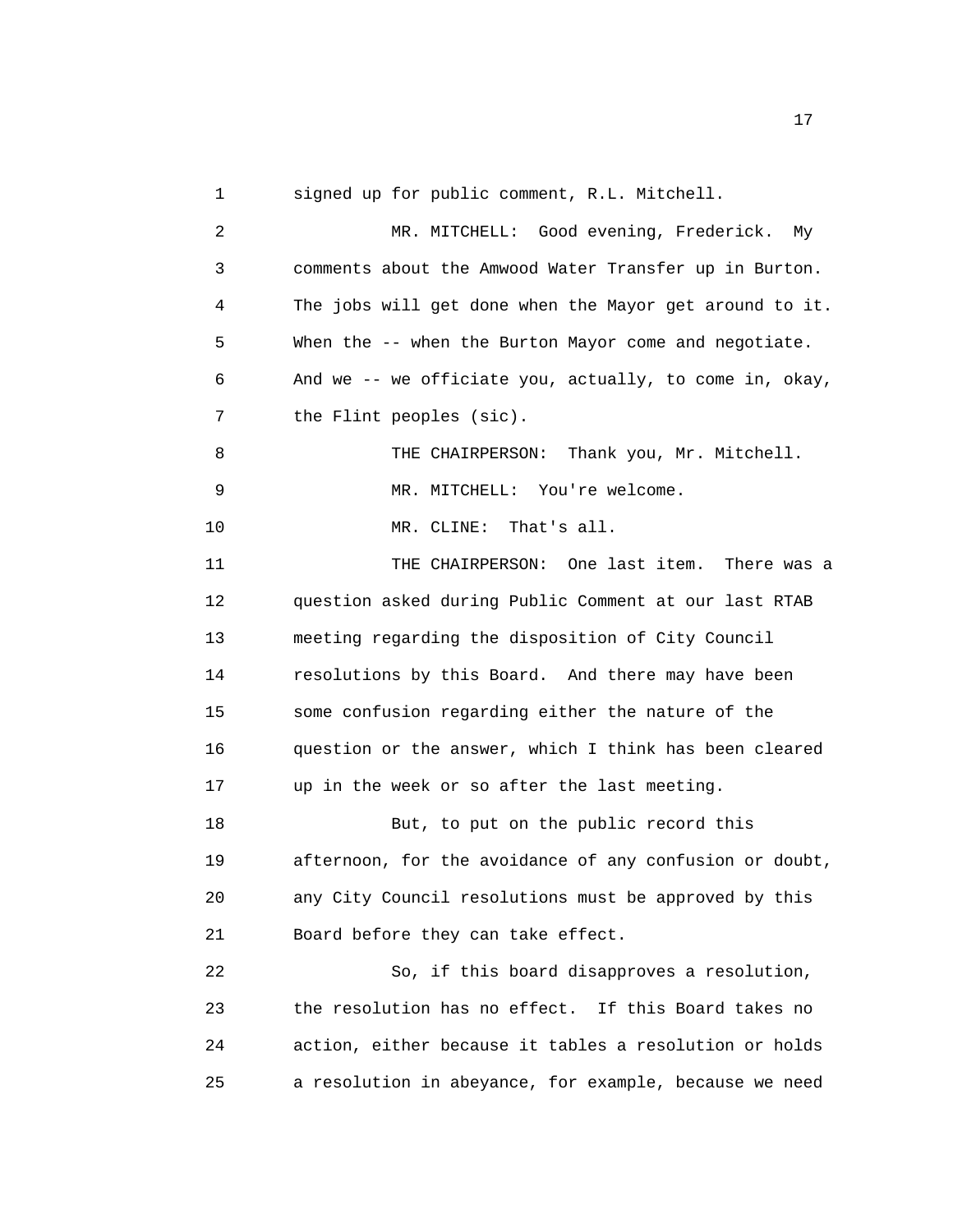signed up for public comment, R.L. Mitchell.

MR. MITCHELL: Good evening, Frederick. My comments about the Amwood Water Transfer up in Burton. The jobs will get done when the Mayor get around to it. When the -- when the Burton Mayor come and negotiate. And we -- we officiate you, actually, to come in, okay, the Flint peoples (sic).

THE CHAIRPERSON: Thank you, Mr. Mitchell.

MR. MITCHELL: You're welcome.

MR. CLINE: That's all.

THE CHAIRPERSON: One last item. There was a question asked during Public Comment at our last RTAB meeting regarding the disposition of City Council resolutions by this Board. And there may have been some confusion regarding either the nature of the question or the answer, which I think has been cleared up in the week or so after the last meeting.

But, to put on the public record this afternoon, for the avoidance of any confusion or doubt, any City Council resolutions must be approved by this Board before they can take effect.

So, if this board disapproves a resolution, the resolution has no effect. If this Board takes no action, either because it tables a resolution or holds a resolution in abeyance, for example, because we need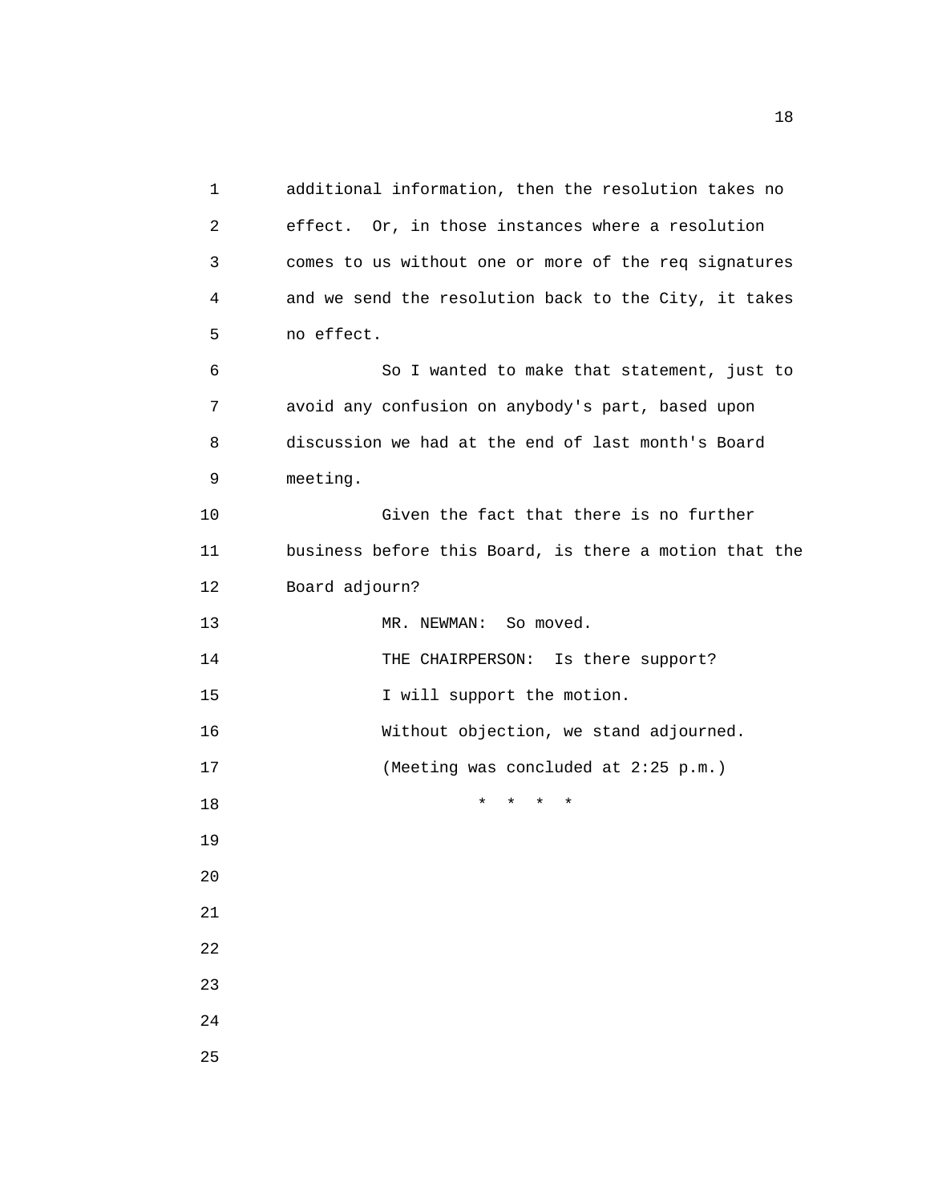additional information, then the resolution takes no effect. Or, in those instances where a resolution comes to us without one or more of the req signatures and we send the resolution back to the City, it takes no effect.

So I wanted to make that statement, just to avoid any confusion on anybody's part, based upon discussion we had at the end of last month's Board meeting.

Given the fact that there is no further business before this Board, is there a motion that the Board adjourn?

MR. NEWMAN: So moved.

THE CHAIRPERSON: Is there support?

I will support the motion.

Without objection, we stand adjourned.

(Meeting was concluded at 2:25 p.m.)

\* \* \* \*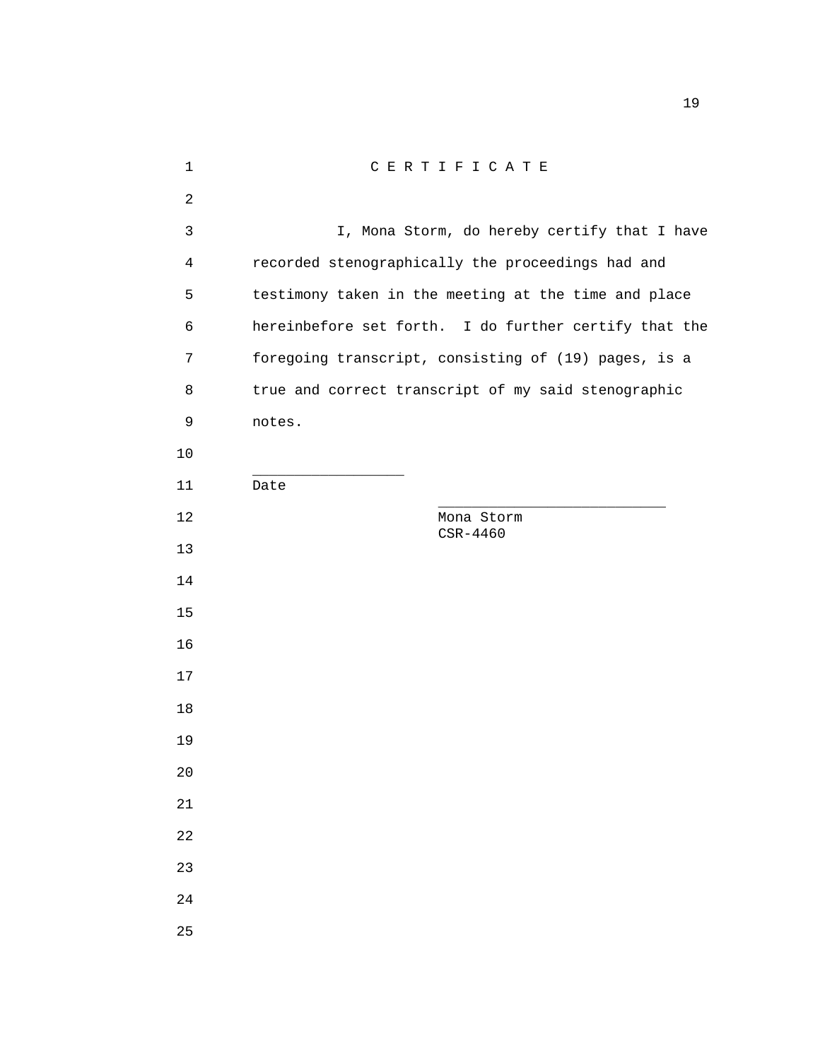# C E R T I F I C A T E

I, Mona Storm, do hereby certify that I have recorded stenographically the proceedings had and testimony taken in the meeting at the time and place hereinbefore set forth. I do further certify that the foregoing transcript, consisting of (19) pages, is a true and correct transcript of my said stenographic notes.

_________________
Date

___________________________
Mona Storm
CSR-4460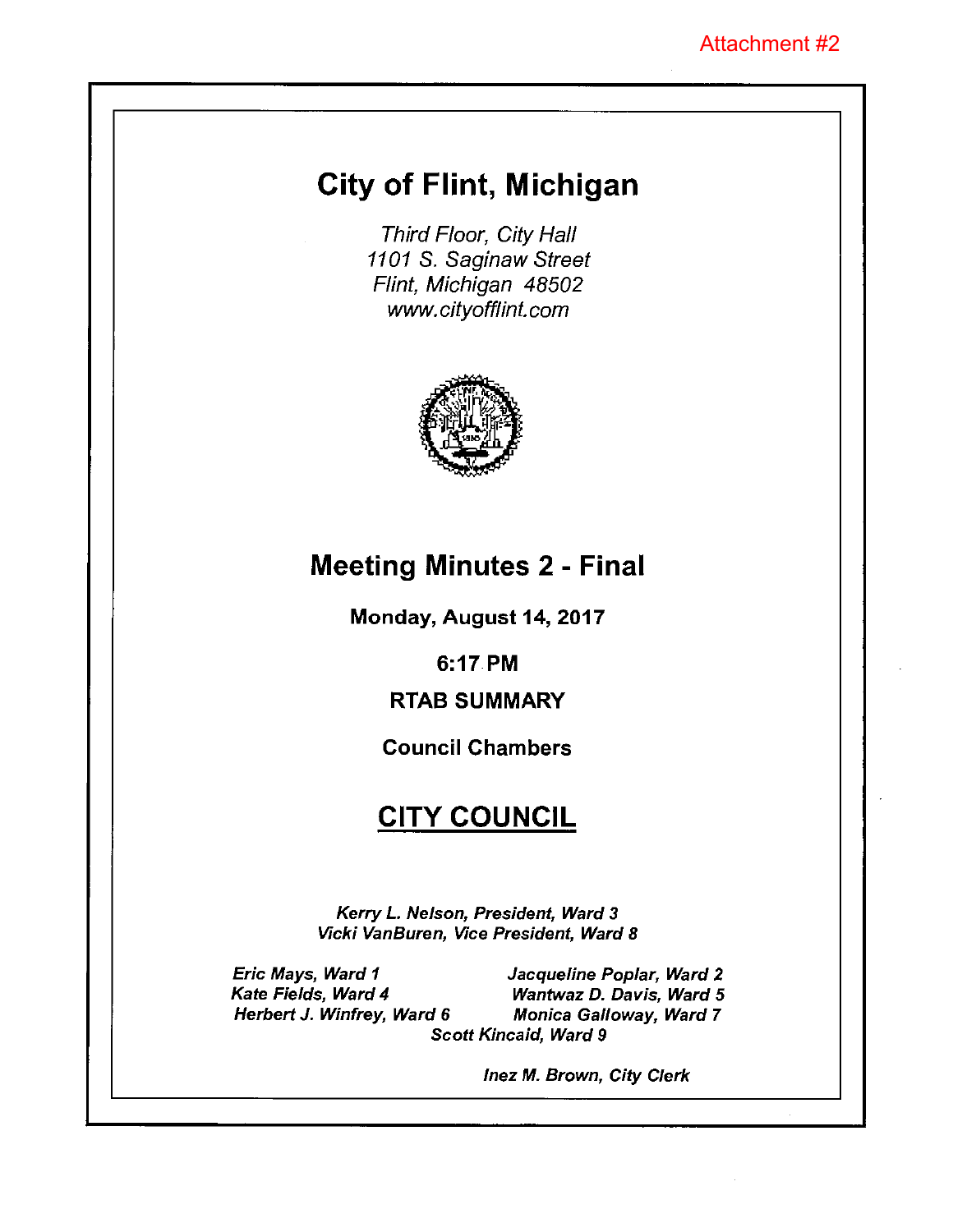Attachment #2

# City of Flint, Michigan

*Third Floor, City Hall*
*1101 S. Saginaw Street*
*Flint, Michigan 48502*
*www.cityofflint.com*

## Meeting Minutes 2 - Final

**Monday, August 14, 2017**

**6:17 PM**

**RTAB SUMMARY**

**Council Chambers**

## CITY COUNCIL

*Kerry L. Nelson, President, Ward 3*
*Vicki VanBuren, Vice President, Ward 8*

*Eric Mays, Ward 1*
*Jacqueline Poplar, Ward 2*
*Kate Fields, Ward 4*
*Wantwaz D. Davis, Ward 5*
*Herbert J. Winfrey, Ward 6*
*Monica Galloway, Ward 7*
*Scott Kincaid, Ward 9*

*Inez M. Brown, City Clerk*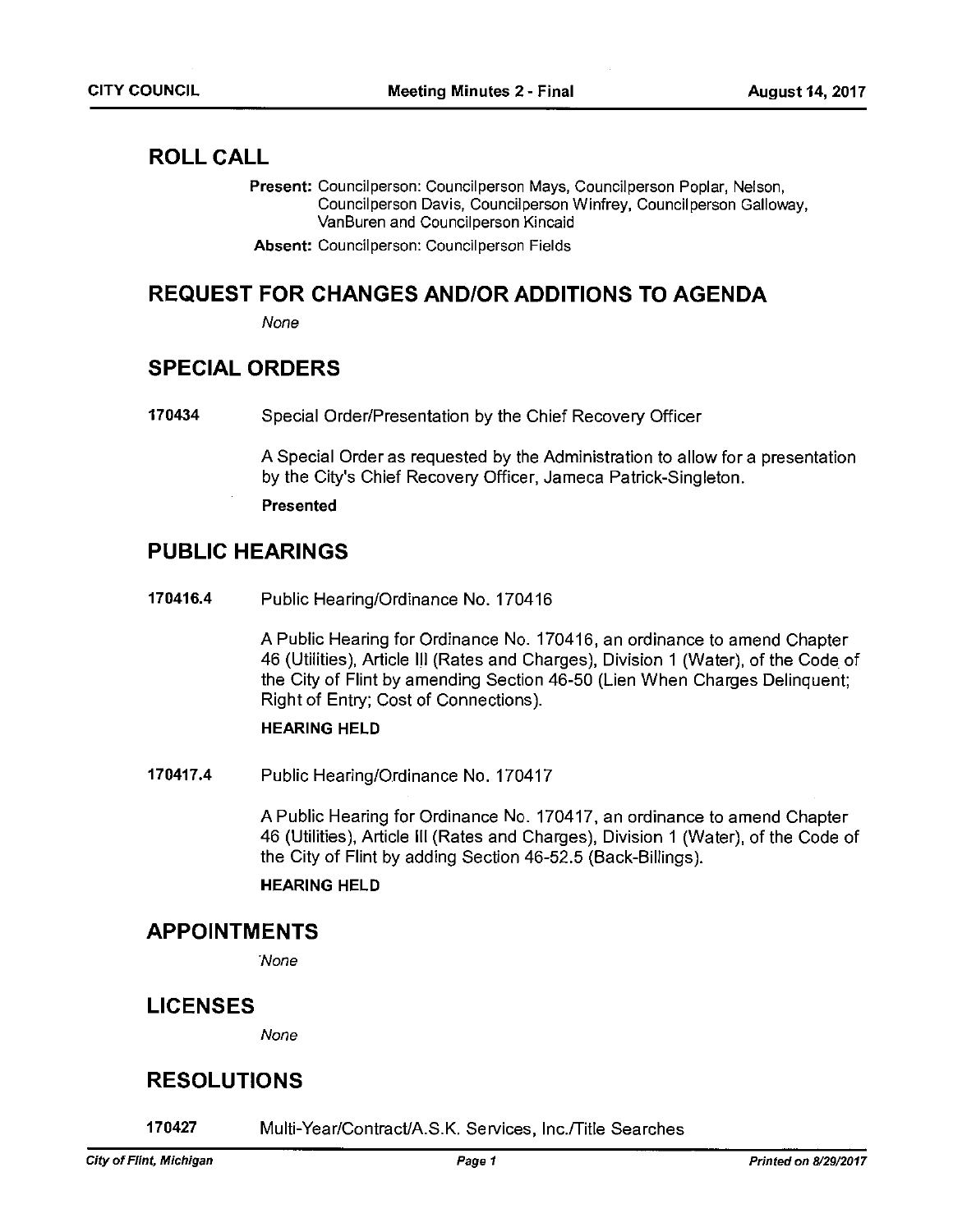## ROLL CALL

**Present:** Councilperson: Councilperson Mays, Councilperson Poplar, Nelson, Councilperson Davis, Councilperson Winfrey, Councilperson Galloway, VanBuren and Councilperson Kincaid

**Absent:** Councilperson: Councilperson Fields

## REQUEST FOR CHANGES AND/OR ADDITIONS TO AGENDA

*None*

## SPECIAL ORDERS

**170434** Special Order/Presentation by the Chief Recovery Officer

A Special Order as requested by the Administration to allow for a presentation by the City's Chief Recovery Officer, Jameca Patrick-Singleton.

**Presented**

## PUBLIC HEARINGS

**170416.4** Public Hearing/Ordinance No. 170416

A Public Hearing for Ordinance No. 170416, an ordinance to amend Chapter 46 (Utilities), Article III (Rates and Charges), Division 1 (Water), of the Code of the City of Flint by amending Section 46-50 (Lien When Charges Delinquent; Right of Entry; Cost of Connections).

**HEARING HELD**

**170417.4** Public Hearing/Ordinance No. 170417

A Public Hearing for Ordinance No. 170417, an ordinance to amend Chapter 46 (Utilities), Article III (Rates and Charges), Division 1 (Water), of the Code of the City of Flint by adding Section 46-52.5 (Back-Billings).

**HEARING HELD**

## APPOINTMENTS

*None*

## LICENSES

*None*

## RESOLUTIONS

**170427** Multi-Year/Contract/A.S.K. Services, Inc./Title Searches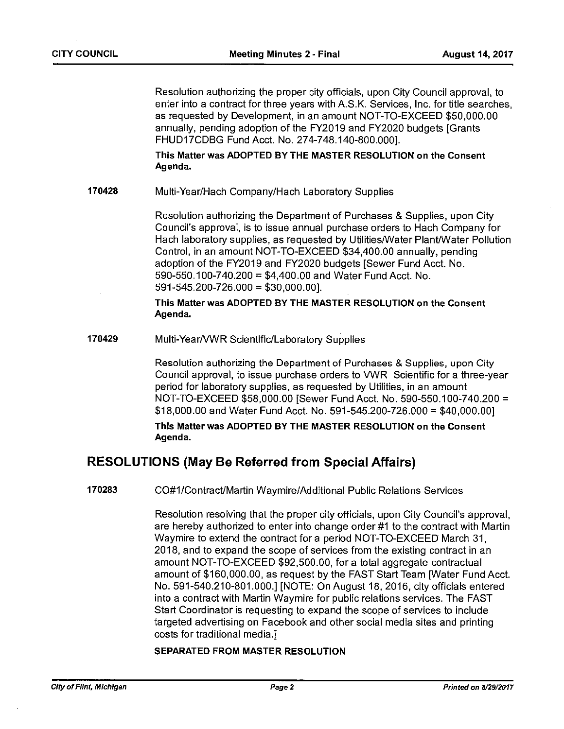Resolution authorizing the proper city officials, upon City Council approval, to enter into a contract for three years with A.S.K. Services, Inc. for title searches, as requested by Development, in an amount NOT-TO-EXCEED $50,000.00 annually, pending adoption of the FY2019 and FY2020 budgets [Grants FHUD17CDBG Fund Acct. No. 274-748.140-800.000].

**This Matter was ADOPTED BY THE MASTER RESOLUTION on the Consent Agenda.**

**170428** Multi-Year/Hach Company/Hach Laboratory Supplies

Resolution authorizing the Department of Purchases & Supplies, upon City Council's approval, is to issue annual purchase orders to Hach Company for Hach laboratory supplies, as requested by Utilities/Water Plant/Water Pollution Control, in an amount NOT-TO-EXCEED $34,400.00 annually, pending adoption of the FY2019 and FY2020 budgets [Sewer Fund Acct. No. 590-550.100-740.200 = $4,400.00 and Water Fund Acct. No. 591-545.200-726.000 = $30,000.00].

**This Matter was ADOPTED BY THE MASTER RESOLUTION on the Consent Agenda.**

**170429** Multi-Year/VWR Scientific/Laboratory Supplies

Resolution authorizing the Department of Purchases & Supplies, upon City Council approval, to issue purchase orders to VWR Scientific for a three-year period for laboratory supplies, as requested by Utilities, in an amount NOT-TO-EXCEED $58,000.00 [Sewer Fund Acct. No. 590-550.100-740.200 = $18,000.00 and Water Fund Acct. No. 591-545.200-726.000 = $40,000.00]

**This Matter was ADOPTED BY THE MASTER RESOLUTION on the Consent Agenda.**

## RESOLUTIONS (May Be Referred from Special Affairs)

**170283** CO#1/Contract/Martin Waymire/Additional Public Relations Services

Resolution resolving that the proper city officials, upon City Council's approval, are hereby authorized to enter into change order #1 to the contract with Martin Waymire to extend the contract for a period NOT-TO-EXCEED March 31, 2018, and to expand the scope of services from the existing contract in an amount NOT-TO-EXCEED $92,500.00, for a total aggregate contractual amount of $160,000.00, as request by the FAST Start Team [Water Fund Acct. No. 591-540.210-801.000.] [NOTE: On August 18, 2016, city officials entered into a contract with Martin Waymire for public relations services. The FAST Start Coordinator is requesting to expand the scope of services to include targeted advertising on Facebook and other social media sites and printing costs for traditional media.]

**SEPARATED FROM MASTER RESOLUTION**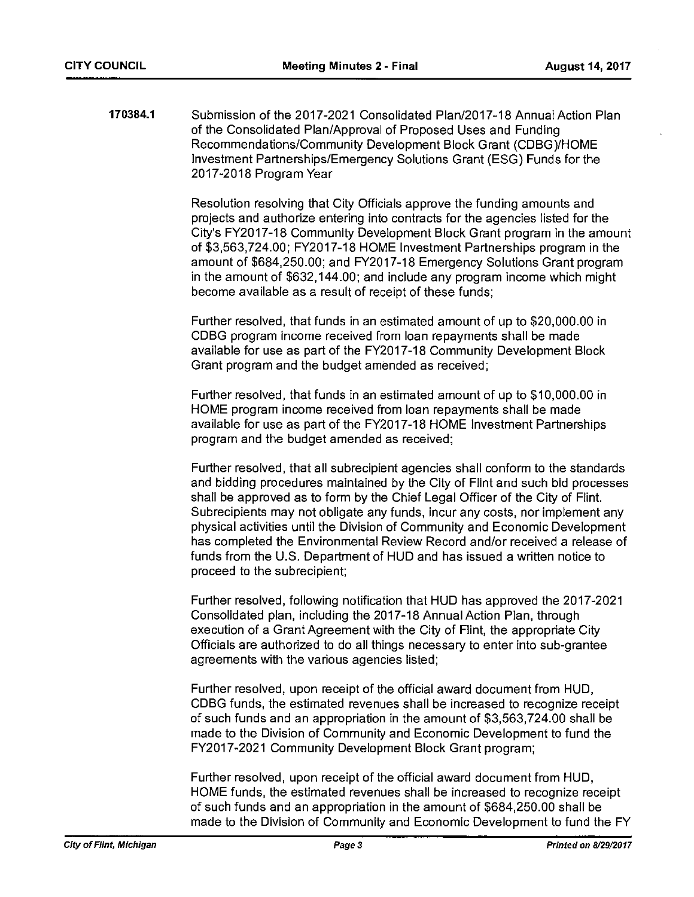**170384.1** Submission of the 2017-2021 Consolidated Plan/2017-18 Annual Action Plan of the Consolidated Plan/Approval of Proposed Uses and Funding Recommendations/Community Development Block Grant (CDBG)/HOME Investment Partnerships/Emergency Solutions Grant (ESG) Funds for the 2017-2018 Program Year

Resolution resolving that City Officials approve the funding amounts and projects and authorize entering into contracts for the agencies listed for the City's FY2017-18 Community Development Block Grant program in the amount of $3,563,724.00; FY2017-18 HOME Investment Partnerships program in the amount of $684,250.00; and FY2017-18 Emergency Solutions Grant program in the amount of $632,144.00; and include any program income which might become available as a result of receipt of these funds;

Further resolved, that funds in an estimated amount of up to $20,000.00 in CDBG program income received from loan repayments shall be made available for use as part of the FY2017-18 Community Development Block Grant program and the budget amended as received;

Further resolved, that funds in an estimated amount of up to $10,000.00 in HOME program income received from loan repayments shall be made available for use as part of the FY2017-18 HOME Investment Partnerships program and the budget amended as received;

Further resolved, that all subrecipient agencies shall conform to the standards and bidding procedures maintained by the City of Flint and such bid processes shall be approved as to form by the Chief Legal Officer of the City of Flint. Subrecipients may not obligate any funds, incur any costs, nor implement any physical activities until the Division of Community and Economic Development has completed the Environmental Review Record and/or received a release of funds from the U.S. Department of HUD and has issued a written notice to proceed to the subrecipient;

Further resolved, following notification that HUD has approved the 2017-2021 Consolidated plan, including the 2017-18 Annual Action Plan, through execution of a Grant Agreement with the City of Flint, the appropriate City Officials are authorized to do all things necessary to enter into sub-grantee agreements with the various agencies listed;

Further resolved, upon receipt of the official award document from HUD, CDBG funds, the estimated revenues shall be increased to recognize receipt of such funds and an appropriation in the amount of $3,563,724.00 shall be made to the Division of Community and Economic Development to fund the FY2017-2021 Community Development Block Grant program;

Further resolved, upon receipt of the official award document from HUD, HOME funds, the estimated revenues shall be increased to recognize receipt of such funds and an appropriation in the amount of $684,250.00 shall be made to the Division of Community and Economic Development to fund the FY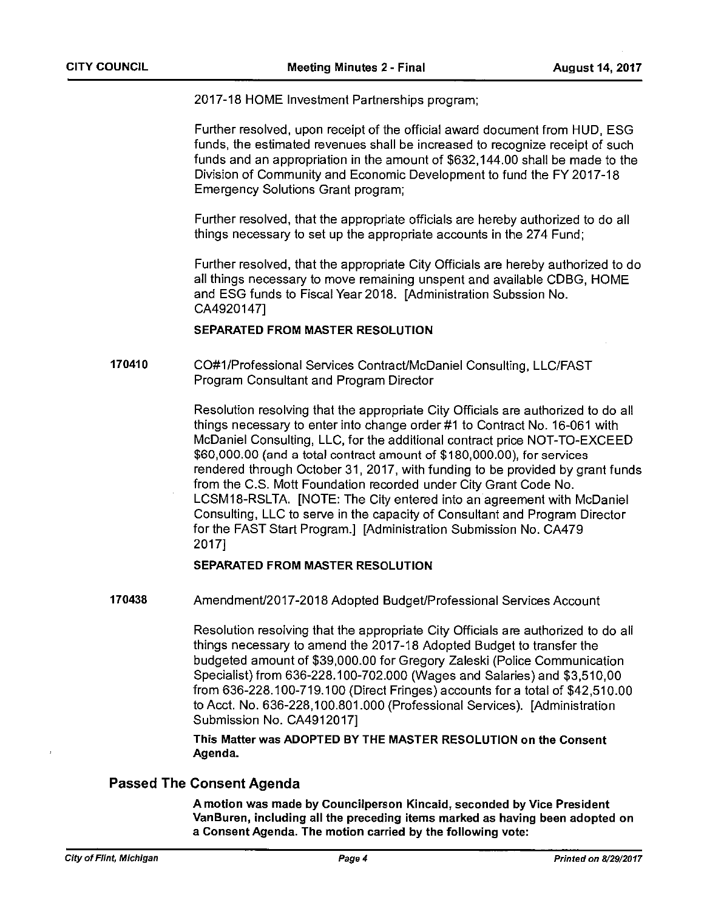2017-18 HOME Investment Partnerships program;

Further resolved, upon receipt of the official award document from HUD, ESG funds, the estimated revenues shall be increased to recognize receipt of such funds and an appropriation in the amount of $632,144.00 shall be made to the Division of Community and Economic Development to fund the FY 2017-18 Emergency Solutions Grant program;

Further resolved, that the appropriate officials are hereby authorized to do all things necessary to set up the appropriate accounts in the 274 Fund;

Further resolved, that the appropriate City Officials are hereby authorized to do all things necessary to move remaining unspent and available CDBG, HOME and ESG funds to Fiscal Year 2018. [Administration Subssion No. CA4920147]

**SEPARATED FROM MASTER RESOLUTION**

**170410** CO#1/Professional Services Contract/McDaniel Consulting, LLC/FAST Program Consultant and Program Director

Resolution resolving that the appropriate City Officials are authorized to do all things necessary to enter into change order #1 to Contract No. 16-061 with McDaniel Consulting, LLC, for the additional contract price NOT-TO-EXCEED $60,000.00 (and a total contract amount of $180,000.00), for services rendered through October 31, 2017, with funding to be provided by grant funds from the C.S. Mott Foundation recorded under City Grant Code No. LCSM18-RSLTA. [NOTE: The City entered into an agreement with McDaniel Consulting, LLC to serve in the capacity of Consultant and Program Director for the FAST Start Program.] [Administration Submission No. CA479 2017]

**SEPARATED FROM MASTER RESOLUTION**

**170438** Amendment/2017-2018 Adopted Budget/Professional Services Account

Resolution resolving that the appropriate City Officials are authorized to do all things necessary to amend the 2017-18 Adopted Budget to transfer the budgeted amount of $39,000.00 for Gregory Zaleski (Police Communication Specialist) from 636-228.100-702.000 (Wages and Salaries) and $3,510,00 from 636-228.100-719.100 (Direct Fringes) accounts for a total of $42,510.00 to Acct. No. 636-228,100.801.000 (Professional Services). [Administration Submission No. CA4912017]

**This Matter was ADOPTED BY THE MASTER RESOLUTION on the Consent Agenda.**

## Passed The Consent Agenda

**A motion was made by Councilperson Kincaid, seconded by Vice President VanBuren, including all the preceding items marked as having been adopted on a Consent Agenda. The motion carried by the following vote:**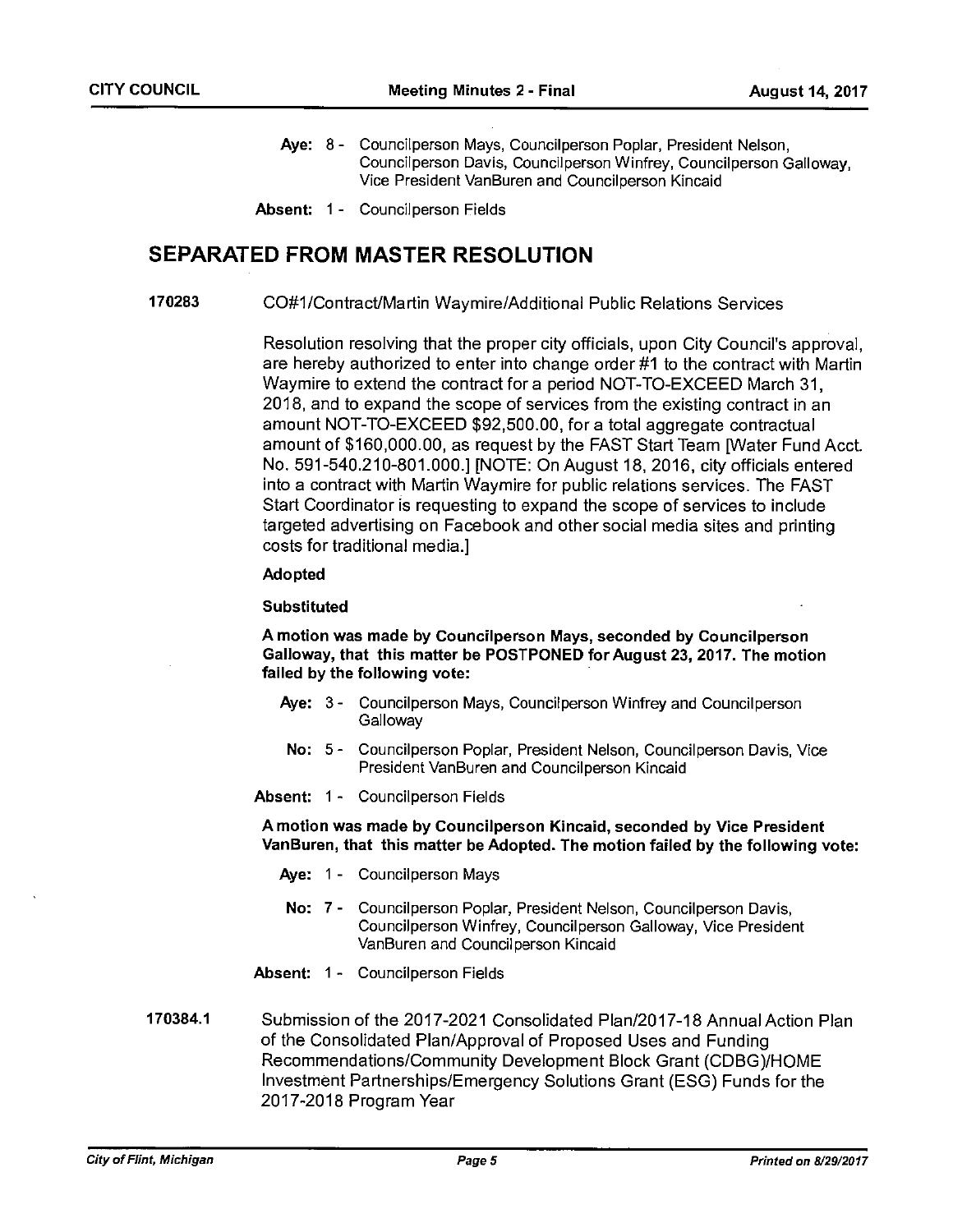**Aye:** 8 - Councilperson Mays, Councilperson Poplar, President Nelson, Councilperson Davis, Councilperson Winfrey, Councilperson Galloway, Vice President VanBuren and Councilperson Kincaid

**Absent:** 1 - Councilperson Fields

## SEPARATED FROM MASTER RESOLUTION

**170283** CO#1/Contract/Martin Waymire/Additional Public Relations Services

Resolution resolving that the proper city officials, upon City Council's approval, are hereby authorized to enter into change order #1 to the contract with Martin Waymire to extend the contract for a period NOT-TO-EXCEED March 31, 2018, and to expand the scope of services from the existing contract in an amount NOT-TO-EXCEED $92,500.00, for a total aggregate contractual amount of $160,000.00, as request by the FAST Start Team [Water Fund Acct. No. 591-540.210-801.000.] [NOTE: On August 18, 2016, city officials entered into a contract with Martin Waymire for public relations services. The FAST Start Coordinator is requesting to expand the scope of services to include targeted advertising on Facebook and other social media sites and printing costs for traditional media.]

**Adopted**

**Substituted**

**A motion was made by Councilperson Mays, seconded by Councilperson Galloway, that this matter be POSTPONED for August 23, 2017. The motion failed by the following vote:**

**Aye:** 3 - Councilperson Mays, Councilperson Winfrey and Councilperson Galloway

**No:** 5 - Councilperson Poplar, President Nelson, Councilperson Davis, Vice President VanBuren and Councilperson Kincaid

**Absent:** 1 - Councilperson Fields

**A motion was made by Councilperson Kincaid, seconded by Vice President VanBuren, that this matter be Adopted. The motion failed by the following vote:**

**Aye:** 1 - Councilperson Mays

**No:** 7 - Councilperson Poplar, President Nelson, Councilperson Davis, Councilperson Winfrey, Councilperson Galloway, Vice President VanBuren and Councilperson Kincaid

**Absent:** 1 - Councilperson Fields

**170384.1** Submission of the 2017-2021 Consolidated Plan/2017-18 Annual Action Plan of the Consolidated Plan/Approval of Proposed Uses and Funding Recommendations/Community Development Block Grant (CDBG)/HOME Investment Partnerships/Emergency Solutions Grant (ESG) Funds for the 2017-2018 Program Year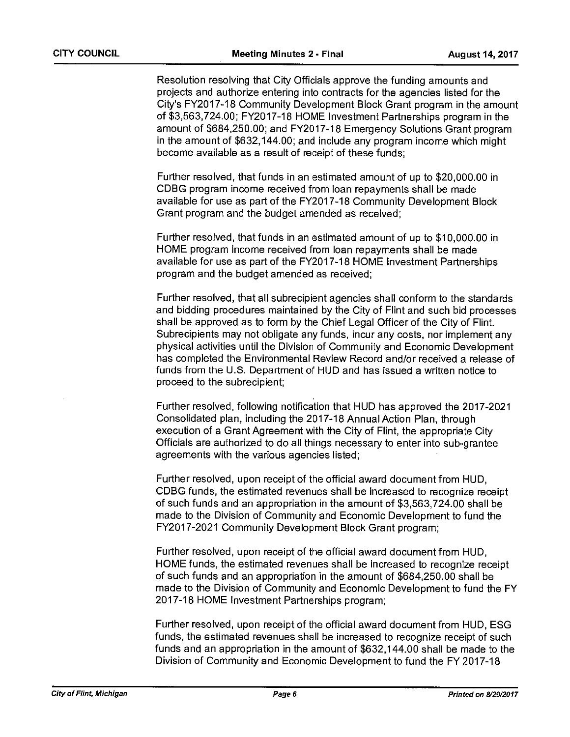Resolution resolving that City Officials approve the funding amounts and projects and authorize entering into contracts for the agencies listed for the City's FY2017-18 Community Development Block Grant program in the amount of $3,563,724.00; FY2017-18 HOME Investment Partnerships program in the amount of $684,250.00; and FY2017-18 Emergency Solutions Grant program in the amount of $632,144.00; and include any program income which might become available as a result of receipt of these funds;

Further resolved, that funds in an estimated amount of up to $20,000.00 in CDBG program income received from loan repayments shall be made available for use as part of the FY2017-18 Community Development Block Grant program and the budget amended as received;

Further resolved, that funds in an estimated amount of up to $10,000.00 in HOME program income received from loan repayments shall be made available for use as part of the FY2017-18 HOME Investment Partnerships program and the budget amended as received;

Further resolved, that all subrecipient agencies shall conform to the standards and bidding procedures maintained by the City of Flint and such bid processes shall be approved as to form by the Chief Legal Officer of the City of Flint. Subrecipients may not obligate any funds, incur any costs, nor implement any physical activities until the Division of Community and Economic Development has completed the Environmental Review Record and/or received a release of funds from the U.S. Department of HUD and has issued a written notice to proceed to the subrecipient;

Further resolved, following notification that HUD has approved the 2017-2021 Consolidated plan, including the 2017-18 Annual Action Plan, through execution of a Grant Agreement with the City of Flint, the appropriate City Officials are authorized to do all things necessary to enter into sub-grantee agreements with the various agencies listed;

Further resolved, upon receipt of the official award document from HUD, CDBG funds, the estimated revenues shall be increased to recognize receipt of such funds and an appropriation in the amount of $3,563,724.00 shall be made to the Division of Community and Economic Development to fund the FY2017-2021 Community Development Block Grant program;

Further resolved, upon receipt of the official award document from HUD, HOME funds, the estimated revenues shall be increased to recognize receipt of such funds and an appropriation in the amount of $684,250.00 shall be made to the Division of Community and Economic Development to fund the FY 2017-18 HOME Investment Partnerships program;

Further resolved, upon receipt of the official award document from HUD, ESG funds, the estimated revenues shall be increased to recognize receipt of such funds and an appropriation in the amount of $632,144.00 shall be made to the Division of Community and Economic Development to fund the FY 2017-18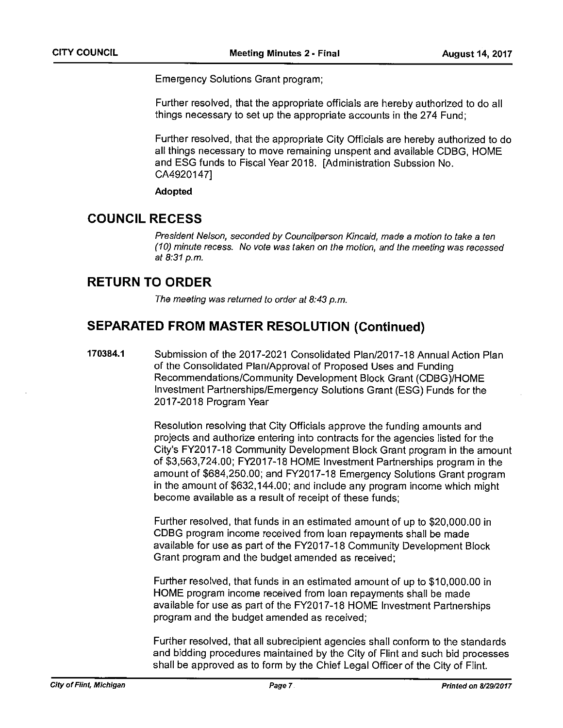Emergency Solutions Grant program;

Further resolved, that the appropriate officials are hereby authorized to do all things necessary to set up the appropriate accounts in the 274 Fund;

Further resolved, that the appropriate City Officials are hereby authorized to do all things necessary to move remaining unspent and available CDBG, HOME and ESG funds to Fiscal Year 2018. [Administration Subssion No. CA4920147]

**Adopted**

## COUNCIL RECESS

*President Nelson, seconded by Councilperson Kincaid, made a motion to take a ten (10) minute recess. No vote was taken on the motion, and the meeting was recessed at 8:31 p.m.*

## RETURN TO ORDER

*The meeting was returned to order at 8:43 p.m.*

## SEPARATED FROM MASTER RESOLUTION (Continued)

**170384.1** Submission of the 2017-2021 Consolidated Plan/2017-18 Annual Action Plan of the Consolidated Plan/Approval of Proposed Uses and Funding Recommendations/Community Development Block Grant (CDBG)/HOME Investment Partnerships/Emergency Solutions Grant (ESG) Funds for the 2017-2018 Program Year

Resolution resolving that City Officials approve the funding amounts and projects and authorize entering into contracts for the agencies listed for the City's FY2017-18 Community Development Block Grant program in the amount of $3,563,724.00; FY2017-18 HOME Investment Partnerships program in the amount of $684,250.00; and FY2017-18 Emergency Solutions Grant program in the amount of $632,144.00; and include any program income which might become available as a result of receipt of these funds;

Further resolved, that funds in an estimated amount of up to $20,000.00 in CDBG program income received from loan repayments shall be made available for use as part of the FY2017-18 Community Development Block Grant program and the budget amended as received;

Further resolved, that funds in an estimated amount of up to $10,000.00 in HOME program income received from loan repayments shall be made available for use as part of the FY2017-18 HOME Investment Partnerships program and the budget amended as received;

Further resolved, that all subrecipient agencies shall conform to the standards and bidding procedures maintained by the City of Flint and such bid processes shall be approved as to form by the Chief Legal Officer of the City of Flint.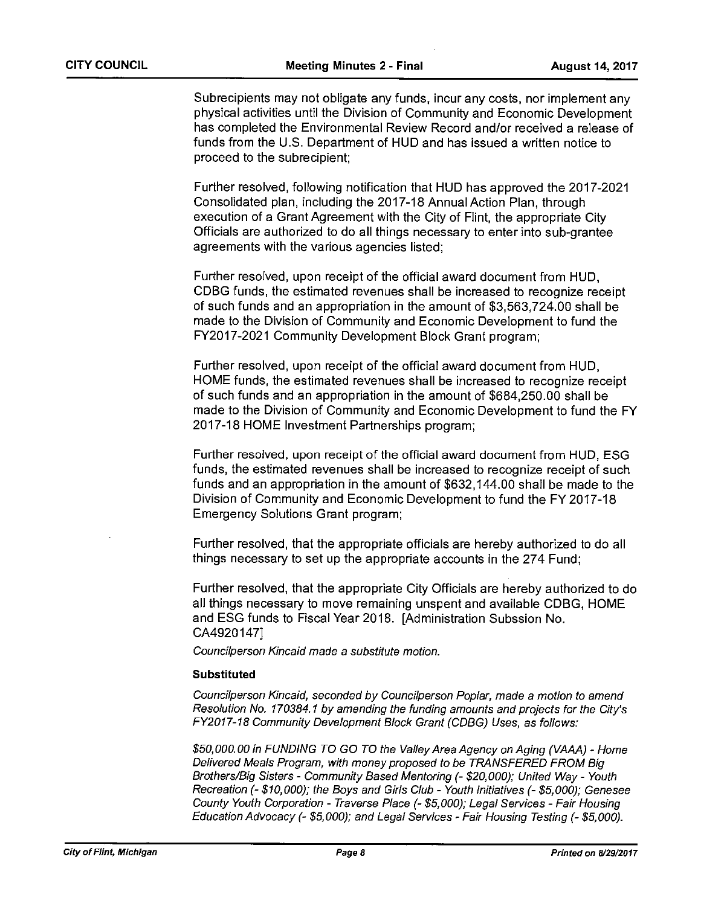Subrecipients may not obligate any funds, incur any costs, nor implement any physical activities until the Division of Community and Economic Development has completed the Environmental Review Record and/or received a release of funds from the U.S. Department of HUD and has issued a written notice to proceed to the subrecipient;

Further resolved, following notification that HUD has approved the 2017-2021 Consolidated plan, including the 2017-18 Annual Action Plan, through execution of a Grant Agreement with the City of Flint, the appropriate City Officials are authorized to do all things necessary to enter into sub-grantee agreements with the various agencies listed;

Further resolved, upon receipt of the official award document from HUD, CDBG funds, the estimated revenues shall be increased to recognize receipt of such funds and an appropriation in the amount of $3,563,724.00 shall be made to the Division of Community and Economic Development to fund the FY2017-2021 Community Development Block Grant program;

Further resolved, upon receipt of the official award document from HUD, HOME funds, the estimated revenues shall be increased to recognize receipt of such funds and an appropriation in the amount of $684,250.00 shall be made to the Division of Community and Economic Development to fund the FY 2017-18 HOME Investment Partnerships program;

Further resolved, upon receipt of the official award document from HUD, ESG funds, the estimated revenues shall be increased to recognize receipt of such funds and an appropriation in the amount of $632,144.00 shall be made to the Division of Community and Economic Development to fund the FY 2017-18 Emergency Solutions Grant program;

Further resolved, that the appropriate officials are hereby authorized to do all things necessary to set up the appropriate accounts in the 274 Fund;

Further resolved, that the appropriate City Officials are hereby authorized to do all things necessary to move remaining unspent and available CDBG, HOME and ESG funds to Fiscal Year 2018. [Administration Subssion No. CA4920147]

*Councilperson Kincaid made a substitute motion.*

**Substituted**

*Councilperson Kincaid, seconded by Councilperson Poplar, made a motion to amend Resolution No. 170384.1 by amending the funding amounts and projects for the City's FY2017-18 Community Development Block Grant (CDBG) Uses, as follows:*

*$50,000.00 in FUNDING TO GO TO the Valley Area Agency on Aging (VAAA) - Home Delivered Meals Program, with money proposed to be TRANSFERED FROM Big Brothers/Big Sisters - Community Based Mentoring (- $20,000); United Way - Youth Recreation (- $10,000); the Boys and Girls Club - Youth Initiatives (- $5,000); Genesee County Youth Corporation - Traverse Place (- $5,000); Legal Services - Fair Housing Education Advocacy (- $5,000); and Legal Services - Fair Housing Testing (- $5,000).*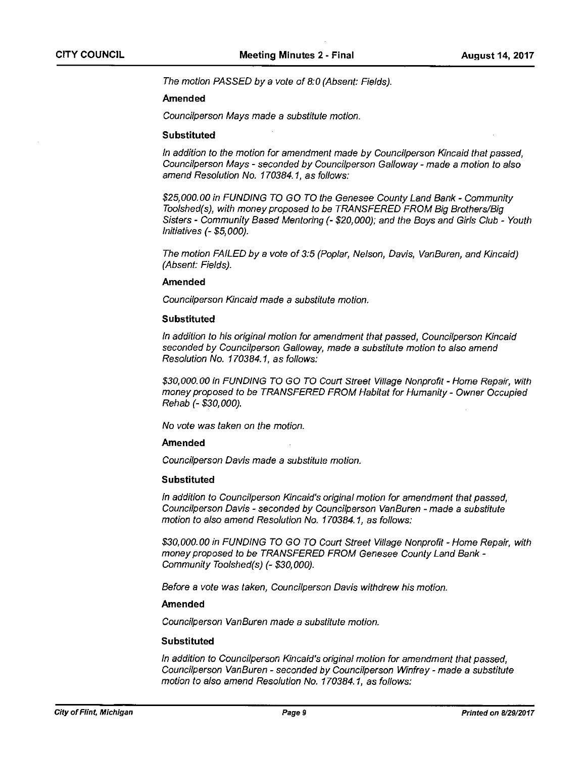*The motion PASSED by a vote of 8:0 (Absent: Fields).*

**Amended**

*Councilperson Mays made a substitute motion.*

**Substituted**

*In addition to the motion for amendment made by Councilperson Kincaid that passed, Councilperson Mays - seconded by Councilperson Galloway - made a motion to also amend Resolution No. 170384.1, as follows:*

*$25,000.00 in FUNDING TO GO TO the Genesee County Land Bank - Community Toolshed(s), with money proposed to be TRANSFERED FROM Big Brothers/Big Sisters - Community Based Mentoring (- $20,000); and the Boys and Girls Club - Youth Initiatives (- $5,000).*

*The motion FAILED by a vote of 3:5 (Poplar, Nelson, Davis, VanBuren, and Kincaid) (Absent: Fields).*

**Amended**

*Councilperson Kincaid made a substitute motion.*

**Substituted**

*In addition to his original motion for amendment that passed, Councilperson Kincaid seconded by Councilperson Galloway, made a substitute motion to also amend Resolution No. 170384.1, as follows:*

*$30,000.00 in FUNDING TO GO TO Court Street Village Nonprofit - Home Repair, with money proposed to be TRANSFERED FROM Habitat for Humanity - Owner Occupied Rehab (- $30,000).*

*No vote was taken on the motion.*

**Amended**

*Councilperson Davis made a substitute motion.*

**Substituted**

*In addition to Councilperson Kincaid's original motion for amendment that passed, Councilperson Davis - seconded by Councilperson VanBuren - made a substitute motion to also amend Resolution No. 170384.1, as follows:*

*$30,000.00 in FUNDING TO GO TO Court Street Village Nonprofit - Home Repair, with money proposed to be TRANSFERED FROM Genesee County Land Bank - Community Toolshed(s) (- $30,000).*

*Before a vote was taken, Councilperson Davis withdrew his motion.*

**Amended**

*Councilperson VanBuren made a substitute motion.*

**Substituted**

*In addition to Councilperson Kincaid's original motion for amendment that passed, Councilperson VanBuren - seconded by Councilperson Winfrey - made a substitute motion to also amend Resolution No. 170384.1, as follows:*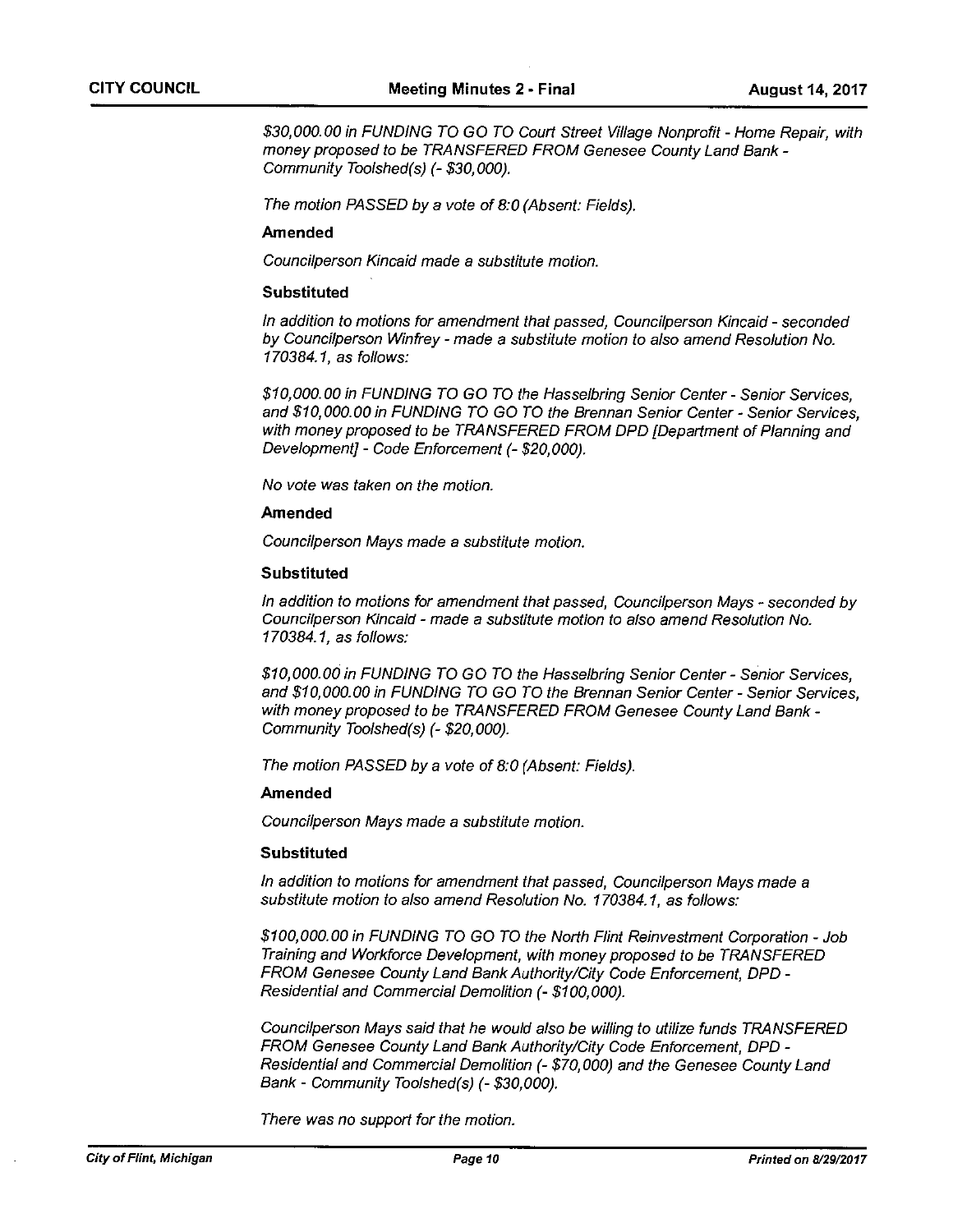*$30,000.00 in FUNDING TO GO TO Court Street Village Nonprofit - Home Repair, with money proposed to be TRANSFERED FROM Genesee County Land Bank - Community Toolshed(s) (- $30,000).*

*The motion PASSED by a vote of 8:0 (Absent: Fields).*

**Amended**

*Councilperson Kincaid made a substitute motion.*

**Substituted**

*In addition to motions for amendment that passed, Councilperson Kincaid - seconded by Councilperson Winfrey - made a substitute motion to also amend Resolution No. 170384.1, as follows:*

*$10,000.00 in FUNDING TO GO TO the Hasselbring Senior Center - Senior Services, and $10,000.00 in FUNDING TO GO TO the Brennan Senior Center - Senior Services, with money proposed to be TRANSFERED FROM DPD [Department of Planning and Development] - Code Enforcement (- $20,000).*

*No vote was taken on the motion.*

**Amended**

*Councilperson Mays made a substitute motion.*

**Substituted**

*In addition to motions for amendment that passed, Councilperson Mays - seconded by Councilperson Kincaid - made a substitute motion to also amend Resolution No. 170384.1, as follows:*

*$10,000.00 in FUNDING TO GO TO the Hasselbring Senior Center - Senior Services, and $10,000.00 in FUNDING TO GO TO the Brennan Senior Center - Senior Services, with money proposed to be TRANSFERED FROM Genesee County Land Bank - Community Toolshed(s) (- $20,000).*

*The motion PASSED by a vote of 8:0 (Absent: Fields).*

**Amended**

*Councilperson Mays made a substitute motion.*

**Substituted**

*In addition to motions for amendment that passed, Councilperson Mays made a substitute motion to also amend Resolution No. 170384.1, as follows:*

*$100,000.00 in FUNDING TO GO TO the North Flint Reinvestment Corporation - Job Training and Workforce Development, with money proposed to be TRANSFERED FROM Genesee County Land Bank Authority/City Code Enforcement, DPD - Residential and Commercial Demolition (- $100,000).*

*Councilperson Mays said that he would also be willing to utilize funds TRANSFERED FROM Genesee County Land Bank Authority/City Code Enforcement, DPD - Residential and Commercial Demolition (- $70,000) and the Genesee County Land Bank - Community Toolshed(s) (- $30,000).*

*There was no support for the motion.*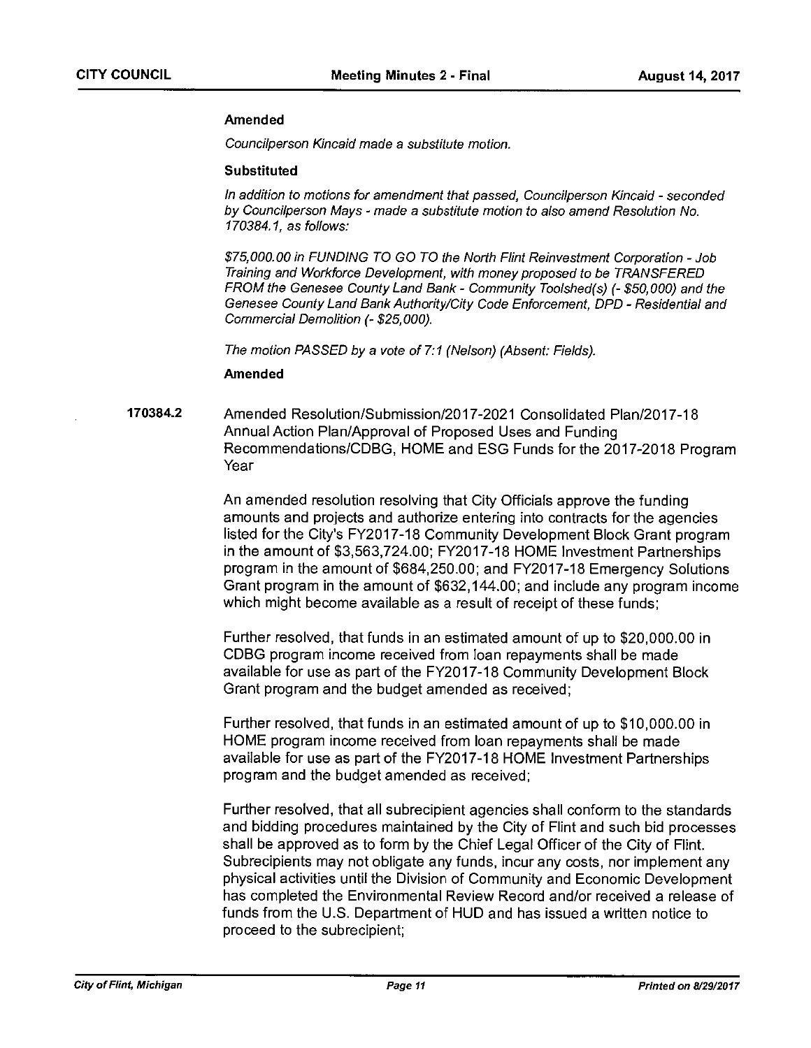**Amended**

*Councilperson Kincaid made a substitute motion.*

**Substituted**

*In addition to motions for amendment that passed, Councilperson Kincaid - seconded by Councilperson Mays - made a substitute motion to also amend Resolution No. 170384.1, as follows:*

*$75,000.00 in FUNDING TO GO TO the North Flint Reinvestment Corporation - Job Training and Workforce Development, with money proposed to be TRANSFERED FROM the Genesee County Land Bank - Community Toolshed(s) (- $50,000) and the Genesee County Land Bank Authority/City Code Enforcement, DPD - Residential and Commercial Demolition (- $25,000).*

*The motion PASSED by a vote of 7:1 (Nelson) (Absent: Fields).*

**Amended**

**170384.2** Amended Resolution/Submission/2017-2021 Consolidated Plan/2017-18 Annual Action Plan/Approval of Proposed Uses and Funding Recommendations/CDBG, HOME and ESG Funds for the 2017-2018 Program Year

An amended resolution resolving that City Officials approve the funding amounts and projects and authorize entering into contracts for the agencies listed for the City's FY2017-18 Community Development Block Grant program in the amount of $3,563,724.00; FY2017-18 HOME Investment Partnerships program in the amount of $684,250.00; and FY2017-18 Emergency Solutions Grant program in the amount of $632,144.00; and include any program income which might become available as a result of receipt of these funds;

Further resolved, that funds in an estimated amount of up to $20,000.00 in CDBG program income received from loan repayments shall be made available for use as part of the FY2017-18 Community Development Block Grant program and the budget amended as received;

Further resolved, that funds in an estimated amount of up to $10,000.00 in HOME program income received from loan repayments shall be made available for use as part of the FY2017-18 HOME Investment Partnerships program and the budget amended as received;

Further resolved, that all subrecipient agencies shall conform to the standards and bidding procedures maintained by the City of Flint and such bid processes shall be approved as to form by the Chief Legal Officer of the City of Flint. Subrecipients may not obligate any funds, incur any costs, nor implement any physical activities until the Division of Community and Economic Development has completed the Environmental Review Record and/or received a release of funds from the U.S. Department of HUD and has issued a written notice to proceed to the subrecipient;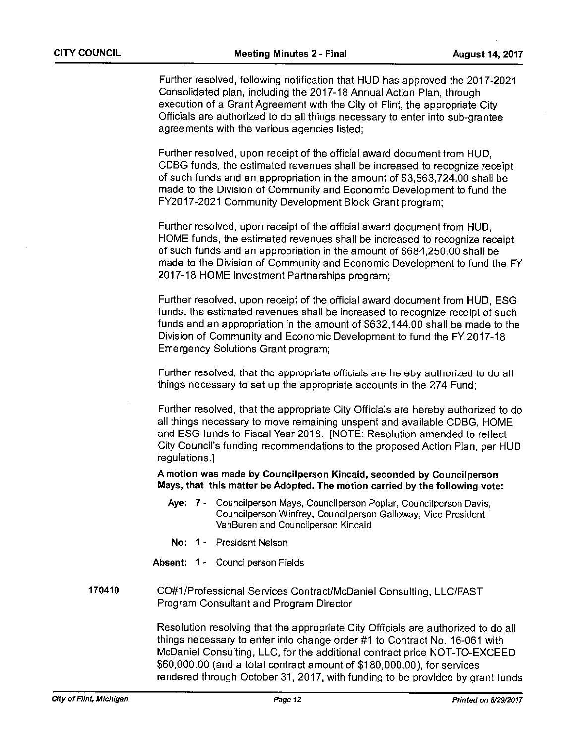Further resolved, following notification that HUD has approved the 2017-2021 Consolidated plan, including the 2017-18 Annual Action Plan, through execution of a Grant Agreement with the City of Flint, the appropriate City Officials are authorized to do all things necessary to enter into sub-grantee agreements with the various agencies listed;

Further resolved, upon receipt of the official award document from HUD, CDBG funds, the estimated revenues shall be increased to recognize receipt of such funds and an appropriation in the amount of $3,563,724.00 shall be made to the Division of Community and Economic Development to fund the FY2017-2021 Community Development Block Grant program;

Further resolved, upon receipt of the official award document from HUD, HOME funds, the estimated revenues shall be increased to recognize receipt of such funds and an appropriation in the amount of $684,250.00 shall be made to the Division of Community and Economic Development to fund the FY 2017-18 HOME Investment Partnerships program;

Further resolved, upon receipt of the official award document from HUD, ESG funds, the estimated revenues shall be increased to recognize receipt of such funds and an appropriation in the amount of $632,144.00 shall be made to the Division of Community and Economic Development to fund the FY 2017-18 Emergency Solutions Grant program;

Further resolved, that the appropriate officials are hereby authorized to do all things necessary to set up the appropriate accounts in the 274 Fund;

Further resolved, that the appropriate City Officials are hereby authorized to do all things necessary to move remaining unspent and available CDBG, HOME and ESG funds to Fiscal Year 2018. [NOTE: Resolution amended to reflect City Council's funding recommendations to the proposed Action Plan, per HUD regulations.]

**A motion was made by Councilperson Kincaid, seconded by Councilperson Mays, that this matter be Adopted. The motion carried by the following vote:**

**Aye:** 7 - Councilperson Mays, Councilperson Poplar, Councilperson Davis, Councilperson Winfrey, Councilperson Galloway, Vice President VanBuren and Councilperson Kincaid

**No:** 1 - President Nelson

**Absent:** 1 - Councilperson Fields

**170410** CO#1/Professional Services Contract/McDaniel Consulting, LLC/FAST Program Consultant and Program Director

Resolution resolving that the appropriate City Officials are authorized to do all things necessary to enter into change order #1 to Contract No. 16-061 with McDaniel Consulting, LLC, for the additional contract price NOT-TO-EXCEED $60,000.00 (and a total contract amount of $180,000.00), for services rendered through October 31, 2017, with funding to be provided by grant funds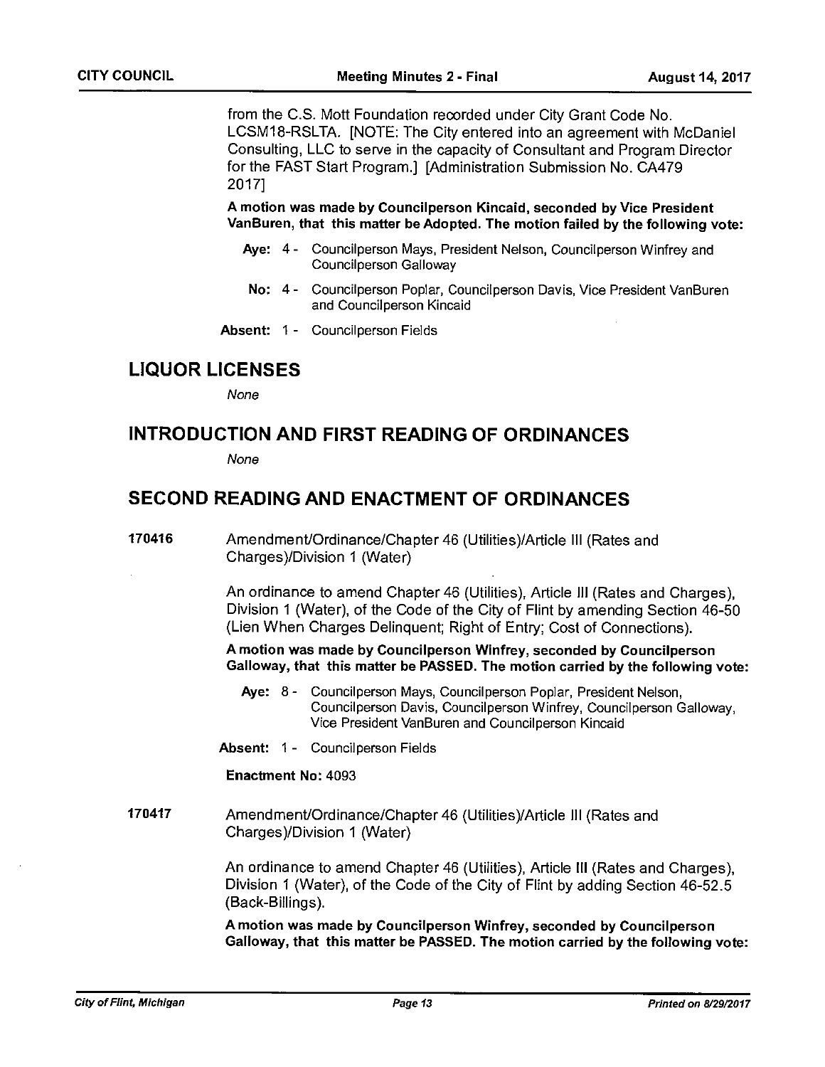from the C.S. Mott Foundation recorded under City Grant Code No. LCSM18-RSLTA. [NOTE: The City entered into an agreement with McDaniel Consulting, LLC to serve in the capacity of Consultant and Program Director for the FAST Start Program.] [Administration Submission No. CA479 2017]

**A motion was made by Councilperson Kincaid, seconded by Vice President VanBuren, that this matter be Adopted. The motion failed by the following vote:**

**Aye:** 4 - Councilperson Mays, President Nelson, Councilperson Winfrey and Councilperson Galloway

**No:** 4 - Councilperson Poplar, Councilperson Davis, Vice President VanBuren and Councilperson Kincaid

**Absent:** 1 - Councilperson Fields

## LIQUOR LICENSES

*None*

## INTRODUCTION AND FIRST READING OF ORDINANCES

*None*

## SECOND READING AND ENACTMENT OF ORDINANCES

**170416** Amendment/Ordinance/Chapter 46 (Utilities)/Article III (Rates and Charges)/Division 1 (Water)

An ordinance to amend Chapter 46 (Utilities), Article III (Rates and Charges), Division 1 (Water), of the Code of the City of Flint by amending Section 46-50 (Lien When Charges Delinquent; Right of Entry; Cost of Connections).

**A motion was made by Councilperson Winfrey, seconded by Councilperson Galloway, that this matter be PASSED. The motion carried by the following vote:**

**Aye:** 8 - Councilperson Mays, Councilperson Poplar, President Nelson, Councilperson Davis, Councilperson Winfrey, Councilperson Galloway, Vice President VanBuren and Councilperson Kincaid

**Absent:** 1 - Councilperson Fields

**Enactment No:** 4093

**170417** Amendment/Ordinance/Chapter 46 (Utilities)/Article III (Rates and Charges)/Division 1 (Water)

An ordinance to amend Chapter 46 (Utilities), Article III (Rates and Charges), Division 1 (Water), of the Code of the City of Flint by adding Section 46-52.5 (Back-Billings).

**A motion was made by Councilperson Winfrey, seconded by Councilperson Galloway, that this matter be PASSED. The motion carried by the following vote:**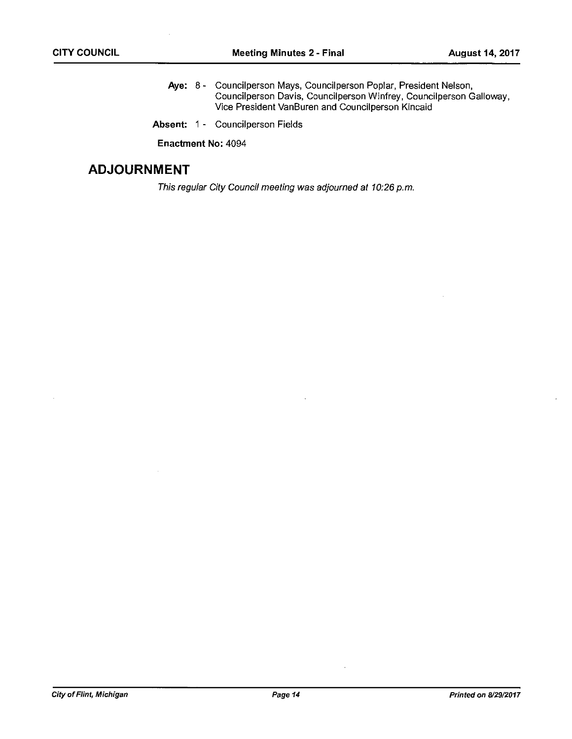**Aye:** 8 - Councilperson Mays, Councilperson Poplar, President Nelson, Councilperson Davis, Councilperson Winfrey, Councilperson Galloway, Vice President VanBuren and Councilperson Kincaid

**Absent:** 1 - Councilperson Fields

**Enactment No:** 4094

## ADJOURNMENT

*This regular City Council meeting was adjourned at 10:26 p.m.*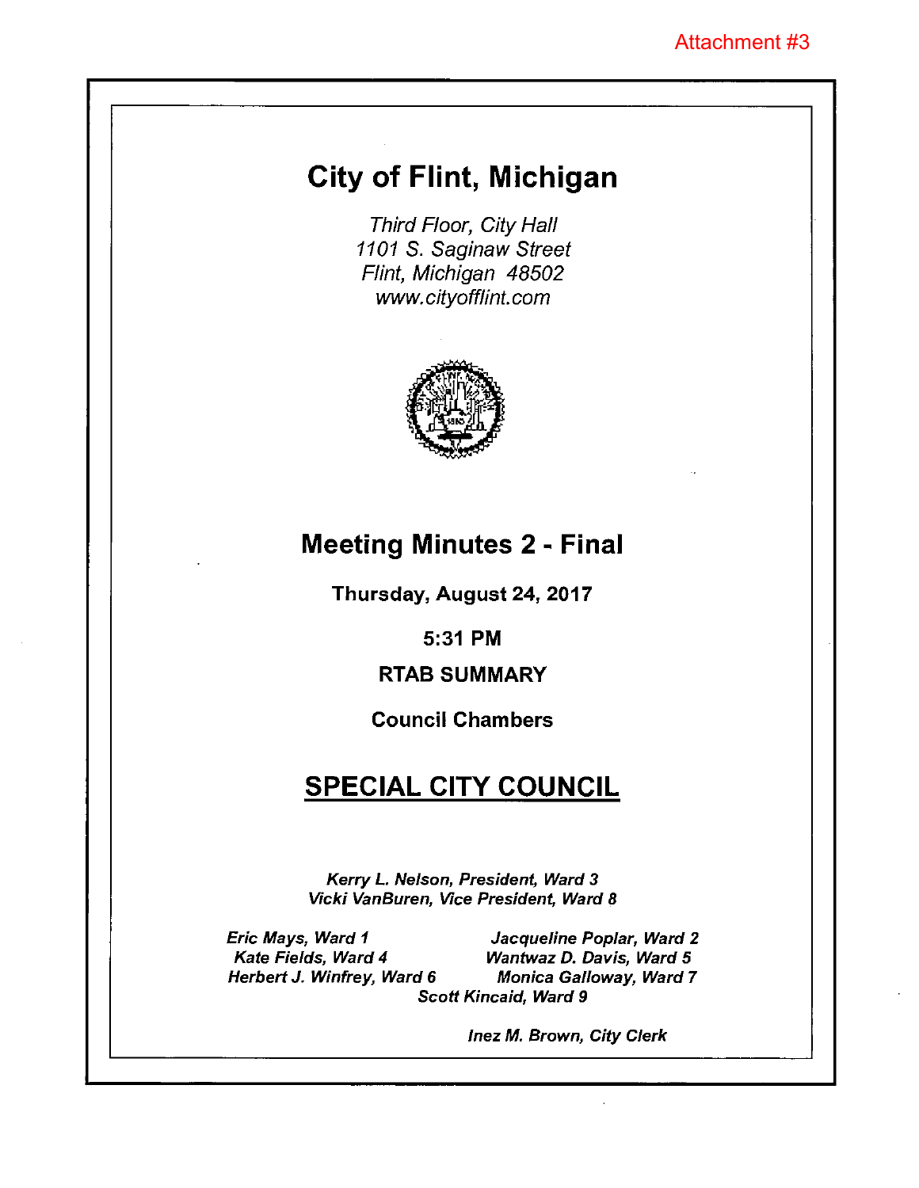Attachment #3

# City of Flint, Michigan

*Third Floor, City Hall*
*1101 S. Saginaw Street*
*Flint, Michigan 48502*
*www.cityofflint.com*

# Meeting Minutes 2 - Final

**Thursday, August 24, 2017**

**5:31 PM**

**RTAB SUMMARY**

**Council Chambers**

## SPECIAL CITY COUNCIL

***Kerry L. Nelson, President, Ward 3***
***Vicki VanBuren, Vice President, Ward 8***

***Eric Mays, Ward 1***
***Jacqueline Poplar, Ward 2***
***Kate Fields, Ward 4***
***Wantwaz D. Davis, Ward 5***
***Herbert J. Winfrey, Ward 6***
***Monica Galloway, Ward 7***
***Scott Kincaid, Ward 9***

***Inez M. Brown, City Clerk***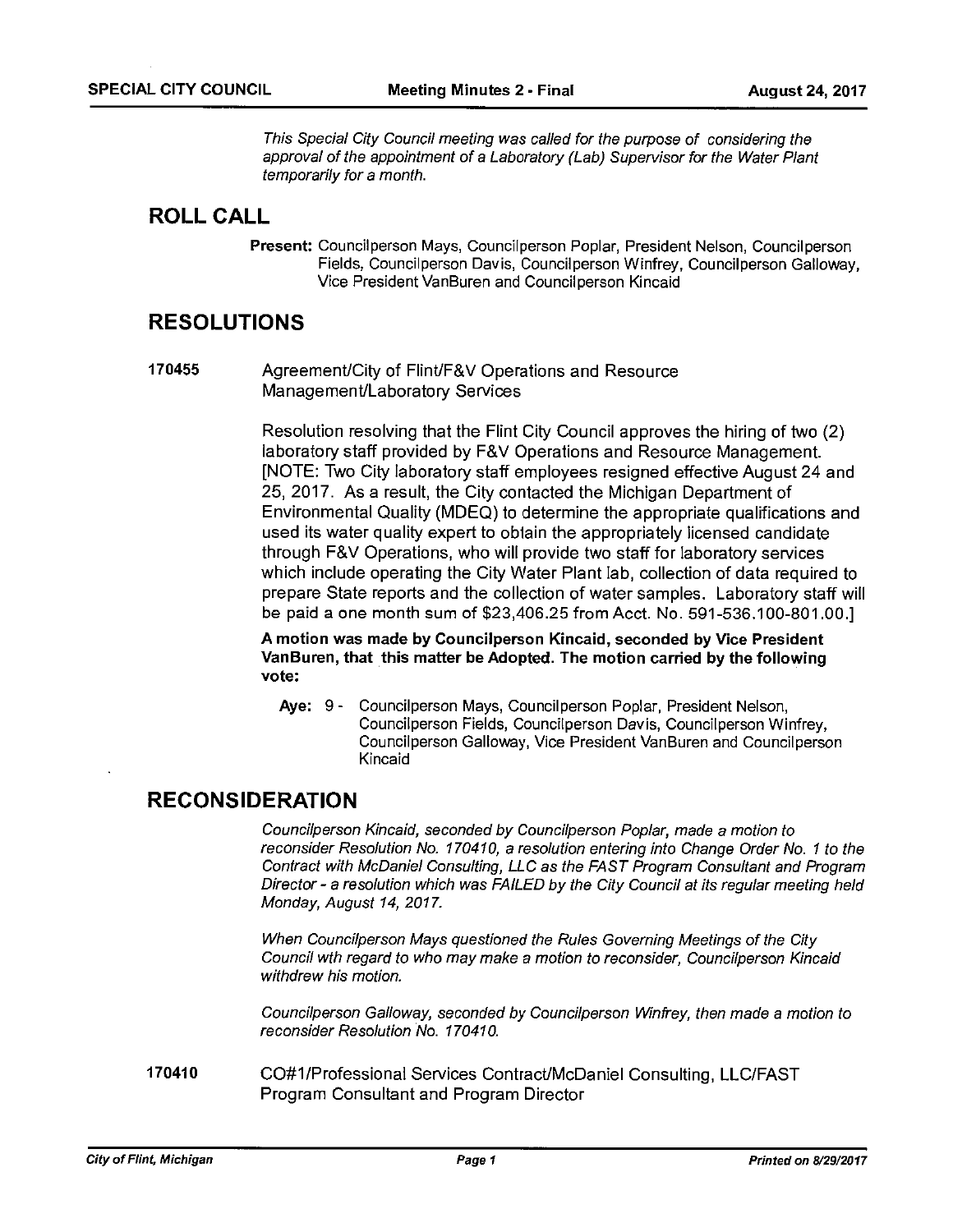*This Special City Council meeting was called for the purpose of considering the approval of the appointment of a Laboratory (Lab) Supervisor for the Water Plant temporarily for a month.*

## ROLL CALL

**Present:** Councilperson Mays, Councilperson Poplar, President Nelson, Councilperson Fields, Councilperson Davis, Councilperson Winfrey, Councilperson Galloway, Vice President VanBuren and Councilperson Kincaid

## RESOLUTIONS

**170455** Agreement/City of Flint/F&V Operations and Resource Management/Laboratory Services

Resolution resolving that the Flint City Council approves the hiring of two (2) laboratory staff provided by F&V Operations and Resource Management. [NOTE: Two City laboratory staff employees resigned effective August 24 and 25, 2017. As a result, the City contacted the Michigan Department of Environmental Quality (MDEQ) to determine the appropriate qualifications and used its water quality expert to obtain the appropriately licensed candidate through F&V Operations, who will provide two staff for laboratory services which include operating the City Water Plant lab, collection of data required to prepare State reports and the collection of water samples. Laboratory staff will be paid a one month sum of $23,406.25 from Acct. No. 591-536.100-801.00.]

**A motion was made by Councilperson Kincaid, seconded by Vice President VanBuren, that this matter be Adopted. The motion carried by the following vote:**

**Aye:** 9 - Councilperson Mays, Councilperson Poplar, President Nelson, Councilperson Fields, Councilperson Davis, Councilperson Winfrey, Councilperson Galloway, Vice President VanBuren and Councilperson Kincaid

## RECONSIDERATION

*Councilperson Kincaid, seconded by Councilperson Poplar, made a motion to reconsider Resolution No. 170410, a resolution entering into Change Order No. 1 to the Contract with McDaniel Consulting, LLC as the FAST Program Consultant and Program Director - a resolution which was FAILED by the City Council at its regular meeting held Monday, August 14, 2017.*

*When Councilperson Mays questioned the Rules Governing Meetings of the City Council wth with regard to who may make a motion to reconsider, Councilperson Kincaid withdrew his motion.*

*Councilperson Galloway, seconded by Councilperson Winfrey, then made a motion to reconsider Resolution No. 170410.*

**170410** CO#1/Professional Services Contract/McDaniel Consulting, LLC/FAST Program Consultant and Program Director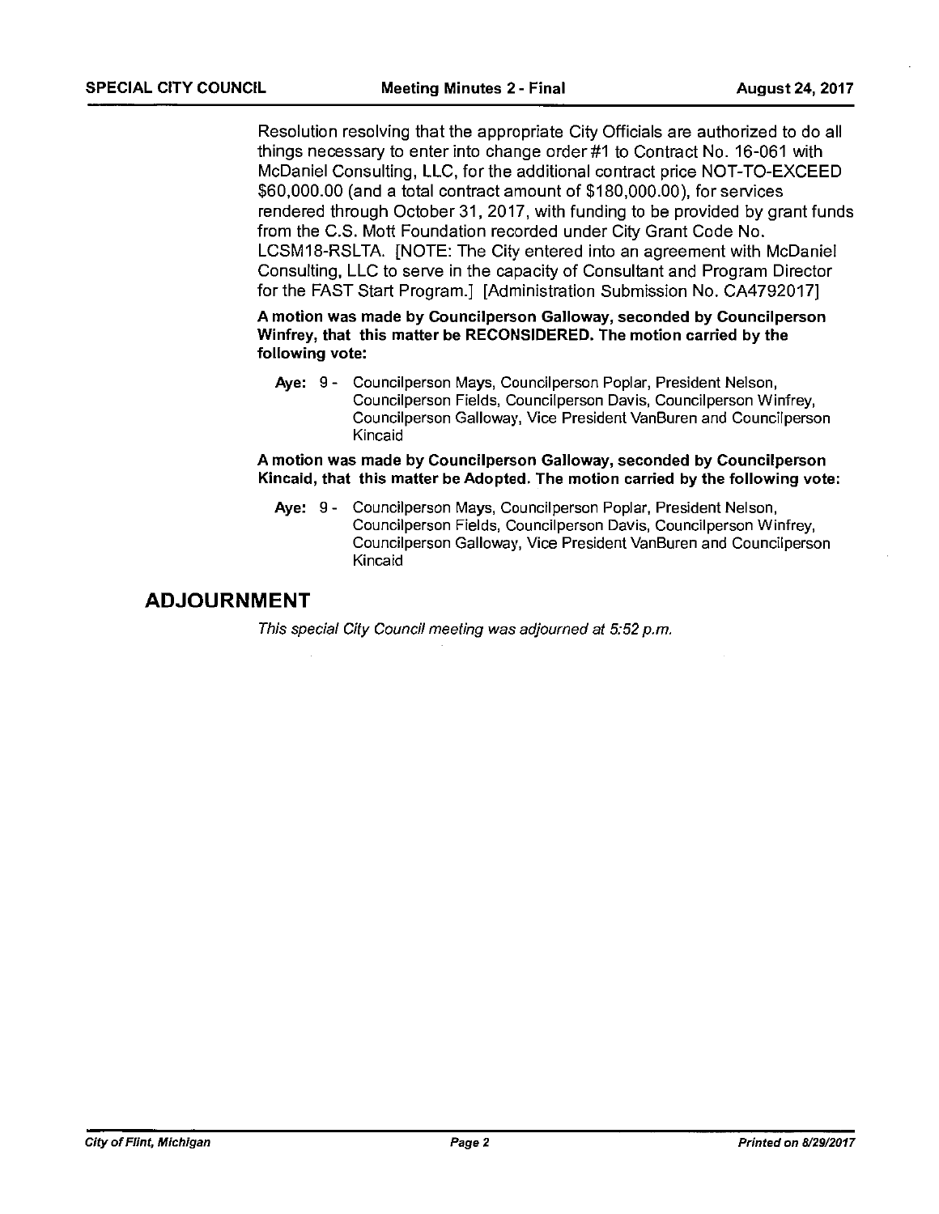Resolution resolving that the appropriate City Officials are authorized to do all things necessary to enter into change order #1 to Contract No. 16-061 with McDaniel Consulting, LLC, for the additional contract price NOT-TO-EXCEED $60,000.00 (and a total contract amount of $180,000.00), for services rendered through October 31, 2017, with funding to be provided by grant funds from the C.S. Mott Foundation recorded under City Grant Code No. LCSM18-RSLTA. [NOTE: The City entered into an agreement with McDaniel Consulting, LLC to serve in the capacity of Consultant and Program Director for the FAST Start Program.] [Administration Submission No. CA4792017]

**A motion was made by Councilperson Galloway, seconded by Councilperson Winfrey, that this matter be RECONSIDERED. The motion carried by the following vote:**

**Aye:** 9 - Councilperson Mays, Councilperson Poplar, President Nelson, Councilperson Fields, Councilperson Davis, Councilperson Winfrey, Councilperson Galloway, Vice President VanBuren and Councilperson Kincaid

**A motion was made by Councilperson Galloway, seconded by Councilperson Kincaid, that this matter be Adopted. The motion carried by the following vote:**

**Aye:** 9 - Councilperson Mays, Councilperson Poplar, President Nelson, Councilperson Fields, Councilperson Davis, Councilperson Winfrey, Councilperson Galloway, Vice President VanBuren and Councilperson Kincaid

## ADJOURNMENT

*This special City Council meeting was adjourned at 5:52 p.m.*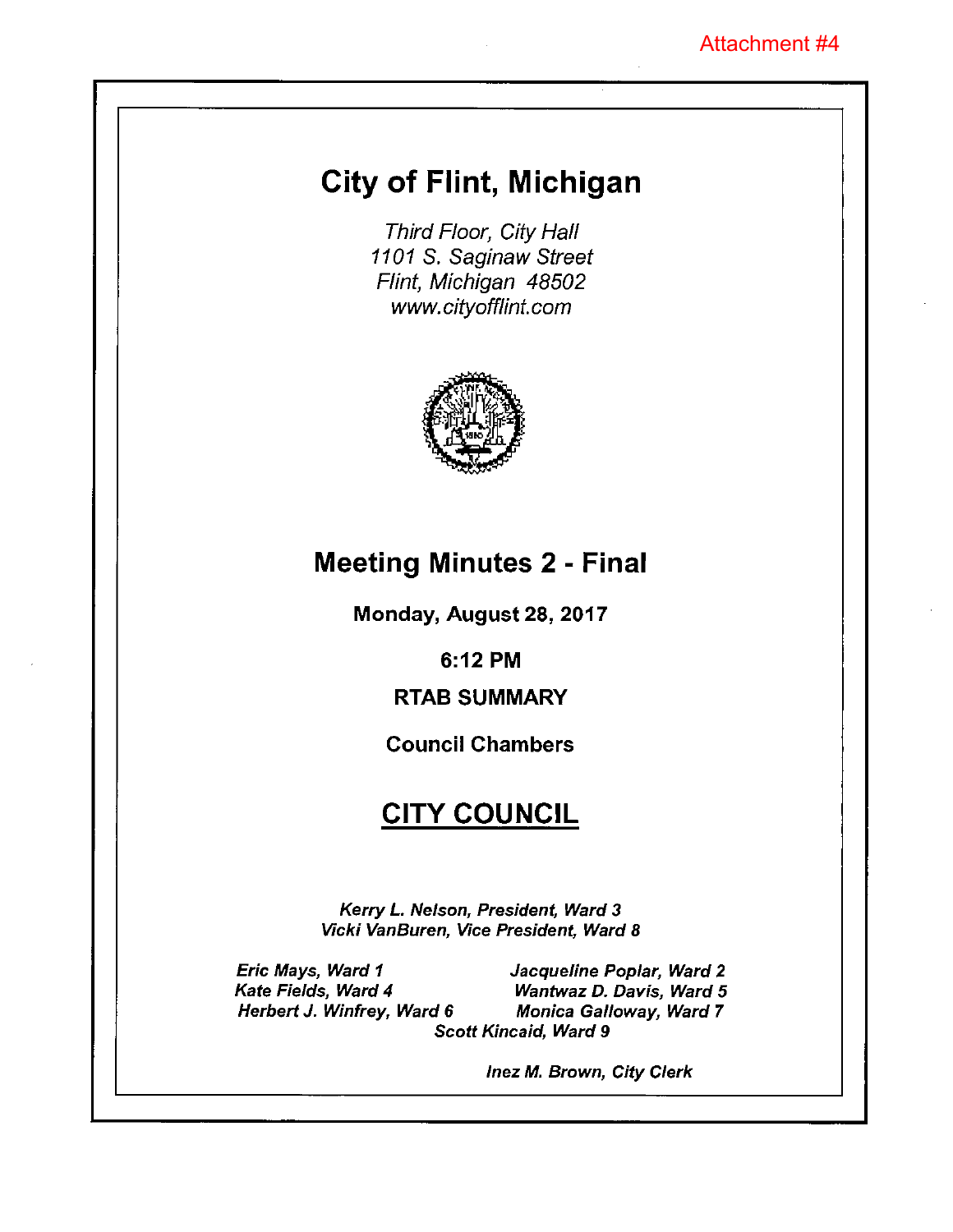Attachment #4

# City of Flint, Michigan

*Third Floor, City Hall*
*1101 S. Saginaw Street*
*Flint, Michigan 48502*
*www.cityofflint.com*

## Meeting Minutes 2 - Final

**Monday, August 28, 2017**

**6:12 PM**

**RTAB SUMMARY**

**Council Chambers**

## CITY COUNCIL

***Kerry L. Nelson, President, Ward 3***
***Vicki VanBuren, Vice President, Ward 8***

***Eric Mays, Ward 1***
***Jacqueline Poplar, Ward 2***
***Kate Fields, Ward 4***
***Wantwaz D. Davis, Ward 5***
***Herbert J. Winfrey, Ward 6***
***Monica Galloway, Ward 7***
***Scott Kincaid, Ward 9***

***Inez M. Brown, City Clerk***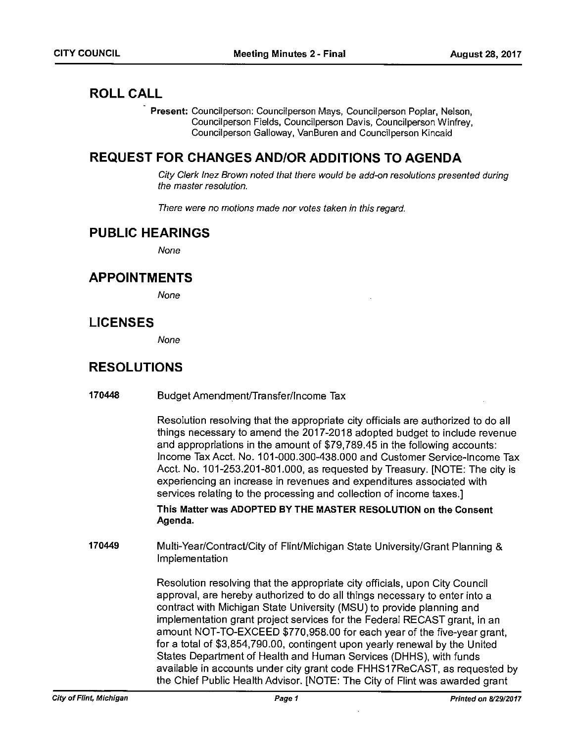## ROLL CALL

**Present:** Councilperson: Councilperson Mays, Councilperson Poplar, Nelson, Councilperson Fields, Councilperson Davis, Councilperson Winfrey, Councilperson Galloway, VanBuren and Councilperson Kincaid

## REQUEST FOR CHANGES AND/OR ADDITIONS TO AGENDA

*City Clerk Inez Brown noted that there would be add-on resolutions presented during the master resolution.*

*There were no motions made nor votes taken in this regard.*

## PUBLIC HEARINGS

*None*

## APPOINTMENTS

*None*

## LICENSES

*None*

## RESOLUTIONS

**170448** Budget Amendment/Transfer/Income Tax

Resolution resolving that the appropriate city officials are authorized to do all things necessary to amend the 2017-2018 adopted budget to include revenue and appropriations in the amount of $79,789.45 in the following accounts: Income Tax Acct. No. 101-000.300-438.000 and Customer Service-Income Tax Acct. No. 101-253.201-801.000, as requested by Treasury. [NOTE: The city is experiencing an increase in revenues and expenditures associated with services relating to the processing and collection of income taxes.]

**This Matter was ADOPTED BY THE MASTER RESOLUTION on the Consent Agenda.**

**170449** Multi-Year/Contract/City of Flint/Michigan State University/Grant Planning & Implementation

Resolution resolving that the appropriate city officials, upon City Council approval, are hereby authorized to do all things necessary to enter into a contract with Michigan State University (MSU) to provide planning and implementation grant project services for the Federal RECAST grant, in an amount NOT-TO-EXCEED $770,958.00 for each year of the five-year grant, for a total of $3,854,790.00, contingent upon yearly renewal by the United States Department of Health and Human Services (DHHS), with funds available in accounts under city grant code FHHS17ReCAST, as requested by the Chief Public Health Advisor. [NOTE: The City of Flint was awarded grant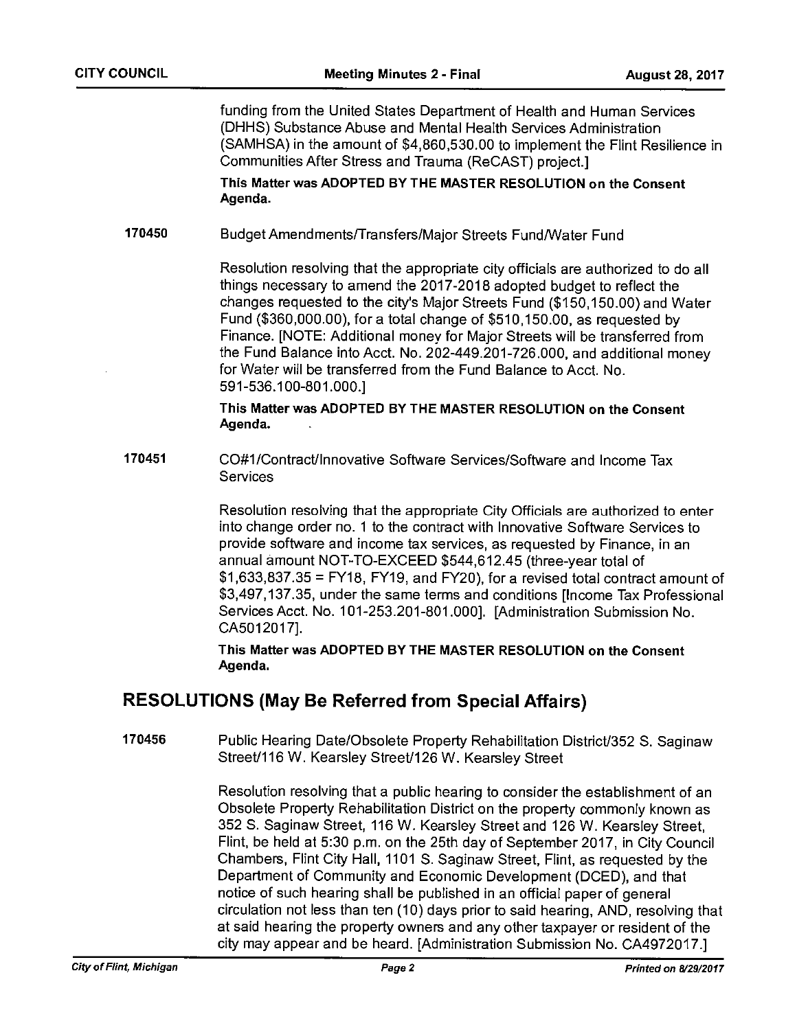funding from the United States Department of Health and Human Services (DHHS) Substance Abuse and Mental Health Services Administration (SAMHSA) in the amount of $4,860,530.00 to implement the Flint Resilience in Communities After Stress and Trauma (ReCAST) project.]

**This Matter was ADOPTED BY THE MASTER RESOLUTION on the Consent Agenda.**

**170450** Budget Amendments/Transfers/Major Streets Fund/Water Fund

Resolution resolving that the appropriate city officials are authorized to do all things necessary to amend the 2017-2018 adopted budget to reflect the changes requested to the city's Major Streets Fund ($150,150.00) and Water Fund ($360,000.00), for a total change of $510,150.00, as requested by Finance. [NOTE: Additional money for Major Streets will be transferred from the Fund Balance into Acct. No. 202-449.201-726.000, and additional money for Water will be transferred from the Fund Balance to Acct. No. 591-536.100-801.000.]

**This Matter was ADOPTED BY THE MASTER RESOLUTION on the Consent Agenda.**

**170451** CO#1/Contract/Innovative Software Services/Software and Income Tax Services

Resolution resolving that the appropriate City Officials are authorized to enter into change order no. 1 to the contract with Innovative Software Services to provide software and income tax services, as requested by Finance, in an annual amount NOT-TO-EXCEED $544,612.45 (three-year total of $1,633,837.35 = FY18, FY19, and FY20), for a revised total contract amount of $3,497,137.35, under the same terms and conditions [Income Tax Professional Services Acct. No. 101-253.201-801.000]. [Administration Submission No. CA5012017].

**This Matter was ADOPTED BY THE MASTER RESOLUTION on the Consent Agenda.**

## RESOLUTIONS (May Be Referred from Special Affairs)

**170456** Public Hearing Date/Obsolete Property Rehabilitation District/352 S. Saginaw Street/116 W. Kearsley Street/126 W. Kearsley Street

Resolution resolving that a public hearing to consider the establishment of an Obsolete Property Rehabilitation District on the property commonly known as 352 S. Saginaw Street, 116 W. Kearsley Street and 126 W. Kearsley Street, Flint, be held at 5:30 p.m. on the 25th day of September 2017, in City Council Chambers, Flint City Hall, 1101 S. Saginaw Street, Flint, as requested by the Department of Community and Economic Development (DCED), and that notice of such hearing shall be published in an official paper of general circulation not less than ten (10) days prior to said hearing, AND, resolving that at said hearing the property owners and any other taxpayer or resident of the city may appear and be heard. [Administration Submission No. CA4972017.]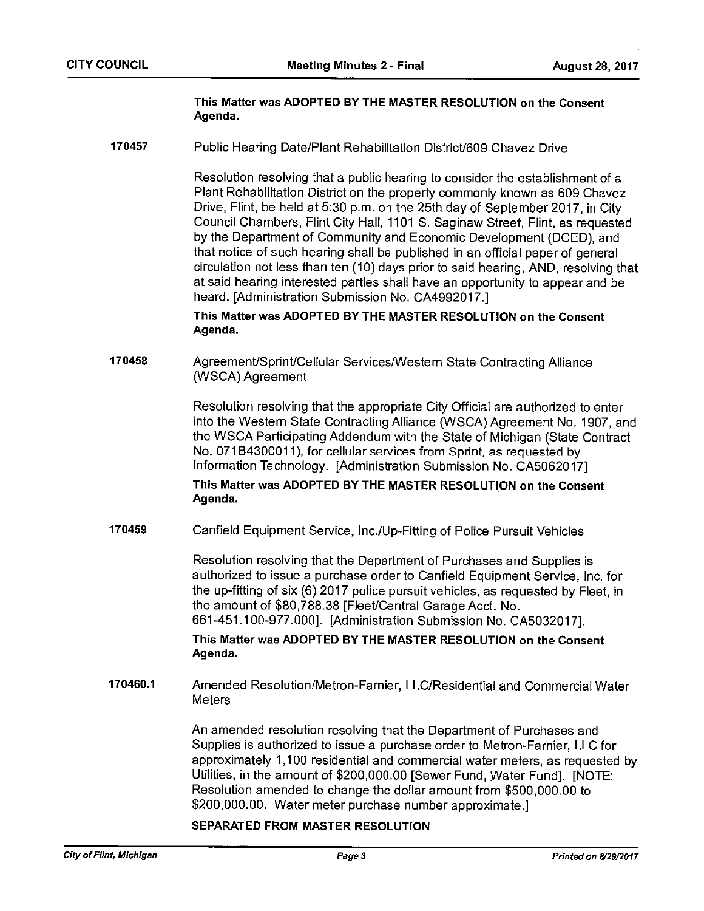**This Matter was ADOPTED BY THE MASTER RESOLUTION on the Consent Agenda.**

**170457** Public Hearing Date/Plant Rehabilitation District/609 Chavez Drive

Resolution resolving that a public hearing to consider the establishment of a Plant Rehabilitation District on the property commonly known as 609 Chavez Drive, Flint, be held at 5:30 p.m. on the 25th day of September 2017, in City Council Chambers, Flint City Hall, 1101 S. Saginaw Street, Flint, as requested by the Department of Community and Economic Development (DCED), and that notice of such hearing shall be published in an official paper of general circulation not less than ten (10) days prior to said hearing, AND, resolving that at said hearing interested parties shall have an opportunity to appear and be heard. [Administration Submission No. CA4992017.]

**This Matter was ADOPTED BY THE MASTER RESOLUTION on the Consent Agenda.**

**170458** Agreement/Sprint/Cellular Services/Western State Contracting Alliance (WSCA) Agreement

Resolution resolving that the appropriate City Official are authorized to enter into the Western State Contracting Alliance (WSCA) Agreement No. 1907, and the WSCA Participating Addendum with the State of Michigan (State Contract No. 071B4300011), for cellular services from Sprint, as requested by Information Technology. [Administration Submission No. CA5062017]

**This Matter was ADOPTED BY THE MASTER RESOLUTION on the Consent Agenda.**

**170459** Canfield Equipment Service, Inc./Up-Fitting of Police Pursuit Vehicles

Resolution resolving that the Department of Purchases and Supplies is authorized to issue a purchase order to Canfield Equipment Service, Inc. for the up-fitting of six (6) 2017 police pursuit vehicles, as requested by Fleet, in the amount of $80,788.38 [Fleet/Central Garage Acct. No. 661-451.100-977.000]. [Administration Submission No. CA5032017].

**This Matter was ADOPTED BY THE MASTER RESOLUTION on the Consent Agenda.**

**170460.1** Amended Resolution/Metron-Farnier, LLC/Residential and Commercial Water Meters

An amended resolution resolving that the Department of Purchases and Supplies is authorized to issue a purchase order to Metron-Farnier, LLC for approximately 1,100 residential and commercial water meters, as requested by Utilities, in the amount of $200,000.00 [Sewer Fund, Water Fund]. [NOTE: Resolution amended to change the dollar amount from $500,000.00 to $200,000.00. Water meter purchase number approximate.]

**SEPARATED FROM MASTER RESOLUTION**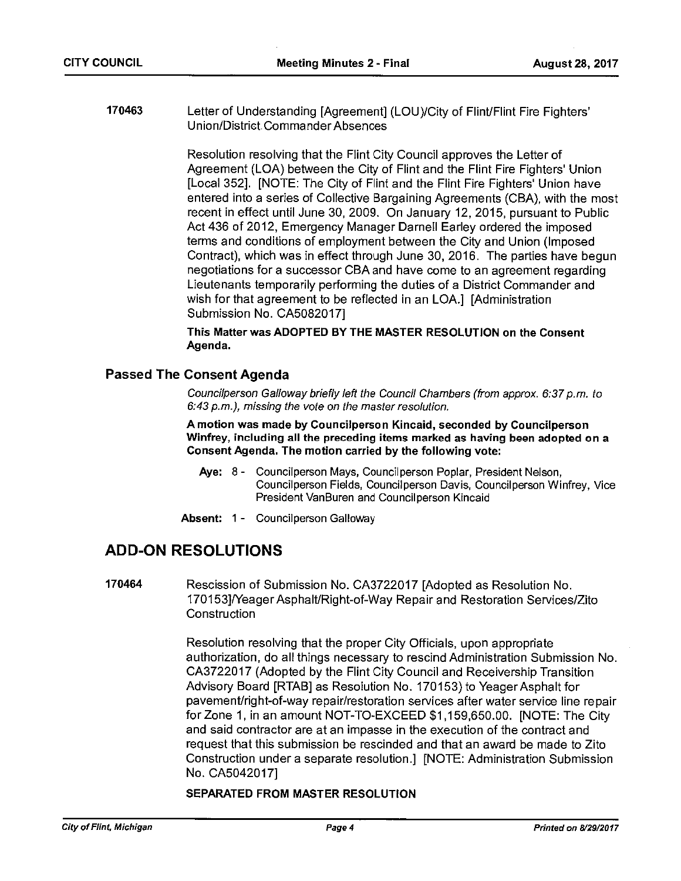170463 Letter of Understanding [Agreement] (LOU)/City of Flint/Flint Fire Fighters' Union/District Commander Absences

Resolution resolving that the Flint City Council approves the Letter of Agreement (LOA) between the City of Flint and the Flint Fire Fighters' Union [Local 352]. [NOTE: The City of Flint and the Flint Fire Fighters' Union have entered into a series of Collective Bargaining Agreements (CBA), with the most recent in effect until June 30, 2009. On January 12, 2015, pursuant to Public Act 436 of 2012, Emergency Manager Darnell Earley ordered the imposed terms and conditions of employment between the City and Union (Imposed Contract), which was in effect through June 30, 2016. The parties have begun negotiations for a successor CBA and have come to an agreement regarding Lieutenants temporarily performing the duties of a District Commander and wish for that agreement to be reflected in an LOA.] [Administration Submission No. CA5082017]

**This Matter was ADOPTED BY THE MASTER RESOLUTION on the Consent Agenda.**

## Passed The Consent Agenda

*Councilperson Galloway briefly left the Council Chambers (from approx. 6:37 p.m. to 6:43 p.m.), missing the vote on the master resolution.*

**A motion was made by Councilperson Kincaid, seconded by Councilperson Winfrey, including all the preceding items marked as having been adopted on a Consent Agenda. The motion carried by the following vote:**

- **Aye:** 8 - Councilperson Mays, Councilperson Poplar, President Nelson, Councilperson Fields, Councilperson Davis, Councilperson Winfrey, Vice President VanBuren and Councilperson Kincaid
- **Absent:** 1 - Councilperson Galloway

# ADD-ON RESOLUTIONS

170464 Rescission of Submission No. CA3722017 [Adopted as Resolution No. 170153]/Yeager Asphalt/Right-of-Way Repair and Restoration Services/Zito Construction

Resolution resolving that the proper City Officials, upon appropriate authorization, do all things necessary to rescind Administration Submission No. CA3722017 (Adopted by the Flint City Council and Receivership Transition Advisory Board [RTAB] as Resolution No. 170153) to Yeager Asphalt for pavement/right-of-way repair/restoration services after water service line repair for Zone 1, in an amount NOT-TO-EXCEED $1,159,650.00. [NOTE: The City and said contractor are at an impasse in the execution of the contract and request that this submission be rescinded and that an award be made to Zito Construction under a separate resolution.] [NOTE: Administration Submission No. CA5042017]

**SEPARATED FROM MASTER RESOLUTION**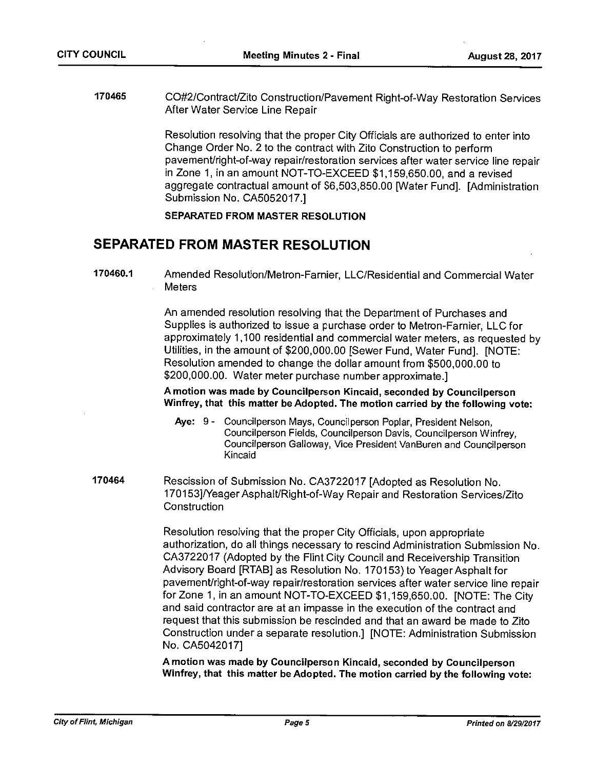170465 CO#2/Contract/Zito Construction/Pavement Right-of-Way Restoration Services After Water Service Line Repair

Resolution resolving that the proper City Officials are authorized to enter into Change Order No. 2 to the contract with Zito Construction to perform pavement/right-of-way repair/restoration services after water service line repair in Zone 1, in an amount NOT-TO-EXCEED $1,159,650.00, and a revised aggregate contractual amount of $6,503,850.00 [Water Fund]. [Administration Submission No. CA5052017.]

**SEPARATED FROM MASTER RESOLUTION**

## SEPARATED FROM MASTER RESOLUTION

170460.1 Amended Resolution/Metron-Farnier, LLC/Residential and Commercial Water Meters

An amended resolution resolving that the Department of Purchases and Supplies is authorized to issue a purchase order to Metron-Farnier, LLC for approximately 1,100 residential and commercial water meters, as requested by Utilities, in the amount of $200,000.00 [Sewer Fund, Water Fund]. [NOTE: Resolution amended to change the dollar amount from $500,000.00 to $200,000.00. Water meter purchase number approximate.]

**A motion was made by Councilperson Kincaid, seconded by Councilperson Winfrey, that this matter be Adopted. The motion carried by the following vote:**

**Aye:** 9 - Councilperson Mays, Councilperson Poplar, President Nelson, Councilperson Fields, Councilperson Davis, Councilperson Winfrey, Councilperson Galloway, Vice President VanBuren and Councilperson Kincaid

170464 Rescission of Submission No. CA3722017 [Adopted as Resolution No. 170153]/Yeager Asphalt/Right-of-Way Repair and Restoration Services/Zito Construction

Resolution resolving that the proper City Officials, upon appropriate authorization, do all things necessary to rescind Administration Submission No. CA3722017 (Adopted by the Flint City Council and Receivership Transition Advisory Board [RTAB] as Resolution No. 170153) to Yeager Asphalt for pavement/right-of-way repair/restoration services after water service line repair for Zone 1, in an amount NOT-TO-EXCEED $1,159,650.00. [NOTE: The City and said contractor are at an impasse in the execution of the contract and request that this submission be rescinded and that an award be made to Zito Construction under a separate resolution.] [NOTE: Administration Submission No. CA5042017]

**A motion was made by Councilperson Kincaid, seconded by Councilperson Winfrey, that this matter be Adopted. The motion carried by the following vote:**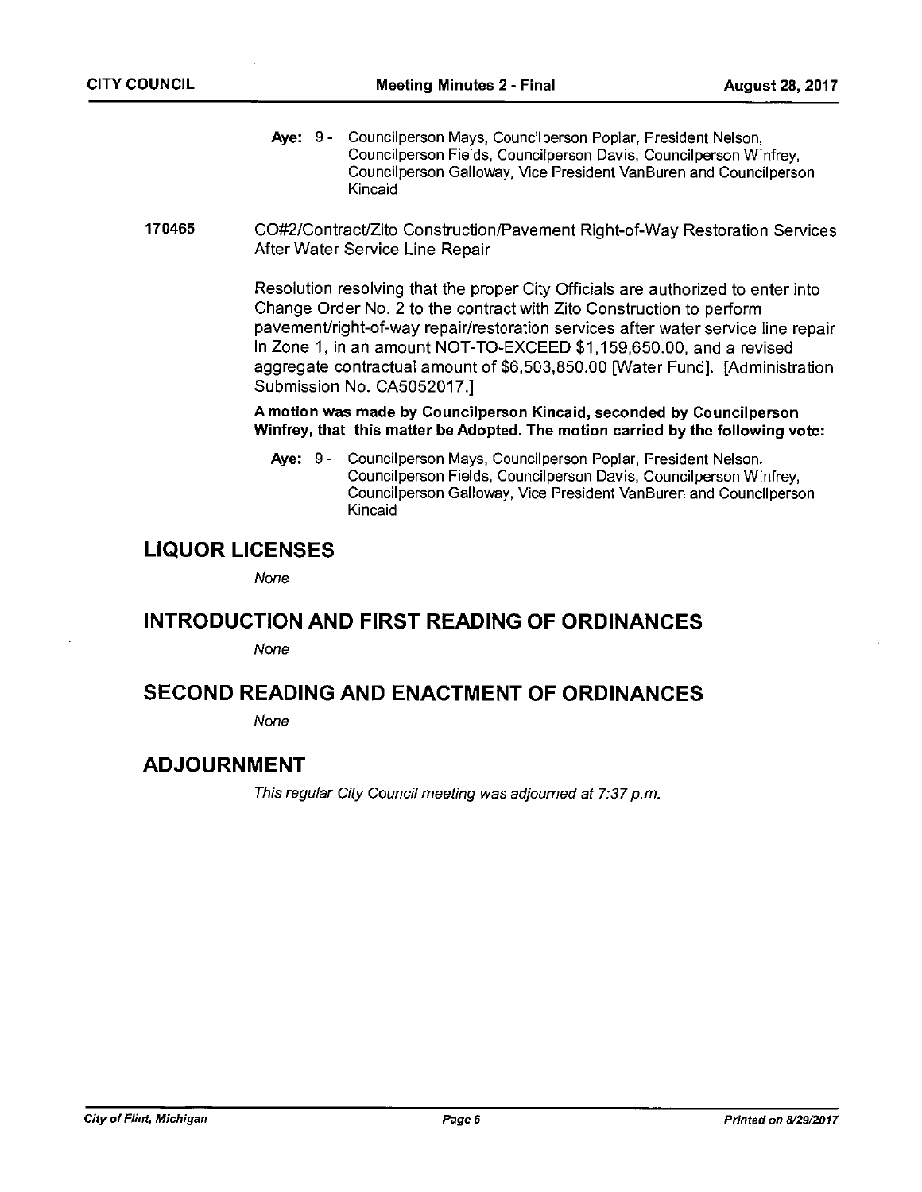**Aye:** 9 - Councilperson Mays, Councilperson Poplar, President Nelson, Councilperson Fields, Councilperson Davis, Councilperson Winfrey, Councilperson Galloway, Vice President VanBuren and Councilperson Kincaid

**170465** CO#2/Contract/Zito Construction/Pavement Right-of-Way Restoration Services After Water Service Line Repair

Resolution resolving that the proper City Officials are authorized to enter into Change Order No. 2 to the contract with Zito Construction to perform pavement/right-of-way repair/restoration services after water service line repair in Zone 1, in an amount NOT-TO-EXCEED $1,159,650.00, and a revised aggregate contractual amount of $6,503,850.00 [Water Fund]. [Administration Submission No. CA5052017.]

**A motion was made by Councilperson Kincaid, seconded by Councilperson Winfrey, that this matter be Adopted. The motion carried by the following vote:**

**Aye:** 9 - Councilperson Mays, Councilperson Poplar, President Nelson, Councilperson Fields, Councilperson Davis, Councilperson Winfrey, Councilperson Galloway, Vice President VanBuren and Councilperson Kincaid

## LIQUOR LICENSES

*None*

## INTRODUCTION AND FIRST READING OF ORDINANCES

*None*

## SECOND READING AND ENACTMENT OF ORDINANCES

*None*

## ADJOURNMENT

*This regular City Council meeting was adjourned at 7:37 p.m.*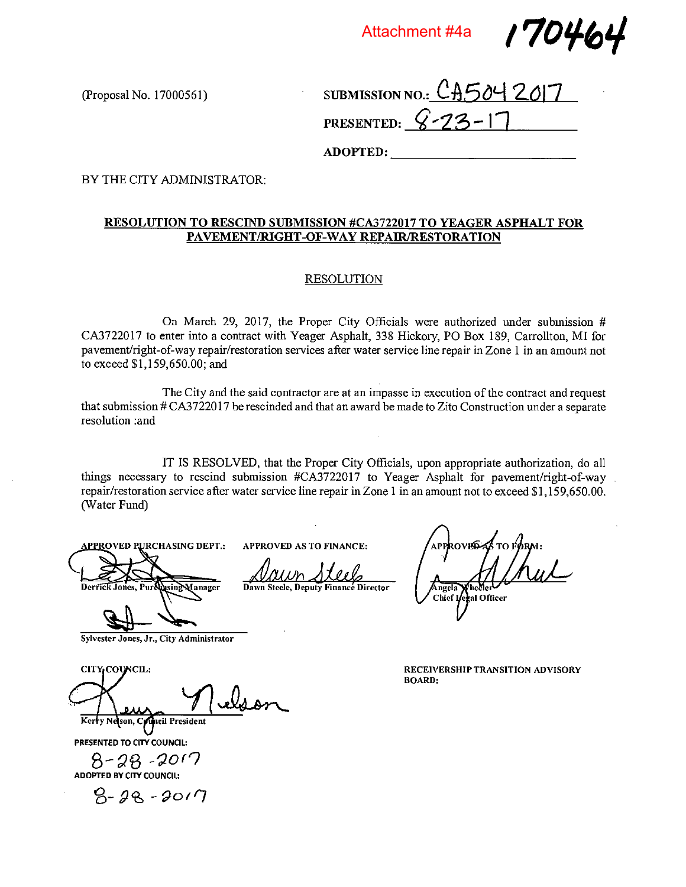Attachment #4a 170464

(Proposal No. 17000561)

SUBMISSION NO.: CA504 2017

PRESENTED: 8-23-17

ADOPTED: ____________________

BY THE CITY ADMINISTRATOR:

**RESOLUTION TO RESCIND SUBMISSION #CA3722017 TO YEAGER ASPHALT FOR PAVEMENT/RIGHT-OF-WAY REPAIR/RESTORATION**

RESOLUTION

On March 29, 2017, the Proper City Officials were authorized under submission # CA3722017 to enter into a contract with Yeager Asphalt, 338 Hickory, PO Box 189, Carrollton, MI for pavement/right-of-way repair/restoration services after water service line repair in Zone 1 in an amount not to exceed $1,159,650.00; and

The City and the said contractor are at an impasse in execution of the contract and request that submission # CA3722017 be rescinded and that an award be made to Zito Construction under a separate resolution :and

IT IS RESOLVED, that the Proper City Officials, upon appropriate authorization, do all things necessary to rescind submission #CA3722017 to Yeager Asphalt for pavement/right-of-way repair/restoration service after water service line repair in Zone 1 in an amount not to exceed $1,159,650.00. (Water Fund)

APPROVED PURCHASING DEPT.:

Derrick Jones, Purchasing Manager

APPROVED AS TO FINANCE:

Dawn Steele, Deputy Finance Director

APPROVED AS TO FORM:

Angela Wheeler
Chief Legal Officer

Sylvester Jones, Jr., City Administrator

CITY COUNCIL:

Kerry Nelson, Council President

RECEIVERSHIP TRANSITION ADVISORY BOARD:

PRESENTED TO CITY COUNCIL:

8-28-2017

ADOPTED BY CITY COUNCIL:

8-28-2017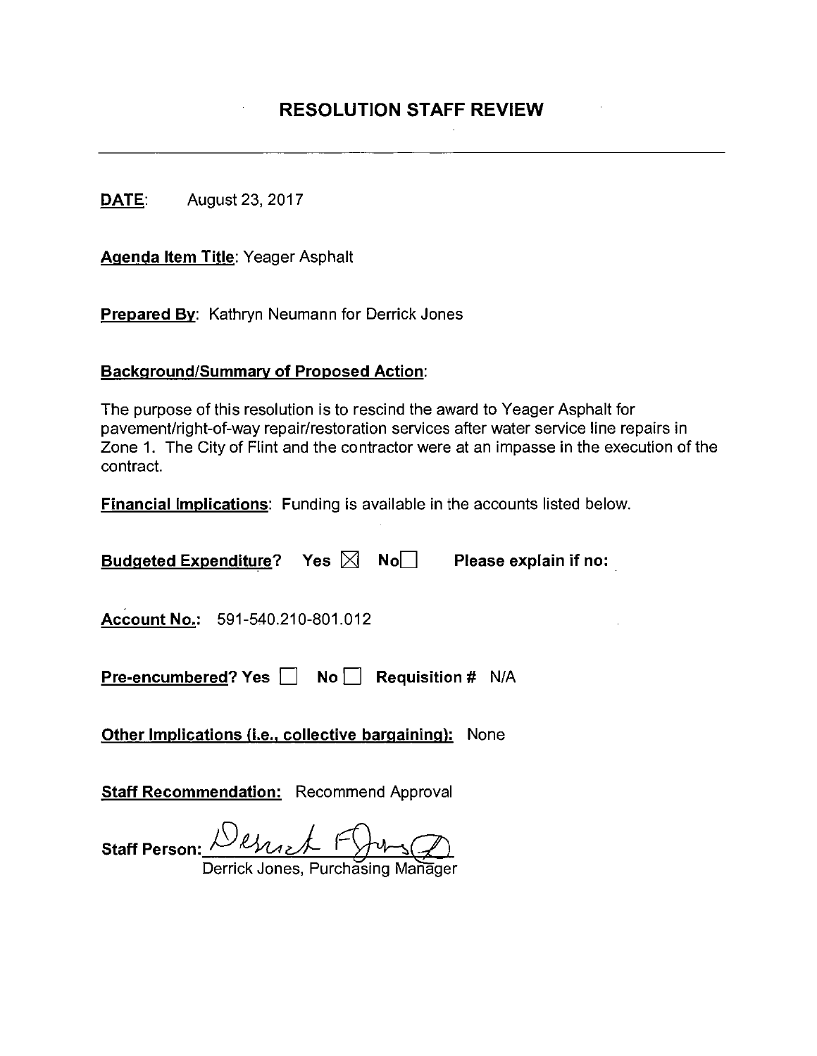# RESOLUTION STAFF REVIEW

---

**DATE**: August 23, 2017

**Agenda Item Title**: Yeager Asphalt

**Prepared By**: Kathryn Neumann for Derrick Jones

**Background/Summary of Proposed Action**:

The purpose of this resolution is to rescind the award to Yeager Asphalt for pavement/right-of-way repair/restoration services after water service line repairs in Zone 1. The City of Flint and the contractor were at an impasse in the execution of the contract.

**Financial Implications**: Funding is available in the accounts listed below.

**Budgeted Expenditure?** Yes ☒ No ☐ **Please explain if no:**

**Account No.:** 591-540.210-801.012

**Pre-encumbered?** Yes ☐ No ☐ **Requisition #** N/A

**Other Implications (i.e., collective bargaining):** None

**Staff Recommendation:** Recommend Approval

**Staff Person:** Derrick F Jones
Derrick Jones, Purchasing Manager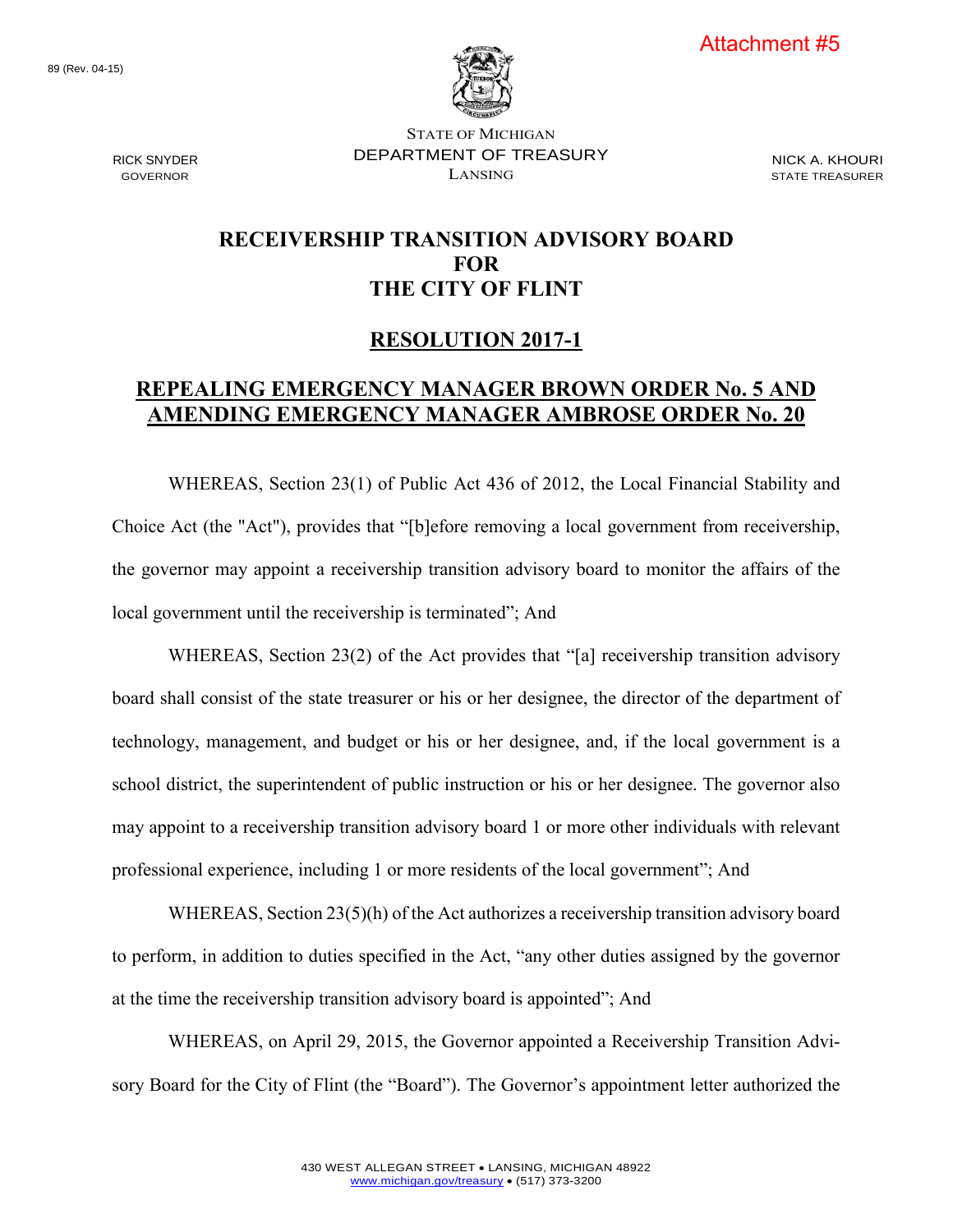Attachment #5

89 (Rev. 04-15)

STATE OF MICHIGAN
DEPARTMENT OF TREASURY
LANSING

RICK SNYDER
GOVERNOR

NICK A. KHOURI
STATE TREASURER

# RECEIVERSHIP TRANSITION ADVISORY BOARD FOR THE CITY OF FLINT

## RESOLUTION 2017-1

## REPEALING EMERGENCY MANAGER BROWN ORDER No. 5 AND AMENDING EMERGENCY MANAGER AMBROSE ORDER No. 20

WHEREAS, Section 23(1) of Public Act 436 of 2012, the Local Financial Stability and Choice Act (the "Act"), provides that "[b]efore removing a local government from receivership, the governor may appoint a receivership transition advisory board to monitor the affairs of the local government until the receivership is terminated"; And

WHEREAS, Section 23(2) of the Act provides that "[a] receivership transition advisory board shall consist of the state treasurer or his or her designee, the director of the department of technology, management, and budget or his or her designee, and, if the local government is a school district, the superintendent of public instruction or his or her designee. The governor also may appoint to a receivership transition advisory board 1 or more other individuals with relevant professional experience, including 1 or more residents of the local government"; And

WHEREAS, Section 23(5)(h) of the Act authorizes a receivership transition advisory board to perform, in addition to duties specified in the Act, "any other duties assigned by the governor at the time the receivership transition advisory board is appointed"; And

WHEREAS, on April 29, 2015, the Governor appointed a Receivership Transition Advisory Board for the City of Flint (the "Board"). The Governor's appointment letter authorized the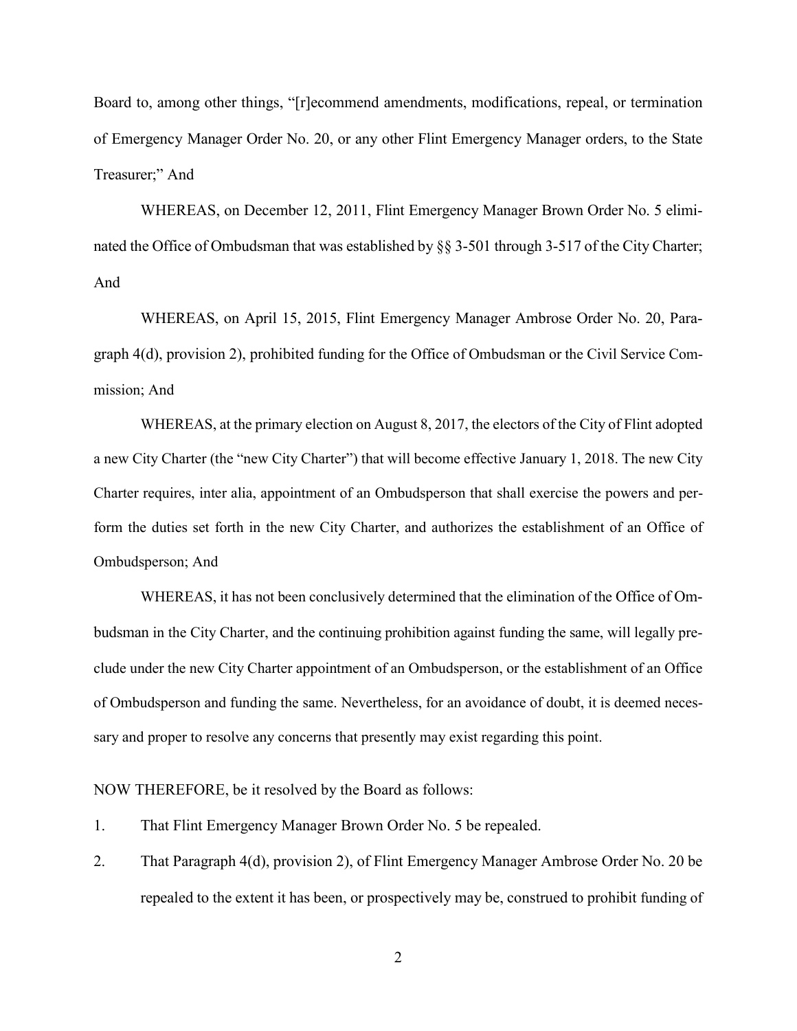Board to, among other things, "[r]ecommend amendments, modifications, repeal, or termination of Emergency Manager Order No. 20, or any other Flint Emergency Manager orders, to the State Treasurer;" And

WHEREAS, on December 12, 2011, Flint Emergency Manager Brown Order No. 5 eliminated the Office of Ombudsman that was established by §§ 3-501 through 3-517 of the City Charter; And

WHEREAS, on April 15, 2015, Flint Emergency Manager Ambrose Order No. 20, Paragraph 4(d), provision 2), prohibited funding for the Office of Ombudsman or the Civil Service Commission; And

WHEREAS, at the primary election on August 8, 2017, the electors of the City of Flint adopted a new City Charter (the "new City Charter") that will become effective January 1, 2018. The new City Charter requires, inter alia, appointment of an Ombudsperson that shall exercise the powers and perform the duties set forth in the new City Charter, and authorizes the establishment of an Office of Ombudsperson; And

WHEREAS, it has not been conclusively determined that the elimination of the Office of Ombudsman in the City Charter, and the continuing prohibition against funding the same, will legally preclude under the new City Charter appointment of an Ombudsperson, or the establishment of an Office of Ombudsperson and funding the same. Nevertheless, for an avoidance of doubt, it is deemed necessary and proper to resolve any concerns that presently may exist regarding this point.

NOW THEREFORE, be it resolved by the Board as follows:

1. That Flint Emergency Manager Brown Order No. 5 be repealed.
2. That Paragraph 4(d), provision 2), of Flint Emergency Manager Ambrose Order No. 20 be repealed to the extent it has been, or prospectively may be, construed to prohibit funding of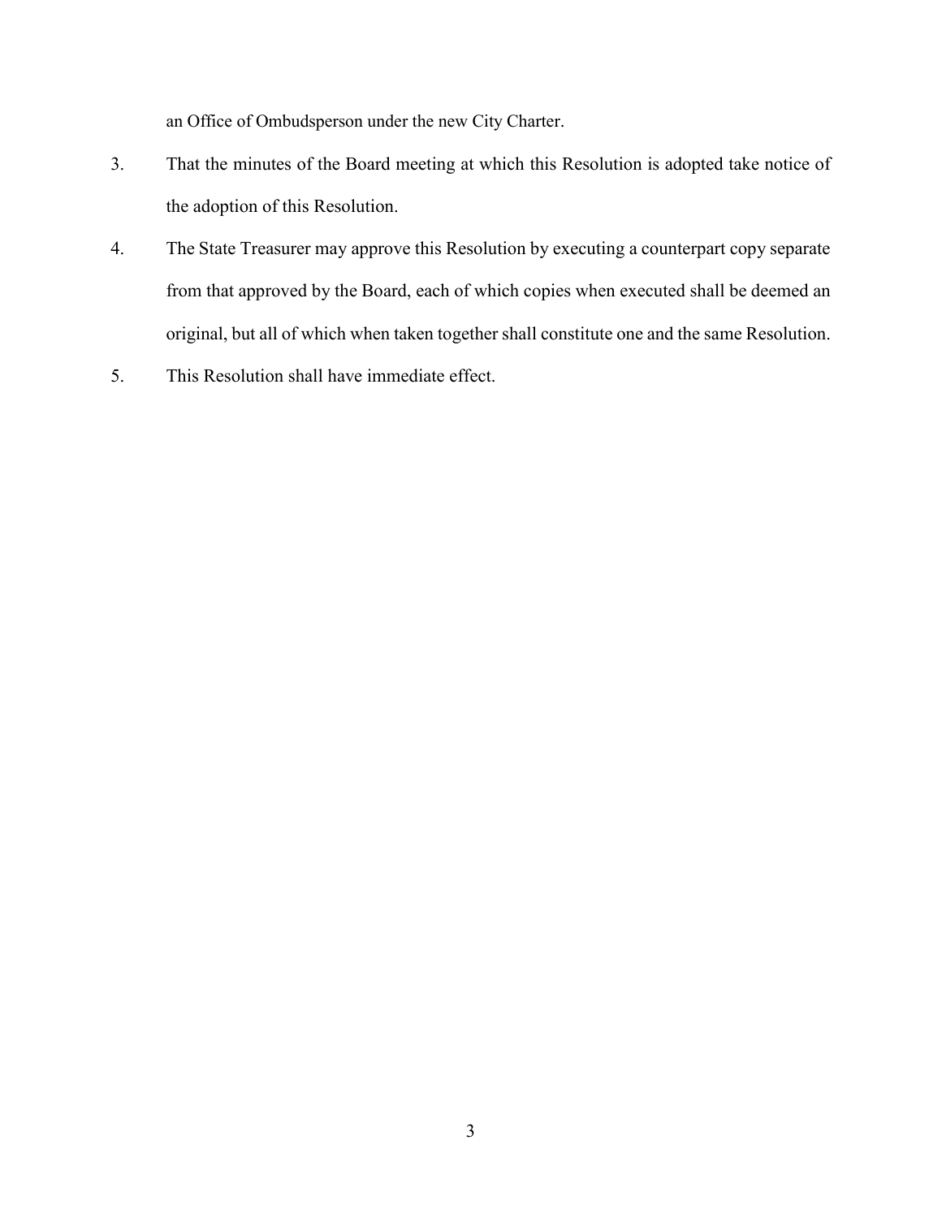an Office of Ombudsperson under the new City Charter.

3. That the minutes of the Board meeting at which this Resolution is adopted take notice of the adoption of this Resolution.

4. The State Treasurer may approve this Resolution by executing a counterpart copy separate from that approved by the Board, each of which copies when executed shall be deemed an original, but all of which when taken together shall constitute one and the same Resolution.

5. This Resolution shall have immediate effect.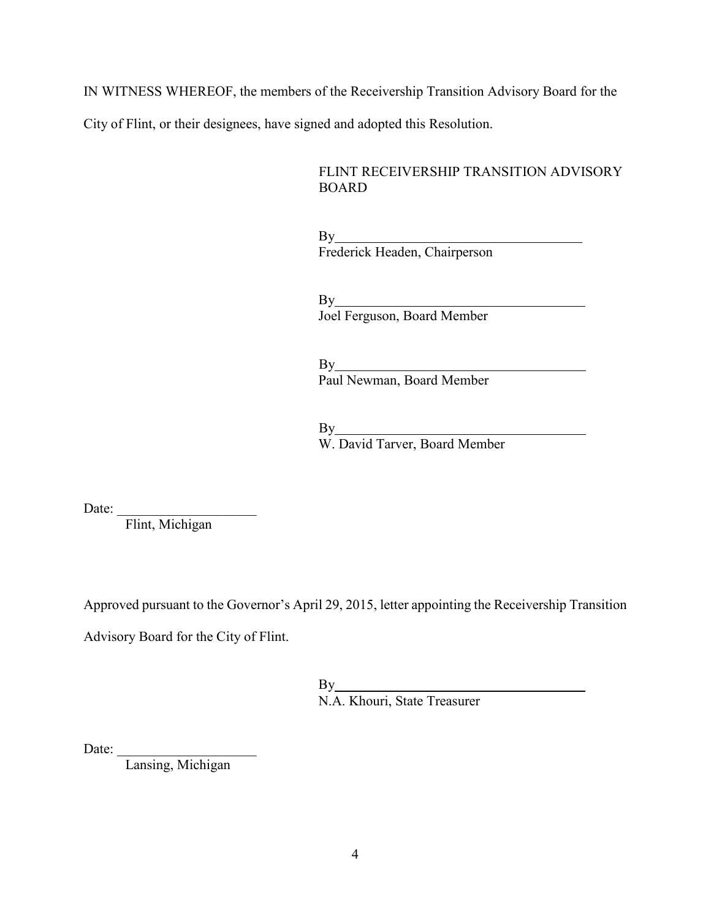IN WITNESS WHEREOF, the members of the Receivership Transition Advisory Board for the City of Flint, or their designees, have signed and adopted this Resolution.

FLINT RECEIVERSHIP TRANSITION ADVISORY BOARD

By_____________________________________
Frederick Headen, Chairperson

By_____________________________________
Joel Ferguson, Board Member

By_____________________________________
Paul Newman, Board Member

By_____________________________________
W. David Tarver, Board Member

Date: ____________________
Flint, Michigan

Approved pursuant to the Governor's April 29, 2015, letter appointing the Receivership Transition Advisory Board for the City of Flint.

By_____________________________________
N.A. Khouri, State Treasurer

Date: ____________________
Lansing, Michigan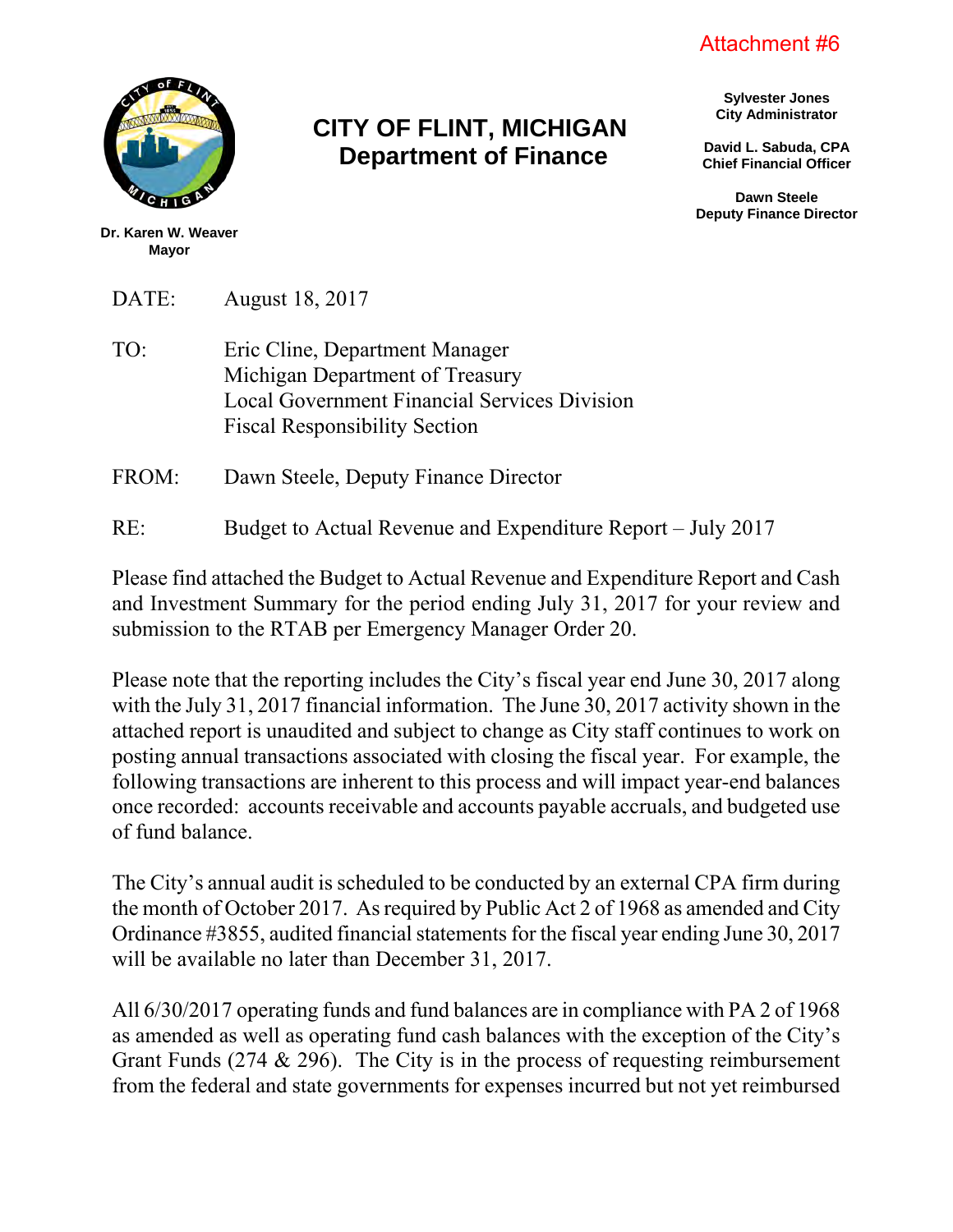Attachment #6

# CITY OF FLINT, MICHIGAN
## Department of Finance

**Dr. Karen W. Weaver**
**Mayor**

**Sylvester Jones**
**City Administrator**

**David L. Sabuda, CPA**
**Chief Financial Officer**

**Dawn Steele**
**Deputy Finance Director**

DATE: August 18, 2017

TO: Eric Cline, Department Manager
Michigan Department of Treasury
Local Government Financial Services Division
Fiscal Responsibility Section

FROM: Dawn Steele, Deputy Finance Director

RE: Budget to Actual Revenue and Expenditure Report – July 2017

Please find attached the Budget to Actual Revenue and Expenditure Report and Cash and Investment Summary for the period ending July 31, 2017 for your review and submission to the RTAB per Emergency Manager Order 20.

Please note that the reporting includes the City's fiscal year end June 30, 2017 along with the July 31, 2017 financial information. The June 30, 2017 activity shown in the attached report is unaudited and subject to change as City staff continues to work on posting annual transactions associated with closing the fiscal year. For example, the following transactions are inherent to this process and will impact year-end balances once recorded: accounts receivable and accounts payable accruals, and budgeted use of fund balance.

The City's annual audit is scheduled to be conducted by an external CPA firm during the month of October 2017. As required by Public Act 2 of 1968 as amended and City Ordinance #3855, audited financial statements for the fiscal year ending June 30, 2017 will be available no later than December 31, 2017.

All 6/30/2017 operating funds and fund balances are in compliance with PA 2 of 1968 as amended as well as operating fund cash balances with the exception of the City's Grant Funds (274 & 296). The City is in the process of requesting reimbursement from the federal and state governments for expenses incurred but not yet reimbursed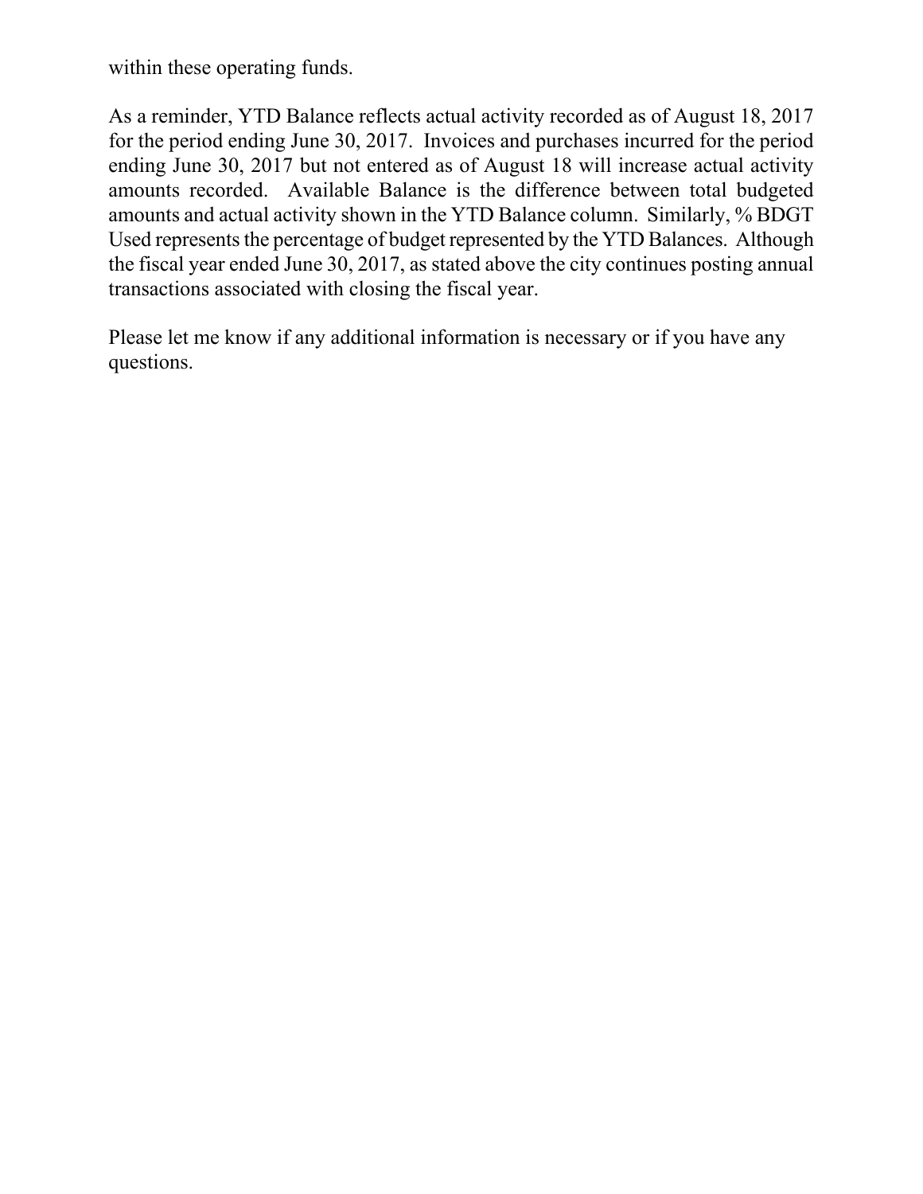within these operating funds.

As a reminder, YTD Balance reflects actual activity recorded as of August 18, 2017 for the period ending June 30, 2017. Invoices and purchases incurred for the period ending June 30, 2017 but not entered as of August 18 will increase actual activity amounts recorded. Available Balance is the difference between total budgeted amounts and actual activity shown in the YTD Balance column. Similarly, % BDGT Used represents the percentage of budget represented by the YTD Balances. Although the fiscal year ended June 30, 2017, as stated above the city continues posting annual transactions associated with closing the fiscal year.

Please let me know if any additional information is necessary or if you have any questions.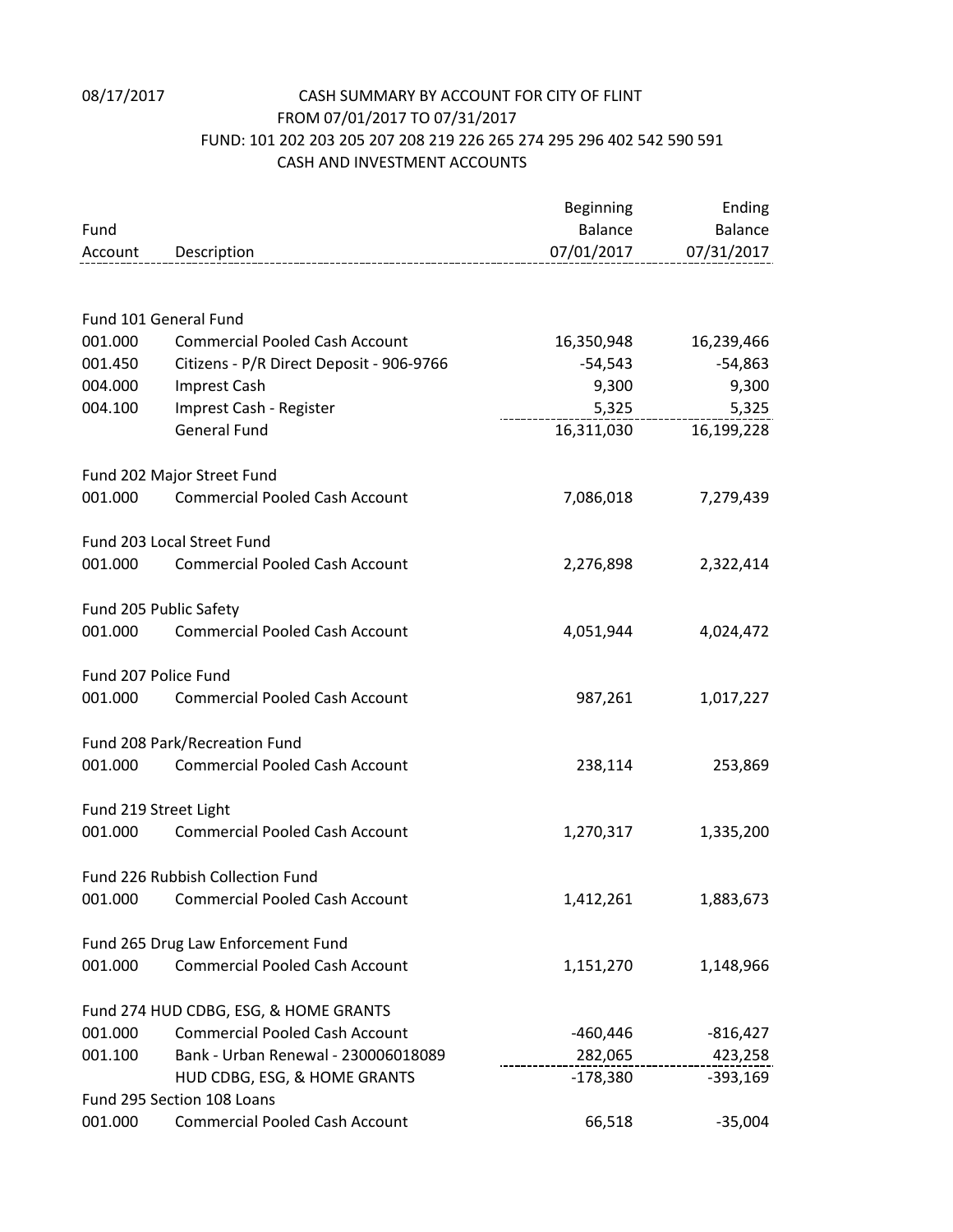08/17/2017

# CASH SUMMARY BY ACCOUNT FOR CITY OF FLINT

FROM 07/01/2017 TO 07/31/2017

FUND: 101 202 203 205 207 208 219 226 265 274 295 296 402 542 590 591

CASH AND INVESTMENT ACCOUNTS

| Fund Account | Description | Beginning Balance 07/01/2017 | Ending Balance 07/31/2017 |
|---|---|---|---|
| Fund 101 General Fund | | | |
| 001.000 | Commercial Pooled Cash Account | 16,350,948 | 16,239,466 |
| 001.450 | Citizens - P/R Direct Deposit - 906-9766 | -54,543 | -54,863 |
| 004.000 | Imprest Cash | 9,300 | 9,300 |
| 004.100 | Imprest Cash - Register | 5,325 | 5,325 |
| | General Fund | 16,311,030 | 16,199,228 |
| Fund 202 Major Street Fund | | | |
| 001.000 | Commercial Pooled Cash Account | 7,086,018 | 7,279,439 |
| Fund 203 Local Street Fund | | | |
| 001.000 | Commercial Pooled Cash Account | 2,276,898 | 2,322,414 |
| Fund 205 Public Safety | | | |
| 001.000 | Commercial Pooled Cash Account | 4,051,944 | 4,024,472 |
| Fund 207 Police Fund | | | |
| 001.000 | Commercial Pooled Cash Account | 987,261 | 1,017,227 |
| Fund 208 Park/Recreation Fund | | | |
| 001.000 | Commercial Pooled Cash Account | 238,114 | 253,869 |
| Fund 219 Street Light | | | |
| 001.000 | Commercial Pooled Cash Account | 1,270,317 | 1,335,200 |
| Fund 226 Rubbish Collection Fund | | | |
| 001.000 | Commercial Pooled Cash Account | 1,412,261 | 1,883,673 |
| Fund 265 Drug Law Enforcement Fund | | | |
| 001.000 | Commercial Pooled Cash Account | 1,151,270 | 1,148,966 |
| Fund 274 HUD CDBG, ESG, & HOME GRANTS | | | |
| 001.000 | Commercial Pooled Cash Account | -460,446 | -816,427 |
| 001.100 | Bank - Urban Renewal - 230006018089 | 282,065 | 423,258 |
| | HUD CDBG, ESG, & HOME GRANTS | -178,380 | -393,169 |
| Fund 295 Section 108 Loans | | | |
| 001.000 | Commercial Pooled Cash Account | 66,518 | -35,004 |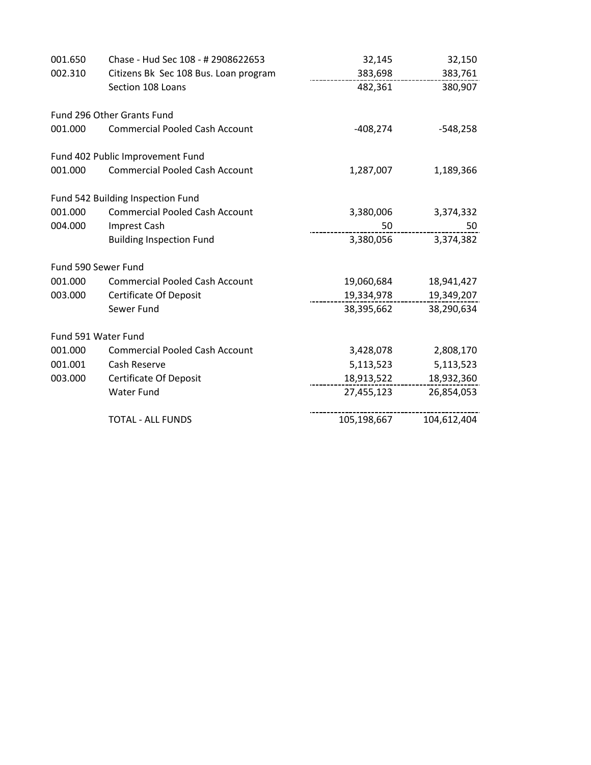| | | | |
|---|---|---|---|
| 001.650 | Chase - Hud Sec 108 - # 2908622653 | 32,145 | 32,150 |
| 002.310 | Citizens Bk Sec 108 Bus. Loan program | 383,698 | 383,761 |
| | Section 108 Loans | 482,361 | 380,907 |
| Fund 296 Other Grants Fund | | | |
| 001.000 | Commercial Pooled Cash Account | -408,274 | -548,258 |
| Fund 402 Public Improvement Fund | | | |
| 001.000 | Commercial Pooled Cash Account | 1,287,007 | 1,189,366 |
| Fund 542 Building Inspection Fund | | | |
| 001.000 | Commercial Pooled Cash Account | 3,380,006 | 3,374,332 |
| 004.000 | Imprest Cash | 50 | 50 |
| | Building Inspection Fund | 3,380,056 | 3,374,382 |
| Fund 590 Sewer Fund | | | |
| 001.000 | Commercial Pooled Cash Account | 19,060,684 | 18,941,427 |
| 003.000 | Certificate Of Deposit | 19,334,978 | 19,349,207 |
| | Sewer Fund | 38,395,662 | 38,290,634 |
| Fund 591 Water Fund | | | |
| 001.000 | Commercial Pooled Cash Account | 3,428,078 | 2,808,170 |
| 001.001 | Cash Reserve | 5,113,523 | 5,113,523 |
| 003.000 | Certificate Of Deposit | 18,913,522 | 18,932,360 |
| | Water Fund | 27,455,123 | 26,854,053 |
| | TOTAL - ALL FUNDS | 105,198,667 | 104,612,404 |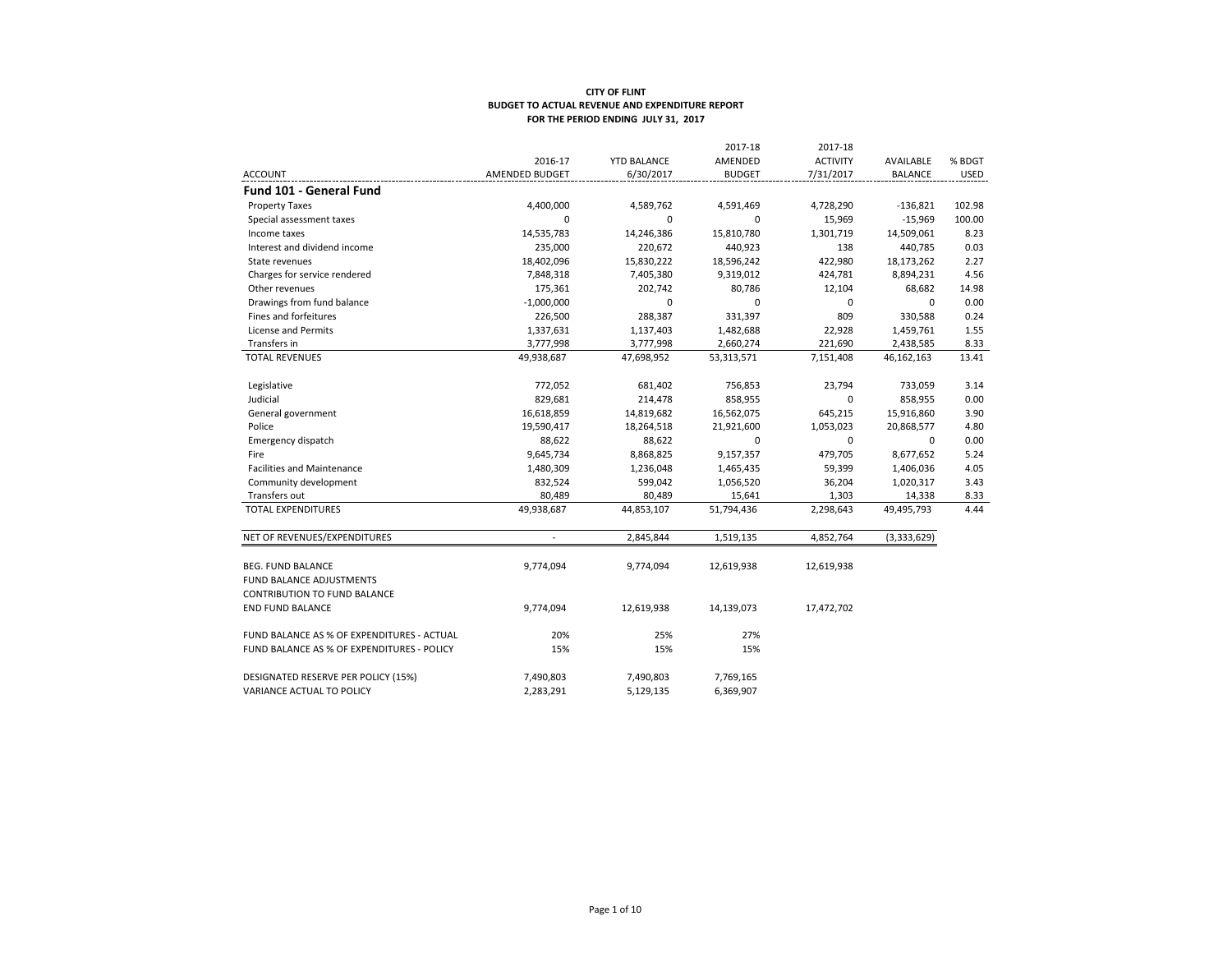**CITY OF FLINT**
**BUDGET TO ACTUAL REVENUE AND EXPENDITURE REPORT**
**FOR THE PERIOD ENDING JULY 31, 2017**

| ACCOUNT | 2016-17 AMENDED BUDGET | YTD BALANCE 6/30/2017 | 2017-18 AMENDED BUDGET | 2017-18 ACTIVITY 7/31/2017 | AVAILABLE BALANCE | % BDGT USED |
|---|---|---|---|---|---|---|
| **Fund 101 - General Fund** | | | | | | |
| Property Taxes | 4,400,000 | 4,589,762 | 4,591,469 | 4,728,290 | -136,821 | 102.98 |
| Special assessment taxes | 0 | 0 | 0 | 15,969 | -15,969 | 100.00 |
| Income taxes | 14,535,783 | 14,246,386 | 15,810,780 | 1,301,719 | 14,509,061 | 8.23 |
| Interest and dividend income | 235,000 | 220,672 | 440,923 | 138 | 440,785 | 0.03 |
| State revenues | 18,402,096 | 15,830,222 | 18,596,242 | 422,980 | 18,173,262 | 2.27 |
| Charges for service rendered | 7,848,318 | 7,405,380 | 9,319,012 | 424,781 | 8,894,231 | 4.56 |
| Other revenues | 175,361 | 202,742 | 80,786 | 12,104 | 68,682 | 14.98 |
| Drawings from fund balance | -1,000,000 | 0 | 0 | 0 | 0 | 0.00 |
| Fines and forfeitures | 226,500 | 288,387 | 331,397 | 809 | 330,588 | 0.24 |
| License and Permits | 1,337,631 | 1,137,403 | 1,482,688 | 22,928 | 1,459,761 | 1.55 |
| Transfers in | 3,777,998 | 3,777,998 | 2,660,274 | 221,690 | 2,438,585 | 8.33 |
| TOTAL REVENUES | 49,938,687 | 47,698,952 | 53,313,571 | 7,151,408 | 46,162,163 | 13.41 |
| | | | | | | |
| Legislative | 772,052 | 681,402 | 756,853 | 23,794 | 733,059 | 3.14 |
| Judicial | 829,681 | 214,478 | 858,955 | 0 | 858,955 | 0.00 |
| General government | 16,618,859 | 14,819,682 | 16,562,075 | 645,215 | 15,916,860 | 3.90 |
| Police | 19,590,417 | 18,264,518 | 21,921,600 | 1,053,023 | 20,868,577 | 4.80 |
| Emergency dispatch | 88,622 | 88,622 | 0 | 0 | 0 | 0.00 |
| Fire | 9,645,734 | 8,868,825 | 9,157,357 | 479,705 | 8,677,652 | 5.24 |
| Facilities and Maintenance | 1,480,309 | 1,236,048 | 1,465,435 | 59,399 | 1,406,036 | 4.05 |
| Community development | 832,524 | 599,042 | 1,056,520 | 36,204 | 1,020,317 | 3.43 |
| Transfers out | 80,489 | 80,489 | 15,641 | 1,303 | 14,338 | 8.33 |
| TOTAL EXPENDITURES | 49,938,687 | 44,853,107 | 51,794,436 | 2,298,643 | 49,495,793 | 4.44 |
| | | | | | | |
| NET OF REVENUES/EXPENDITURES | - | 2,845,844 | 1,519,135 | 4,852,764 | (3,333,629) | |
| | | | | | | |
| BEG. FUND BALANCE | 9,774,094 | 9,774,094 | 12,619,938 | 12,619,938 | | |
| FUND BALANCE ADJUSTMENTS | | | | | | |
| CONTRIBUTION TO FUND BALANCE | | | | | | |
| END FUND BALANCE | 9,774,094 | 12,619,938 | 14,139,073 | 17,472,702 | | |
| | | | | | | |
| FUND BALANCE AS % OF EXPENDITURES - ACTUAL | 20% | 25% | 27% | | | |
| FUND BALANCE AS % OF EXPENDITURES - POLICY | 15% | 15% | 15% | | | |
| | | | | | | |
| DESIGNATED RESERVE PER POLICY (15%) | 7,490,803 | 7,490,803 | 7,769,165 | | | |
| VARIANCE ACTUAL TO POLICY | 2,283,291 | 5,129,135 | 6,369,907 | | | |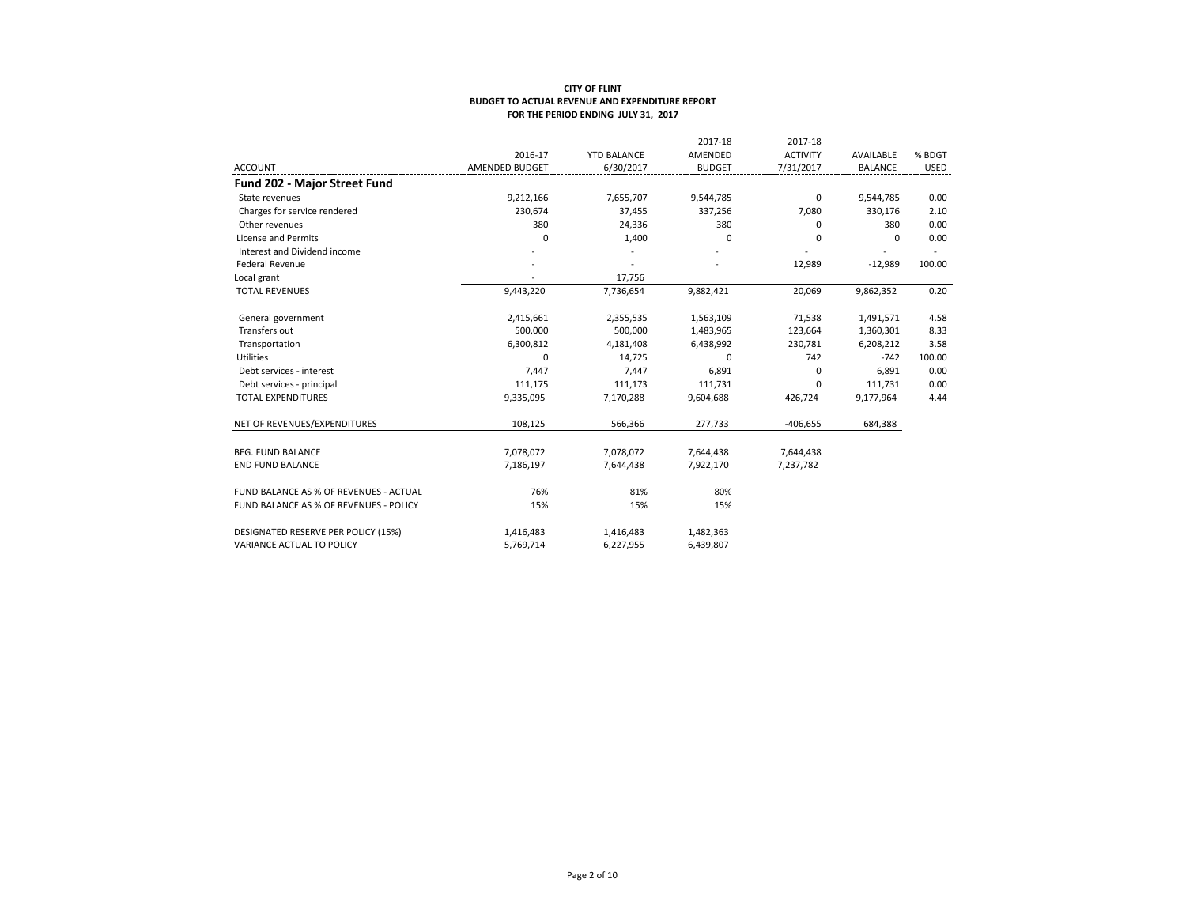**CITY OF FLINT**
**BUDGET TO ACTUAL REVENUE AND EXPENDITURE REPORT**
**FOR THE PERIOD ENDING JULY 31, 2017**

| ACCOUNT | 2016-17 AMENDED BUDGET | YTD BALANCE 6/30/2017 | 2017-18 AMENDED BUDGET | 2017-18 ACTIVITY 7/31/2017 | AVAILABLE BALANCE | % BDGT USED |
|---|---|---|---|---|---|---|
| **Fund 202 - Major Street Fund** | | | | | | |
| State revenues | 9,212,166 | 7,655,707 | 9,544,785 | 0 | 9,544,785 | 0.00 |
| Charges for service rendered | 230,674 | 37,455 | 337,256 | 7,080 | 330,176 | 2.10 |
| Other revenues | 380 | 24,336 | 380 | 0 | 380 | 0.00 |
| License and Permits | 0 | 1,400 | 0 | 0 | 0 | 0.00 |
| Interest and Dividend income | - | - | - | - | - | - |
| Federal Revenue | - | - | - | 12,989 | -12,989 | 100.00 |
| Local grant | - | 17,756 | | | | |
| TOTAL REVENUES | 9,443,220 | 7,736,654 | 9,882,421 | 20,069 | 9,862,352 | 0.20 |
| | | | | | | |
| General government | 2,415,661 | 2,355,535 | 1,563,109 | 71,538 | 1,491,571 | 4.58 |
| Transfers out | 500,000 | 500,000 | 1,483,965 | 123,664 | 1,360,301 | 8.33 |
| Transportation | 6,300,812 | 4,181,408 | 6,438,992 | 230,781 | 6,208,212 | 3.58 |
| Utilities | 0 | 14,725 | 0 | 742 | -742 | 100.00 |
| Debt services - interest | 7,447 | 7,447 | 6,891 | 0 | 6,891 | 0.00 |
| Debt services - principal | 111,175 | 111,173 | 111,731 | 0 | 111,731 | 0.00 |
| TOTAL EXPENDITURES | 9,335,095 | 7,170,288 | 9,604,688 | 426,724 | 9,177,964 | 4.44 |
| | | | | | | |
| NET OF REVENUES/EXPENDITURES | 108,125 | 566,366 | 277,733 | -406,655 | 684,388 | |
| | | | | | | |
| BEG. FUND BALANCE | 7,078,072 | 7,078,072 | 7,644,438 | 7,644,438 | | |
| END FUND BALANCE | 7,186,197 | 7,644,438 | 7,922,170 | 7,237,782 | | |
| | | | | | | |
| FUND BALANCE AS % OF REVENUES - ACTUAL | 76% | 81% | 80% | | | |
| FUND BALANCE AS % OF REVENUES - POLICY | 15% | 15% | 15% | | | |
| | | | | | | |
| DESIGNATED RESERVE PER POLICY (15%) | 1,416,483 | 1,416,483 | 1,482,363 | | | |
| VARIANCE ACTUAL TO POLICY | 5,769,714 | 6,227,955 | 6,439,807 | | | |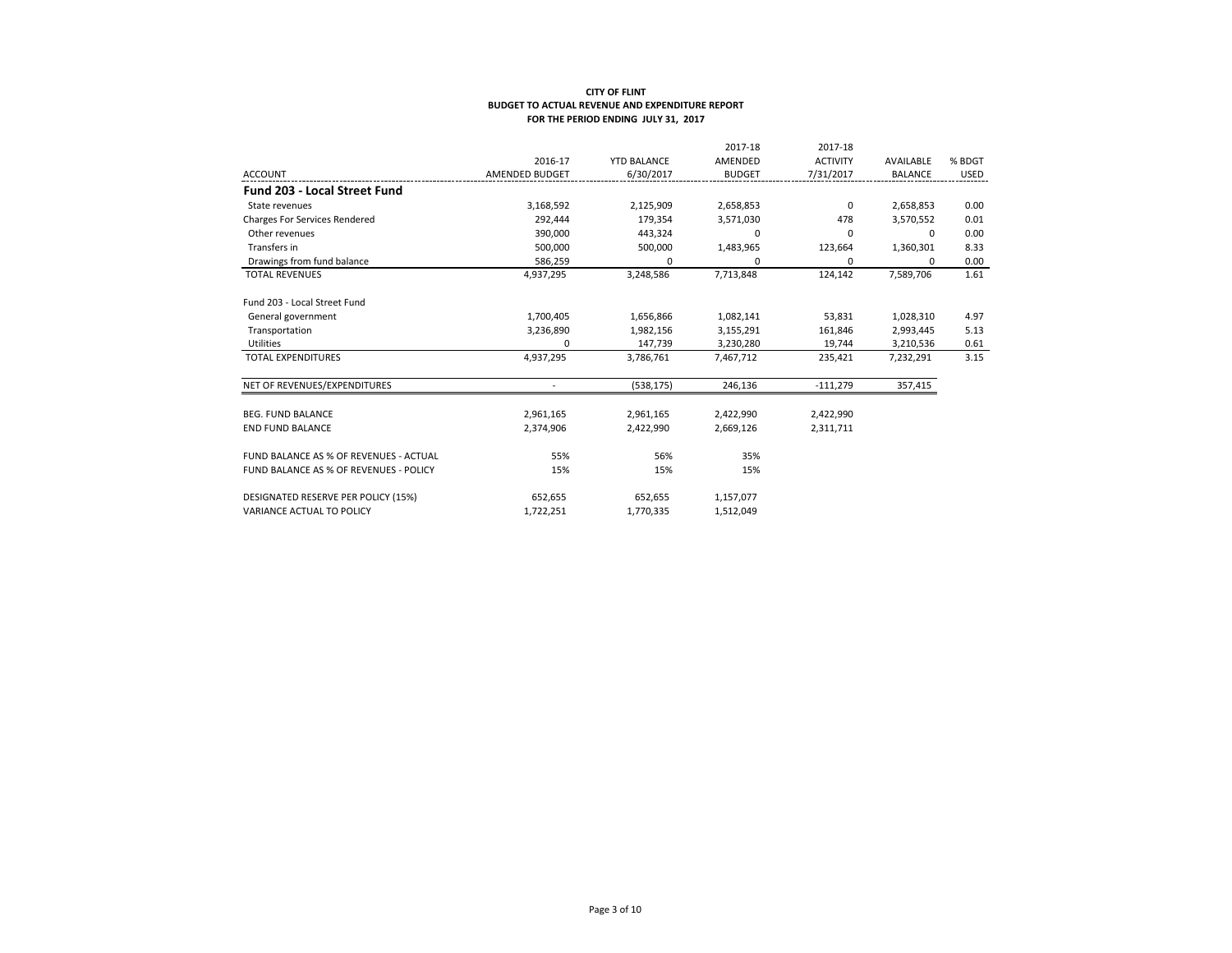**CITY OF FLINT**
**BUDGET TO ACTUAL REVENUE AND EXPENDITURE REPORT**
**FOR THE PERIOD ENDING JULY 31, 2017**

| ACCOUNT | 2016-17 AMENDED BUDGET | YTD BALANCE 6/30/2017 | 2017-18 AMENDED BUDGET | 2017-18 ACTIVITY 7/31/2017 | AVAILABLE BALANCE | % BDGT USED |
|---|---|---|---|---|---|---|
| **Fund 203 - Local Street Fund** | | | | | | |
| State revenues | 3,168,592 | 2,125,909 | 2,658,853 | 0 | 2,658,853 | 0.00 |
| Charges For Services Rendered | 292,444 | 179,354 | 3,571,030 | 478 | 3,570,552 | 0.01 |
| Other revenues | 390,000 | 443,324 | 0 | 0 | 0 | 0.00 |
| Transfers in | 500,000 | 500,000 | 1,483,965 | 123,664 | 1,360,301 | 8.33 |
| Drawings from fund balance | 586,259 | 0 | 0 | 0 | 0 | 0.00 |
| TOTAL REVENUES | 4,937,295 | 3,248,586 | 7,713,848 | 124,142 | 7,589,706 | 1.61 |
| Fund 203 - Local Street Fund | | | | | | |
| General government | 1,700,405 | 1,656,866 | 1,082,141 | 53,831 | 1,028,310 | 4.97 |
| Transportation | 3,236,890 | 1,982,156 | 3,155,291 | 161,846 | 2,993,445 | 5.13 |
| Utilities | 0 | 147,739 | 3,230,280 | 19,744 | 3,210,536 | 0.61 |
| TOTAL EXPENDITURES | 4,937,295 | 3,786,761 | 7,467,712 | 235,421 | 7,232,291 | 3.15 |
| NET OF REVENUES/EXPENDITURES | - | (538,175) | 246,136 | -111,279 | 357,415 | |
| BEG. FUND BALANCE | 2,961,165 | 2,961,165 | 2,422,990 | 2,422,990 | | |
| END FUND BALANCE | 2,374,906 | 2,422,990 | 2,669,126 | 2,311,711 | | |
| FUND BALANCE AS % OF REVENUES - ACTUAL | 55% | 56% | 35% | | | |
| FUND BALANCE AS % OF REVENUES - POLICY | 15% | 15% | 15% | | | |
| DESIGNATED RESERVE PER POLICY (15%) | 652,655 | 652,655 | 1,157,077 | | | |
| VARIANCE ACTUAL TO POLICY | 1,722,251 | 1,770,335 | 1,512,049 | | | |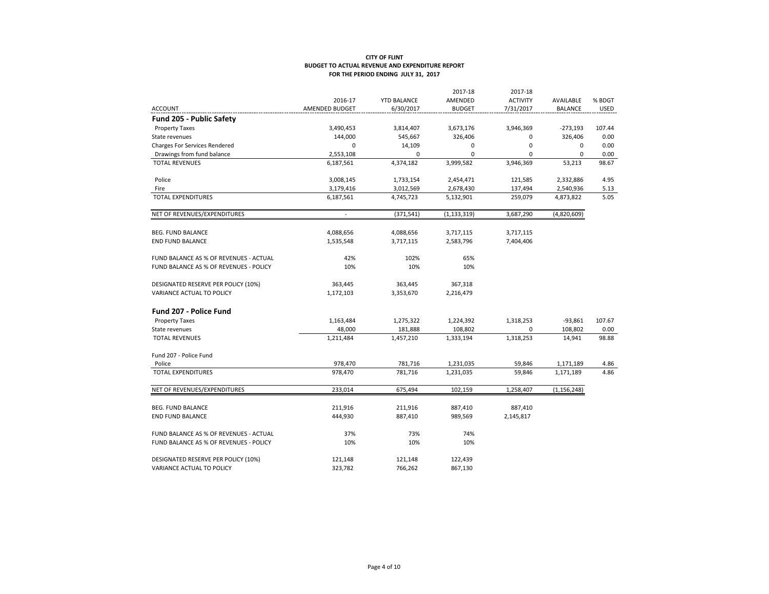**CITY OF FLINT**
**BUDGET TO ACTUAL REVENUE AND EXPENDITURE REPORT**
**FOR THE PERIOD ENDING JULY 31, 2017**

| ACCOUNT | 2016-17 AMENDED BUDGET | YTD BALANCE 6/30/2017 | 2017-18 AMENDED BUDGET | 2017-18 ACTIVITY 7/31/2017 | AVAILABLE BALANCE | % BDGT USED |
|---|---|---|---|---|---|---|
| **Fund 205 - Public Safety** | | | | | | |
| Property Taxes | 3,490,453 | 3,814,407 | 3,673,176 | 3,946,369 | -273,193 | 107.44 |
| State revenues | 144,000 | 545,667 | 326,406 | 0 | 326,406 | 0.00 |
| Charges For Services Rendered | 0 | 14,109 | 0 | 0 | 0 | 0.00 |
| Drawings from fund balance | 2,553,108 | 0 | 0 | 0 | 0 | 0.00 |
| TOTAL REVENUES | 6,187,561 | 4,374,182 | 3,999,582 | 3,946,369 | 53,213 | 98.67 |
| Police | 3,008,145 | 1,733,154 | 2,454,471 | 121,585 | 2,332,886 | 4.95 |
| Fire | 3,179,416 | 3,012,569 | 2,678,430 | 137,494 | 2,540,936 | 5.13 |
| TOTAL EXPENDITURES | 6,187,561 | 4,745,723 | 5,132,901 | 259,079 | 4,873,822 | 5.05 |
| NET OF REVENUES/EXPENDITURES | - | (371,541) | (1,133,319) | 3,687,290 | (4,820,609) | |
| BEG. FUND BALANCE | 4,088,656 | 4,088,656 | 3,717,115 | 3,717,115 | | |
| END FUND BALANCE | 1,535,548 | 3,717,115 | 2,583,796 | 7,404,406 | | |
| FUND BALANCE AS % OF REVENUES - ACTUAL | 42% | 102% | 65% | | | |
| FUND BALANCE AS % OF REVENUES - POLICY | 10% | 10% | 10% | | | |
| DESIGNATED RESERVE PER POLICY (10%) | 363,445 | 363,445 | 367,318 | | | |
| VARIANCE ACTUAL TO POLICY | 1,172,103 | 3,353,670 | 2,216,479 | | | |
| **Fund 207 - Police Fund** | | | | | | |
| Property Taxes | 1,163,484 | 1,275,322 | 1,224,392 | 1,318,253 | -93,861 | 107.67 |
| State revenues | 48,000 | 181,888 | 108,802 | 0 | 108,802 | 0.00 |
| TOTAL REVENUES | 1,211,484 | 1,457,210 | 1,333,194 | 1,318,253 | 14,941 | 98.88 |
| Fund 207 - Police Fund | | | | | | |
| Police | 978,470 | 781,716 | 1,231,035 | 59,846 | 1,171,189 | 4.86 |
| TOTAL EXPENDITURES | 978,470 | 781,716 | 1,231,035 | 59,846 | 1,171,189 | 4.86 |
| NET OF REVENUES/EXPENDITURES | 233,014 | 675,494 | 102,159 | 1,258,407 | (1,156,248) | |
| BEG. FUND BALANCE | 211,916 | 211,916 | 887,410 | 887,410 | | |
| END FUND BALANCE | 444,930 | 887,410 | 989,569 | 2,145,817 | | |
| FUND BALANCE AS % OF REVENUES - ACTUAL | 37% | 73% | 74% | | | |
| FUND BALANCE AS % OF REVENUES - POLICY | 10% | 10% | 10% | | | |
| DESIGNATED RESERVE PER POLICY (10%) | 121,148 | 121,148 | 122,439 | | | |
| VARIANCE ACTUAL TO POLICY | 323,782 | 766,262 | 867,130 | | | |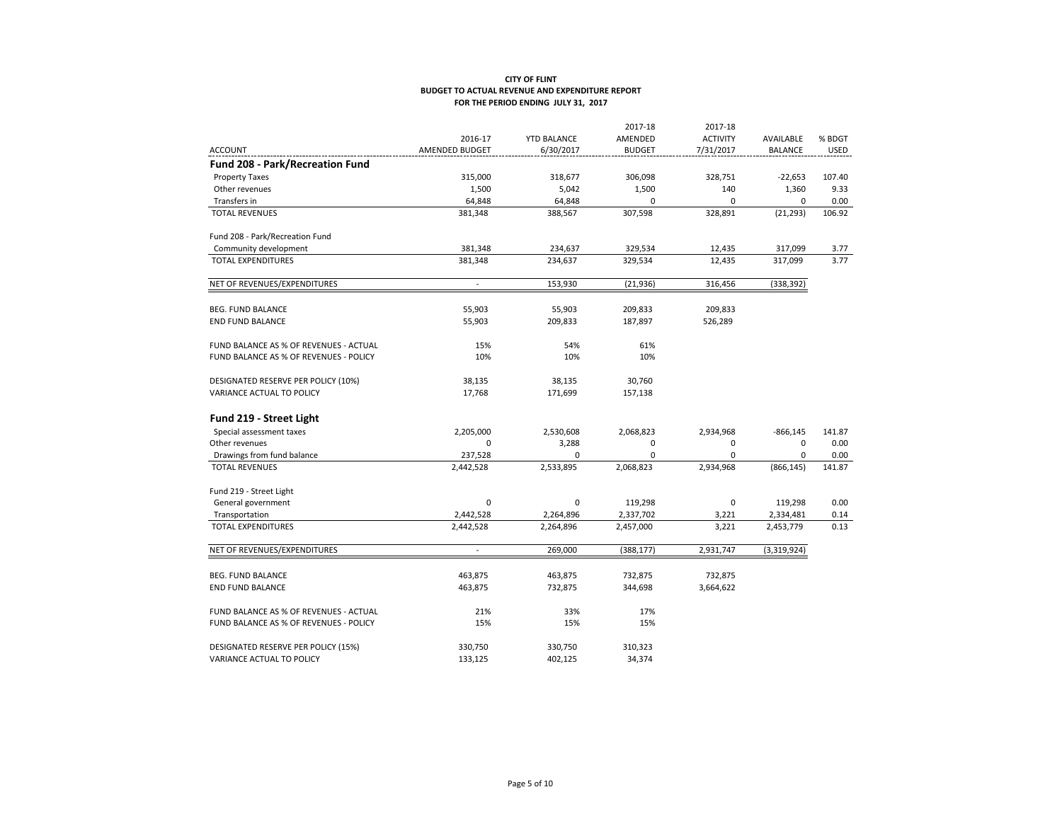**CITY OF FLINT**
**BUDGET TO ACTUAL REVENUE AND EXPENDITURE REPORT**
**FOR THE PERIOD ENDING JULY 31, 2017**

| ACCOUNT | 2016-17 AMENDED BUDGET | YTD BALANCE 6/30/2017 | 2017-18 AMENDED BUDGET | 2017-18 ACTIVITY 7/31/2017 | AVAILABLE BALANCE | % BDGT USED |
|---|---|---|---|---|---|---|
| **Fund 208 - Park/Recreation Fund** | | | | | | |
| Property Taxes | 315,000 | 318,677 | 306,098 | 328,751 | -22,653 | 107.40 |
| Other revenues | 1,500 | 5,042 | 1,500 | 140 | 1,360 | 9.33 |
| Transfers in | 64,848 | 64,848 | 0 | 0 | 0 | 0.00 |
| TOTAL REVENUES | 381,348 | 388,567 | 307,598 | 328,891 | (21,293) | 106.92 |
| Fund 208 - Park/Recreation Fund | | | | | | |
| Community development | 381,348 | 234,637 | 329,534 | 12,435 | 317,099 | 3.77 |
| TOTAL EXPENDITURES | 381,348 | 234,637 | 329,534 | 12,435 | 317,099 | 3.77 |
| NET OF REVENUES/EXPENDITURES | - | 153,930 | (21,936) | 316,456 | (338,392) | |
| BEG. FUND BALANCE | 55,903 | 55,903 | 209,833 | 209,833 | | |
| END FUND BALANCE | 55,903 | 209,833 | 187,897 | 526,289 | | |
| FUND BALANCE AS % OF REVENUES - ACTUAL | 15% | 54% | 61% | | | |
| FUND BALANCE AS % OF REVENUES - POLICY | 10% | 10% | 10% | | | |
| DESIGNATED RESERVE PER POLICY (10%) | 38,135 | 38,135 | 30,760 | | | |
| VARIANCE ACTUAL TO POLICY | 17,768 | 171,699 | 157,138 | | | |
| **Fund 219 - Street Light** | | | | | | |
| Special assessment taxes | 2,205,000 | 2,530,608 | 2,068,823 | 2,934,968 | -866,145 | 141.87 |
| Other revenues | 0 | 3,288 | 0 | 0 | 0 | 0.00 |
| Drawings from fund balance | 237,528 | 0 | 0 | 0 | 0 | 0.00 |
| TOTAL REVENUES | 2,442,528 | 2,533,895 | 2,068,823 | 2,934,968 | (866,145) | 141.87 |
| Fund 219 - Street Light | | | | | | |
| General government | 0 | 0 | 119,298 | 0 | 119,298 | 0.00 |
| Transportation | 2,442,528 | 2,264,896 | 2,337,702 | 3,221 | 2,334,481 | 0.14 |
| TOTAL EXPENDITURES | 2,442,528 | 2,264,896 | 2,457,000 | 3,221 | 2,453,779 | 0.13 |
| NET OF REVENUES/EXPENDITURES | - | 269,000 | (388,177) | 2,931,747 | (3,319,924) | |
| BEG. FUND BALANCE | 463,875 | 463,875 | 732,875 | 732,875 | | |
| END FUND BALANCE | 463,875 | 732,875 | 344,698 | 3,664,622 | | |
| FUND BALANCE AS % OF REVENUES - ACTUAL | 21% | 33% | 17% | | | |
| FUND BALANCE AS % OF REVENUES - POLICY | 15% | 15% | 15% | | | |
| DESIGNATED RESERVE PER POLICY (15%) | 330,750 | 330,750 | 310,323 | | | |
| VARIANCE ACTUAL TO POLICY | 133,125 | 402,125 | 34,374 | | | |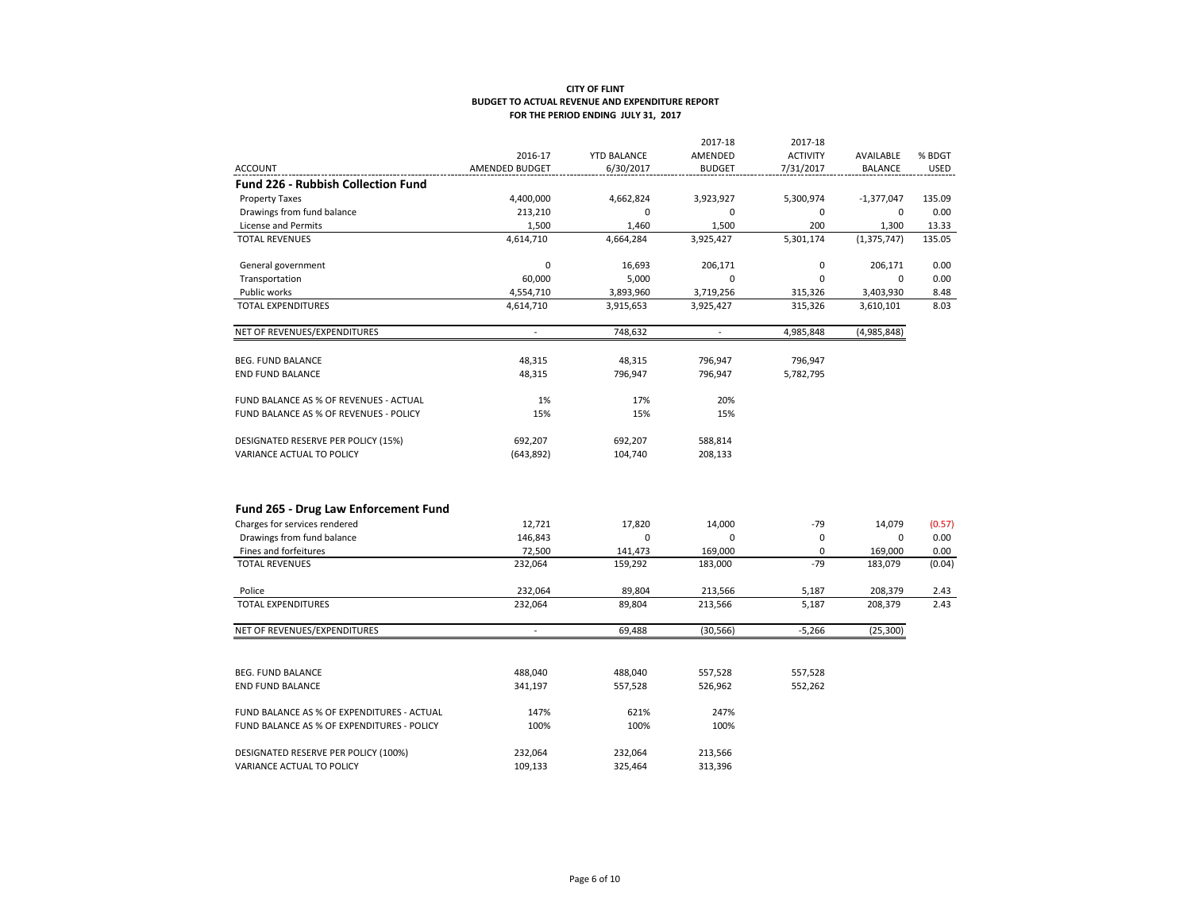**CITY OF FLINT**
**BUDGET TO ACTUAL REVENUE AND EXPENDITURE REPORT**
**FOR THE PERIOD ENDING JULY 31, 2017**

| ACCOUNT | 2016-17 AMENDED BUDGET | YTD BALANCE 6/30/2017 | 2017-18 AMENDED BUDGET | 2017-18 ACTIVITY 7/31/2017 | AVAILABLE BALANCE | % BDGT USED |
|---|---|---|---|---|---|---|
| **Fund 226 - Rubbish Collection Fund** | | | | | | |
| Property Taxes | 4,400,000 | 4,662,824 | 3,923,927 | 5,300,974 | -1,377,047 | 135.09 |
| Drawings from fund balance | 213,210 | 0 | 0 | 0 | 0 | 0.00 |
| License and Permits | 1,500 | 1,460 | 1,500 | 200 | 1,300 | 13.33 |
| TOTAL REVENUES | 4,614,710 | 4,664,284 | 3,925,427 | 5,301,174 | (1,375,747) | 135.05 |
| | | | | | | |
| General government | 0 | 16,693 | 206,171 | 0 | 206,171 | 0.00 |
| Transportation | 60,000 | 5,000 | 0 | 0 | 0 | 0.00 |
| Public works | 4,554,710 | 3,893,960 | 3,719,256 | 315,326 | 3,403,930 | 8.48 |
| TOTAL EXPENDITURES | 4,614,710 | 3,915,653 | 3,925,427 | 315,326 | 3,610,101 | 8.03 |
| | | | | | | |
| NET OF REVENUES/EXPENDITURES | - | 748,632 | - | 4,985,848 | (4,985,848) | |
| | | | | | | |
| BEG. FUND BALANCE | 48,315 | 48,315 | 796,947 | 796,947 | | |
| END FUND BALANCE | 48,315 | 796,947 | 796,947 | 5,782,795 | | |
| | | | | | | |
| FUND BALANCE AS % OF REVENUES - ACTUAL | 1% | 17% | 20% | | | |
| FUND BALANCE AS % OF REVENUES - POLICY | 15% | 15% | 15% | | | |
| | | | | | | |
| DESIGNATED RESERVE PER POLICY (15%) | 692,207 | 692,207 | 588,814 | | | |
| VARIANCE ACTUAL TO POLICY | (643,892) | 104,740 | 208,133 | | | |

| ACCOUNT | 2016-17 AMENDED BUDGET | YTD BALANCE 6/30/2017 | 2017-18 AMENDED BUDGET | 2017-18 ACTIVITY 7/31/2017 | AVAILABLE BALANCE | % BDGT USED |
|---|---|---|---|---|---|---|
| **Fund 265 - Drug Law Enforcement Fund** | | | | | | |
| Charges for services rendered | 12,721 | 17,820 | 14,000 | -79 | 14,079 | (0.57) |
| Drawings from fund balance | 146,843 | 0 | 0 | 0 | 0 | 0.00 |
| Fines and forfeitures | 72,500 | 141,473 | 169,000 | 0 | 169,000 | 0.00 |
| TOTAL REVENUES | 232,064 | 159,292 | 183,000 | -79 | 183,079 | (0.04) |
| | | | | | | |
| Police | 232,064 | 89,804 | 213,566 | 5,187 | 208,379 | 2.43 |
| TOTAL EXPENDITURES | 232,064 | 89,804 | 213,566 | 5,187 | 208,379 | 2.43 |
| | | | | | | |
| NET OF REVENUES/EXPENDITURES | - | 69,488 | (30,566) | -5,266 | (25,300) | |
| | | | | | | |
| BEG. FUND BALANCE | 488,040 | 488,040 | 557,528 | 557,528 | | |
| END FUND BALANCE | 341,197 | 557,528 | 526,962 | 552,262 | | |
| | | | | | | |
| FUND BALANCE AS % OF EXPENDITURES - ACTUAL | 147% | 621% | 247% | | | |
| FUND BALANCE AS % OF EXPENDITURES - POLICY | 100% | 100% | 100% | | | |
| | | | | | | |
| DESIGNATED RESERVE PER POLICY (100%) | 232,064 | 232,064 | 213,566 | | | |
| VARIANCE ACTUAL TO POLICY | 109,133 | 325,464 | 313,396 | | | |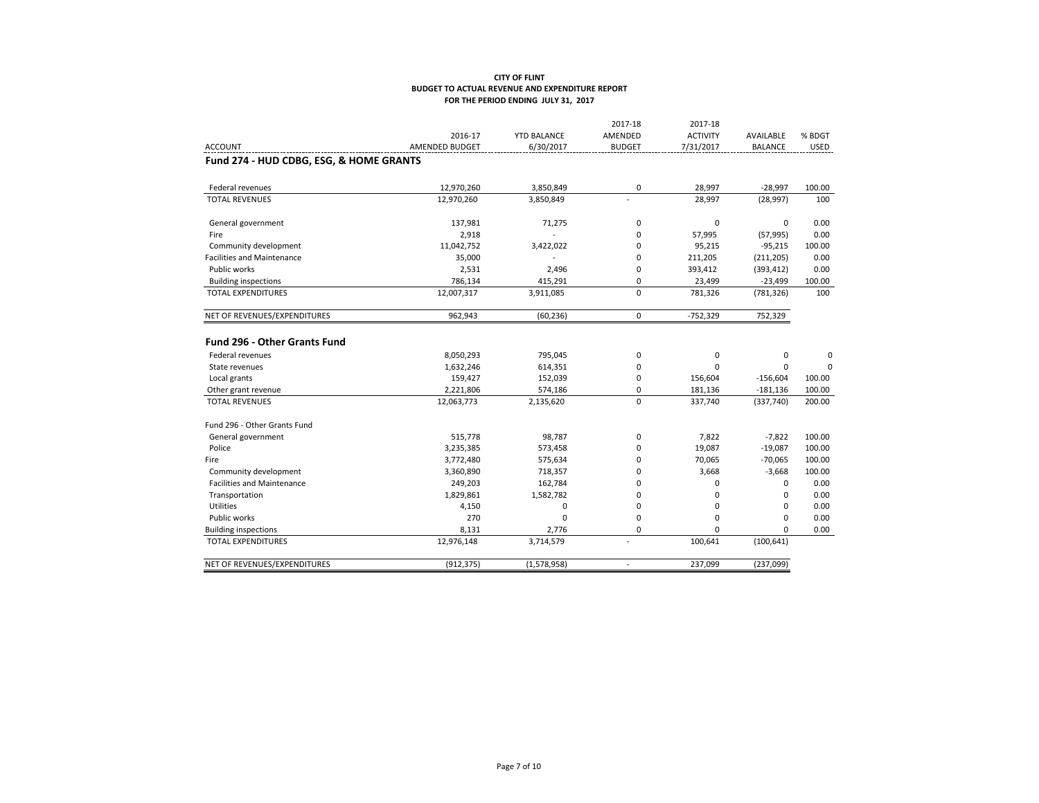**CITY OF FLINT**
**BUDGET TO ACTUAL REVENUE AND EXPENDITURE REPORT**
**FOR THE PERIOD ENDING JULY 31, 2017**

| ACCOUNT | 2016-17 AMENDED BUDGET | YTD BALANCE 6/30/2017 | 2017-18 AMENDED BUDGET | 2017-18 ACTIVITY 7/31/2017 | AVAILABLE BALANCE | % BDGT USED |
|---|---|---|---|---|---|---|
| **Fund 274 - HUD CDBG, ESG, & HOME GRANTS** | | | | | | |
| Federal revenues | 12,970,260 | 3,850,849 | 0 | 28,997 | -28,997 | 100.00 |
| TOTAL REVENUES | 12,970,260 | 3,850,849 | - | 28,997 | (28,997) | 100 |
| General government | 137,981 | 71,275 | 0 | 0 | 0 | 0.00 |
| Fire | 2,918 | - | 0 | 57,995 | (57,995) | 0.00 |
| Community development | 11,042,752 | 3,422,022 | 0 | 95,215 | -95,215 | 100.00 |
| Facilities and Maintenance | 35,000 | - | 0 | 211,205 | (211,205) | 0.00 |
| Public works | 2,531 | 2,496 | 0 | 393,412 | (393,412) | 0.00 |
| Building inspections | 786,134 | 415,291 | 0 | 23,499 | -23,499 | 100.00 |
| TOTAL EXPENDITURES | 12,007,317 | 3,911,085 | 0 | 781,326 | (781,326) | 100 |
| NET OF REVENUES/EXPENDITURES | 962,943 | (60,236) | 0 | -752,329 | 752,329 | |
| **Fund 296 - Other Grants Fund** | | | | | | |
| Federal revenues | 8,050,293 | 795,045 | 0 | 0 | 0 | 0 |
| State revenues | 1,632,246 | 614,351 | 0 | 0 | 0 | 0 |
| Local grants | 159,427 | 152,039 | 0 | 156,604 | -156,604 | 100.00 |
| Other grant revenue | 2,221,806 | 574,186 | 0 | 181,136 | -181,136 | 100.00 |
| TOTAL REVENUES | 12,063,773 | 2,135,620 | 0 | 337,740 | (337,740) | 200.00 |
| Fund 296 - Other Grants Fund | | | | | | |
| General government | 515,778 | 98,787 | 0 | 7,822 | -7,822 | 100.00 |
| Police | 3,235,385 | 573,458 | 0 | 19,087 | -19,087 | 100.00 |
| Fire | 3,772,480 | 575,634 | 0 | 70,065 | -70,065 | 100.00 |
| Community development | 3,360,890 | 718,357 | 0 | 3,668 | -3,668 | 100.00 |
| Facilities and Maintenance | 249,203 | 162,784 | 0 | 0 | 0 | 0.00 |
| Transportation | 1,829,861 | 1,582,782 | 0 | 0 | 0 | 0.00 |
| Utilities | 4,150 | 0 | 0 | 0 | 0 | 0.00 |
| Public works | 270 | 0 | 0 | 0 | 0 | 0.00 |
| Building inspections | 8,131 | 2,776 | 0 | 0 | 0 | 0.00 |
| TOTAL EXPENDITURES | 12,976,148 | 3,714,579 | - | 100,641 | (100,641) | |
| NET OF REVENUES/EXPENDITURES | (912,375) | (1,578,958) | - | 237,099 | (237,099) | |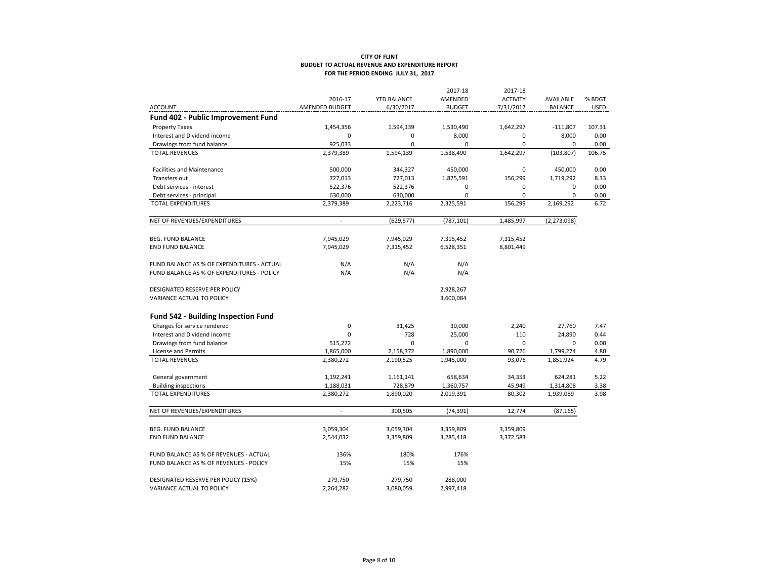**CITY OF FLINT**
**BUDGET TO ACTUAL REVENUE AND EXPENDITURE REPORT**
**FOR THE PERIOD ENDING JULY 31, 2017**

| ACCOUNT | 2016-17 AMENDED BUDGET | YTD BALANCE 6/30/2017 | 2017-18 AMENDED BUDGET | 2017-18 ACTIVITY 7/31/2017 | AVAILABLE BALANCE | % BDGT USED |
|---|---|---|---|---|---|---|
| **Fund 402 - Public Improvement Fund** | | | | | | |
| Property Taxes | 1,454,356 | 1,594,139 | 1,530,490 | 1,642,297 | -111,807 | 107.31 |
| Interest and Dividend income | 0 | 0 | 8,000 | 0 | 8,000 | 0.00 |
| Drawings from fund balance | 925,033 | 0 | 0 | 0 | 0 | 0.00 |
| TOTAL REVENUES | 2,379,389 | 1,594,139 | 1,538,490 | 1,642,297 | (103,807) | 106.75 |
| Facilities and Maintenance | 500,000 | 344,327 | 450,000 | 0 | 450,000 | 0.00 |
| Transfers out | 727,013 | 727,013 | 1,875,591 | 156,299 | 1,719,292 | 8.33 |
| Debt services - interest | 522,376 | 522,376 | 0 | 0 | 0 | 0.00 |
| Debt services - principal | 630,000 | 630,000 | 0 | 0 | 0 | 0.00 |
| TOTAL EXPENDITURES | 2,379,389 | 2,223,716 | 2,325,591 | 156,299 | 2,169,292 | 6.72 |
| NET OF REVENUES/EXPENDITURES | - | (629,577) | (787,101) | 1,485,997 | (2,273,098) | |
| BEG. FUND BALANCE | 7,945,029 | 7,945,029 | 7,315,452 | 7,315,452 | | |
| END FUND BALANCE | 7,945,029 | 7,315,452 | 6,528,351 | 8,801,449 | | |
| FUND BALANCE AS % OF EXPENDITURES - ACTUAL | N/A | N/A | N/A | | | |
| FUND BALANCE AS % OF EXPENDITURES - POLICY | N/A | N/A | N/A | | | |
| DESIGNATED RESERVE PER POLICY | | | 2,928,267 | | | |
| VARIANCE ACTUAL TO POLICY | | | 3,600,084 | | | |
| **Fund 542 - Building Inspection Fund** | | | | | | |
| Charges for service rendered | 0 | 31,425 | 30,000 | 2,240 | 27,760 | 7.47 |
| Interest and Dividend income | 0 | 728 | 25,000 | 110 | 24,890 | 0.44 |
| Drawings from fund balance | 515,272 | 0 | 0 | 0 | 0 | 0.00 |
| License and Permits | 1,865,000 | 2,158,372 | 1,890,000 | 90,726 | 1,799,274 | 4.80 |
| TOTAL REVENUES | 2,380,272 | 2,190,525 | 1,945,000 | 93,076 | 1,851,924 | 4.79 |
| General government | 1,192,241 | 1,161,141 | 658,634 | 34,353 | 624,281 | 5.22 |
| Building inspections | 1,188,031 | 728,879 | 1,360,757 | 45,949 | 1,314,808 | 3.38 |
| TOTAL EXPENDITURES | 2,380,272 | 1,890,020 | 2,019,391 | 80,302 | 1,939,089 | 3.98 |
| NET OF REVENUES/EXPENDITURES | - | 300,505 | (74,391) | 12,774 | (87,165) | |
| BEG. FUND BALANCE | 3,059,304 | 3,059,304 | 3,359,809 | 3,359,809 | | |
| END FUND BALANCE | 2,544,032 | 3,359,809 | 3,285,418 | 3,372,583 | | |
| FUND BALANCE AS % OF REVENUES - ACTUAL | 136% | 180% | 176% | | | |
| FUND BALANCE AS % OF REVENUES - POLICY | 15% | 15% | 15% | | | |
| DESIGNATED RESERVE PER POLICY (15%) | 279,750 | 279,750 | 288,000 | | | |
| VARIANCE ACTUAL TO POLICY | 2,264,282 | 3,080,059 | 2,997,418 | | | |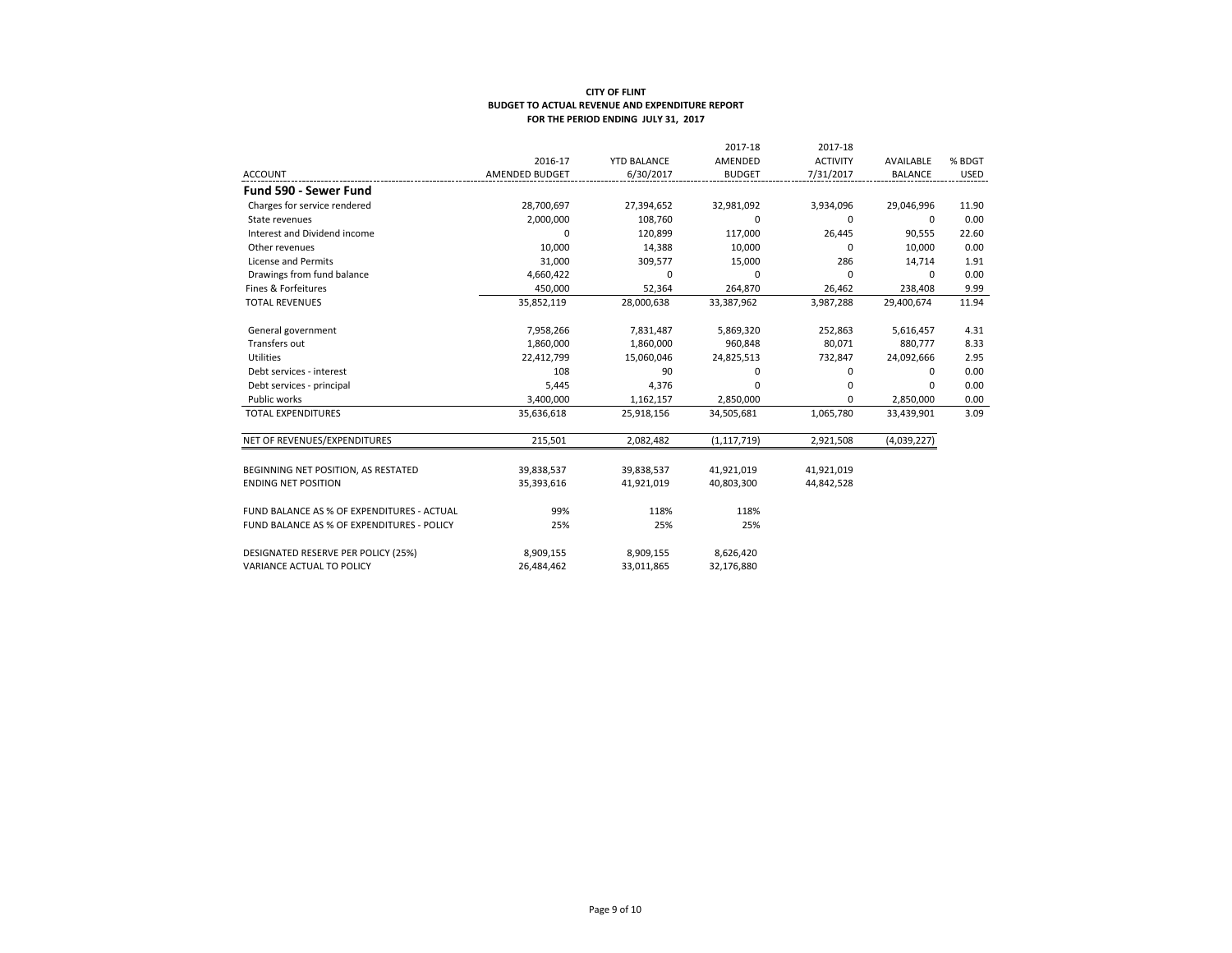**CITY OF FLINT**
**BUDGET TO ACTUAL REVENUE AND EXPENDITURE REPORT**
**FOR THE PERIOD ENDING JULY 31, 2017**

| ACCOUNT | 2016-17 AMENDED BUDGET | YTD BALANCE 6/30/2017 | 2017-18 AMENDED BUDGET | 2017-18 ACTIVITY 7/31/2017 | AVAILABLE BALANCE | % BDGT USED |
|---|---|---|---|---|---|---|
| **Fund 590 - Sewer Fund** | | | | | | |
| Charges for service rendered | 28,700,697 | 27,394,652 | 32,981,092 | 3,934,096 | 29,046,996 | 11.90 |
| State revenues | 2,000,000 | 108,760 | 0 | 0 | 0 | 0.00 |
| Interest and Dividend income | 0 | 120,899 | 117,000 | 26,445 | 90,555 | 22.60 |
| Other revenues | 10,000 | 14,388 | 10,000 | 0 | 10,000 | 0.00 |
| License and Permits | 31,000 | 309,577 | 15,000 | 286 | 14,714 | 1.91 |
| Drawings from fund balance | 4,660,422 | 0 | 0 | 0 | 0 | 0.00 |
| Fines & Forfeitures | 450,000 | 52,364 | 264,870 | 26,462 | 238,408 | 9.99 |
| TOTAL REVENUES | 35,852,119 | 28,000,638 | 33,387,962 | 3,987,288 | 29,400,674 | 11.94 |
| General government | 7,958,266 | 7,831,487 | 5,869,320 | 252,863 | 5,616,457 | 4.31 |
| Transfers out | 1,860,000 | 1,860,000 | 960,848 | 80,071 | 880,777 | 8.33 |
| Utilities | 22,412,799 | 15,060,046 | 24,825,513 | 732,847 | 24,092,666 | 2.95 |
| Debt services - interest | 108 | 90 | 0 | 0 | 0 | 0.00 |
| Debt services - principal | 5,445 | 4,376 | 0 | 0 | 0 | 0.00 |
| Public works | 3,400,000 | 1,162,157 | 2,850,000 | 0 | 2,850,000 | 0.00 |
| TOTAL EXPENDITURES | 35,636,618 | 25,918,156 | 34,505,681 | 1,065,780 | 33,439,901 | 3.09 |
| NET OF REVENUES/EXPENDITURES | 215,501 | 2,082,482 | (1,117,719) | 2,921,508 | (4,039,227) | |
| BEGINNING NET POSITION, AS RESTATED | 39,838,537 | 39,838,537 | 41,921,019 | 41,921,019 | | |
| ENDING NET POSITION | 35,393,616 | 41,921,019 | 40,803,300 | 44,842,528 | | |
| FUND BALANCE AS % OF EXPENDITURES - ACTUAL | 99% | 118% | 118% | | | |
| FUND BALANCE AS % OF EXPENDITURES - POLICY | 25% | 25% | 25% | | | |
| DESIGNATED RESERVE PER POLICY (25%) | 8,909,155 | 8,909,155 | 8,626,420 | | | |
| VARIANCE ACTUAL TO POLICY | 26,484,462 | 33,011,865 | 32,176,880 | | | |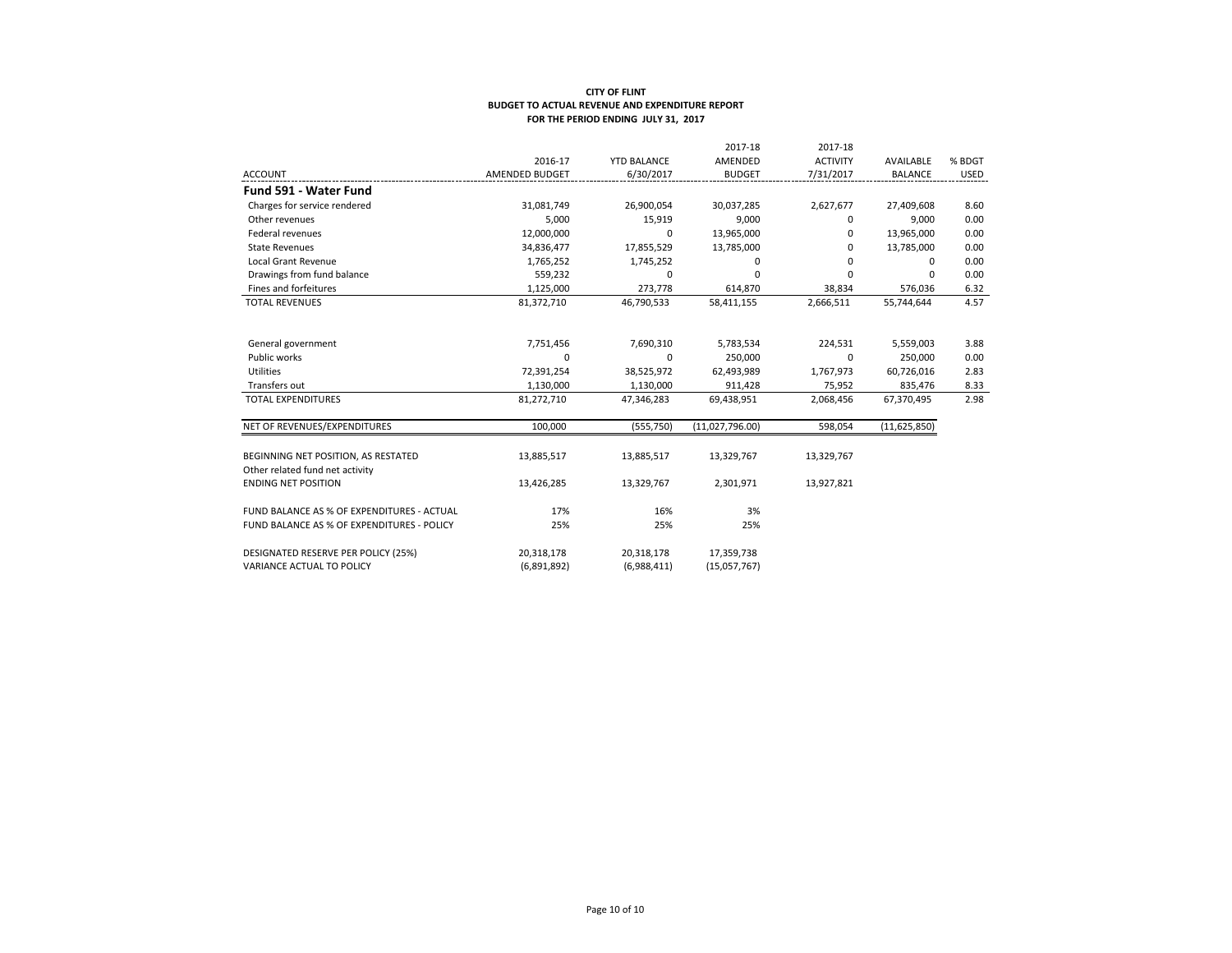**CITY OF FLINT**
**BUDGET TO ACTUAL REVENUE AND EXPENDITURE REPORT**
**FOR THE PERIOD ENDING JULY 31, 2017**

| ACCOUNT | 2016-17 AMENDED BUDGET | YTD BALANCE 6/30/2017 | 2017-18 AMENDED BUDGET | 2017-18 ACTIVITY 7/31/2017 | AVAILABLE BALANCE | % BDGT USED |
|---|---|---|---|---|---|---|
| **Fund 591 - Water Fund** | | | | | | |
| Charges for service rendered | 31,081,749 | 26,900,054 | 30,037,285 | 2,627,677 | 27,409,608 | 8.60 |
| Other revenues | 5,000 | 15,919 | 9,000 | 0 | 9,000 | 0.00 |
| Federal revenues | 12,000,000 | 0 | 13,965,000 | 0 | 13,965,000 | 0.00 |
| State Revenues | 34,836,477 | 17,855,529 | 13,785,000 | 0 | 13,785,000 | 0.00 |
| Local Grant Revenue | 1,765,252 | 1,745,252 | 0 | 0 | 0 | 0.00 |
| Drawings from fund balance | 559,232 | 0 | 0 | 0 | 0 | 0.00 |
| Fines and forfeitures | 1,125,000 | 273,778 | 614,870 | 38,834 | 576,036 | 6.32 |
| TOTAL REVENUES | 81,372,710 | 46,790,533 | 58,411,155 | 2,666,511 | 55,744,644 | 4.57 |
| | | | | | | |
| General government | 7,751,456 | 7,690,310 | 5,783,534 | 224,531 | 5,559,003 | 3.88 |
| Public works | 0 | 0 | 250,000 | 0 | 250,000 | 0.00 |
| Utilities | 72,391,254 | 38,525,972 | 62,493,989 | 1,767,973 | 60,726,016 | 2.83 |
| Transfers out | 1,130,000 | 1,130,000 | 911,428 | 75,952 | 835,476 | 8.33 |
| TOTAL EXPENDITURES | 81,272,710 | 47,346,283 | 69,438,951 | 2,068,456 | 67,370,495 | 2.98 |
| | | | | | | |
| NET OF REVENUES/EXPENDITURES | 100,000 | (555,750) | (11,027,796.00) | 598,054 | (11,625,850) | |
| | | | | | | |
| BEGINNING NET POSITION, AS RESTATED | 13,885,517 | 13,885,517 | 13,329,767 | 13,329,767 | | |
| Other related fund net activity | | | | | | |
| ENDING NET POSITION | 13,426,285 | 13,329,767 | 2,301,971 | 13,927,821 | | |
| | | | | | | |
| FUND BALANCE AS % OF EXPENDITURES - ACTUAL | 17% | 16% | 3% | | | |
| FUND BALANCE AS % OF EXPENDITURES - POLICY | 25% | 25% | 25% | | | |
| | | | | | | |
| DESIGNATED RESERVE PER POLICY (25%) | 20,318,178 | 20,318,178 | 17,359,738 | | | |
| VARIANCE ACTUAL TO POLICY | (6,891,892) | (6,988,411) | (15,057,767) | | | |